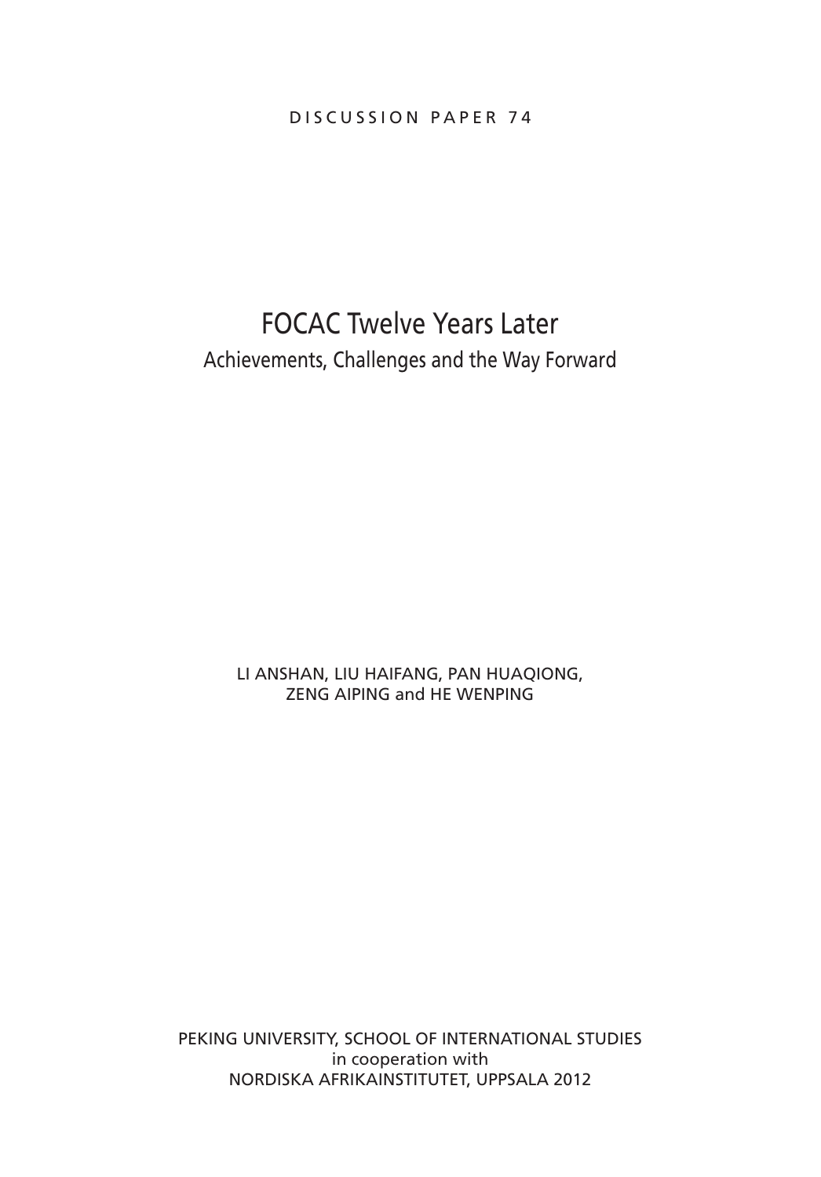DISCUSSION PAPER 74

# FOCAC Twelve Years Later

## Achievements, Challenges and the Way Forward

LI ANSHAN, LIU HAIFANG, PAN HUAQIONG,
ZENG AIPING and HE WENPING

PEKING UNIVERSITY, SCHOOL OF INTERNATIONAL STUDIES
in cooperation with
NORDISKA AFRIKAINSTITUTET, UPPSALA 2012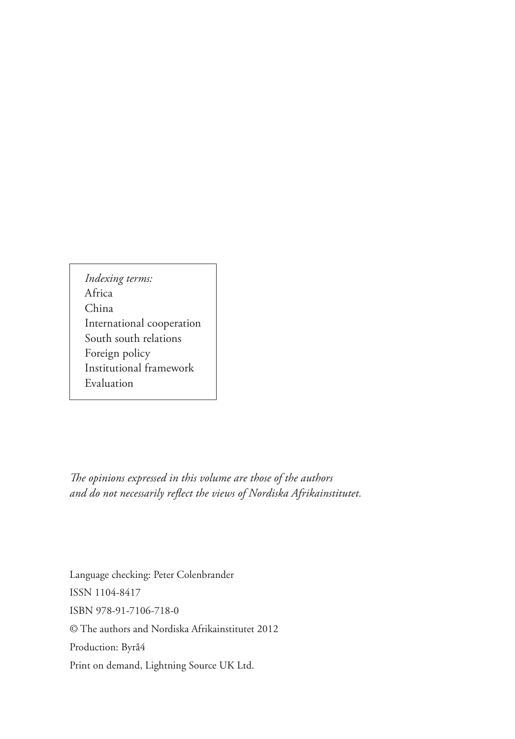*Indexing terms:*
Africa
China
International cooperation
South south relations
Foreign policy
Institutional framework
Evaluation

*The opinions expressed in this volume are those of the authors and do not necessarily reflect the views of Nordiska Afrikainstitutet.*

Language checking: Peter Colenbrander

ISSN 1104-8417

ISBN 978-91-7106-718-0

© The authors and Nordiska Afrikainstitutet 2012

Production: Byrå4

Print on demand, Lightning Source UK Ltd.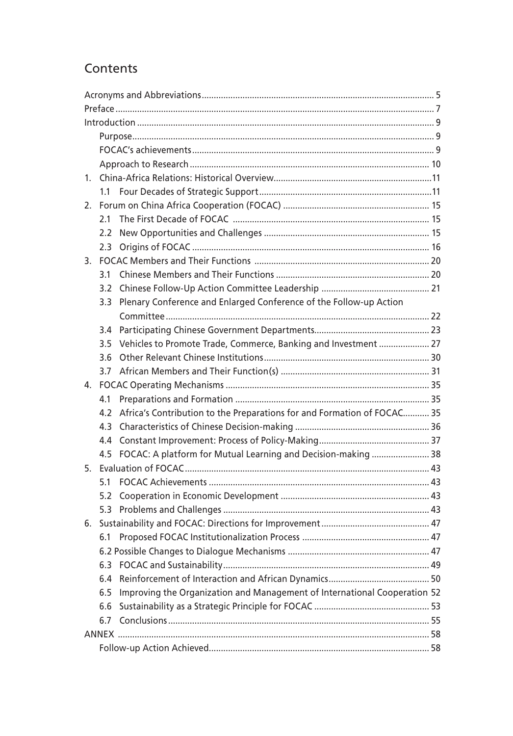# Contents

- Acronyms and Abbreviations ..... 5
- Preface ..... 7
- Introduction ..... 9
  - Purpose ..... 9
  - FOCAC's achievements ..... 9
  - Approach to Research ..... 10
- 1. China-Africa Relations: Historical Overview ..... 11
  - 1.1 Four Decades of Strategic Support ..... 11
- 2. Forum on China Africa Cooperation (FOCAC) ..... 15
  - 2.1 The First Decade of FOCAC ..... 15
  - 2.2 New Opportunities and Challenges ..... 15
  - 2.3 Origins of FOCAC ..... 16
- 3. FOCAC Members and Their Functions ..... 20
  - 3.1 Chinese Members and Their Functions ..... 20
  - 3.2 Chinese Follow-Up Action Committee Leadership ..... 21
  - 3.3 Plenary Conference and Enlarged Conference of the Follow-up Action Committee ..... 22
  - 3.4 Participating Chinese Government Departments ..... 23
  - 3.5 Vehicles to Promote Trade, Commerce, Banking and Investment ..... 27
  - 3.6 Other Relevant Chinese Institutions ..... 30
  - 3.7 African Members and Their Function(s) ..... 31
- 4. FOCAC Operating Mechanisms ..... 35
  - 4.1 Preparations and Formation ..... 35
  - 4.2 Africa's Contribution to the Preparations for and Formation of FOCAC ..... 35
  - 4.3 Characteristics of Chinese Decision-making ..... 36
  - 4.4 Constant Improvement: Process of Policy-Making ..... 37
  - 4.5 FOCAC: A platform for Mutual Learning and Decision-making ..... 38
- 5. Evaluation of FOCAC ..... 43
  - 5.1 FOCAC Achievements ..... 43
  - 5.2 Cooperation in Economic Development ..... 43
  - 5.3 Problems and Challenges ..... 43
- 6. Sustainability and FOCAC: Directions for Improvement ..... 47
  - 6.1 Proposed FOCAC Institutionalization Process ..... 47
  - 6.2 Possible Changes to Dialogue Mechanisms ..... 47
  - 6.3 FOCAC and Sustainability ..... 49
  - 6.4 Reinforcement of Interaction and African Dynamics ..... 50
  - 6.5 Improving the Organization and Management of International Cooperation ..... 52
  - 6.6 Sustainability as a Strategic Principle for FOCAC ..... 53
  - 6.7 Conclusions ..... 55
- ANNEX ..... 58
  - Follow-up Action Achieved ..... 58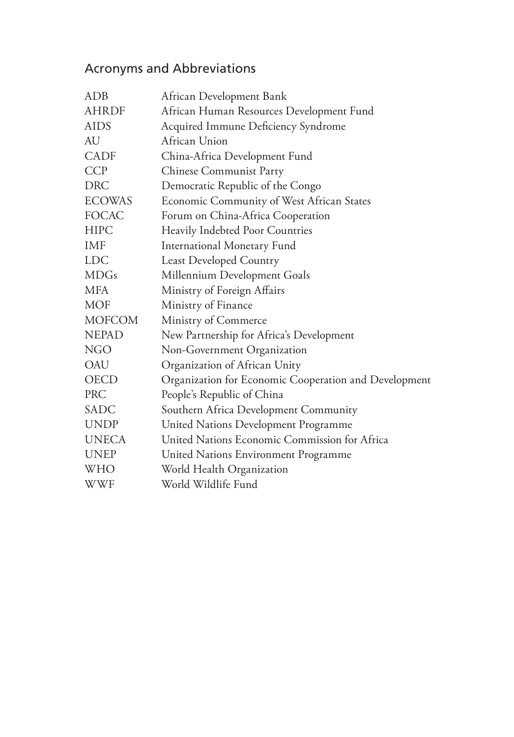## Acronyms and Abbreviations

| | |
|---|---|
| ADB | African Development Bank |
| AHRDF | African Human Resources Development Fund |
| AIDS | Acquired Immune Deficiency Syndrome |
| AU | African Union |
| CADF | China-Africa Development Fund |
| CCP | Chinese Communist Party |
| DRC | Democratic Republic of the Congo |
| ECOWAS | Economic Community of West African States |
| FOCAC | Forum on China-Africa Cooperation |
| HIPC | Heavily Indebted Poor Countries |
| IMF | International Monetary Fund |
| LDC | Least Developed Country |
| MDGs | Millennium Development Goals |
| MFA | Ministry of Foreign Affairs |
| MOF | Ministry of Finance |
| MOFCOM | Ministry of Commerce |
| NEPAD | New Partnership for Africa's Development |
| NGO | Non-Government Organization |
| OAU | Organization of African Unity |
| OECD | Organization for Economic Cooperation and Development |
| PRC | People's Republic of China |
| SADC | Southern Africa Development Community |
| UNDP | United Nations Development Programme |
| UNECA | United Nations Economic Commission for Africa |
| UNEP | United Nations Environment Programme |
| WHO | World Health Organization |
| WWF | World Wildlife Fund |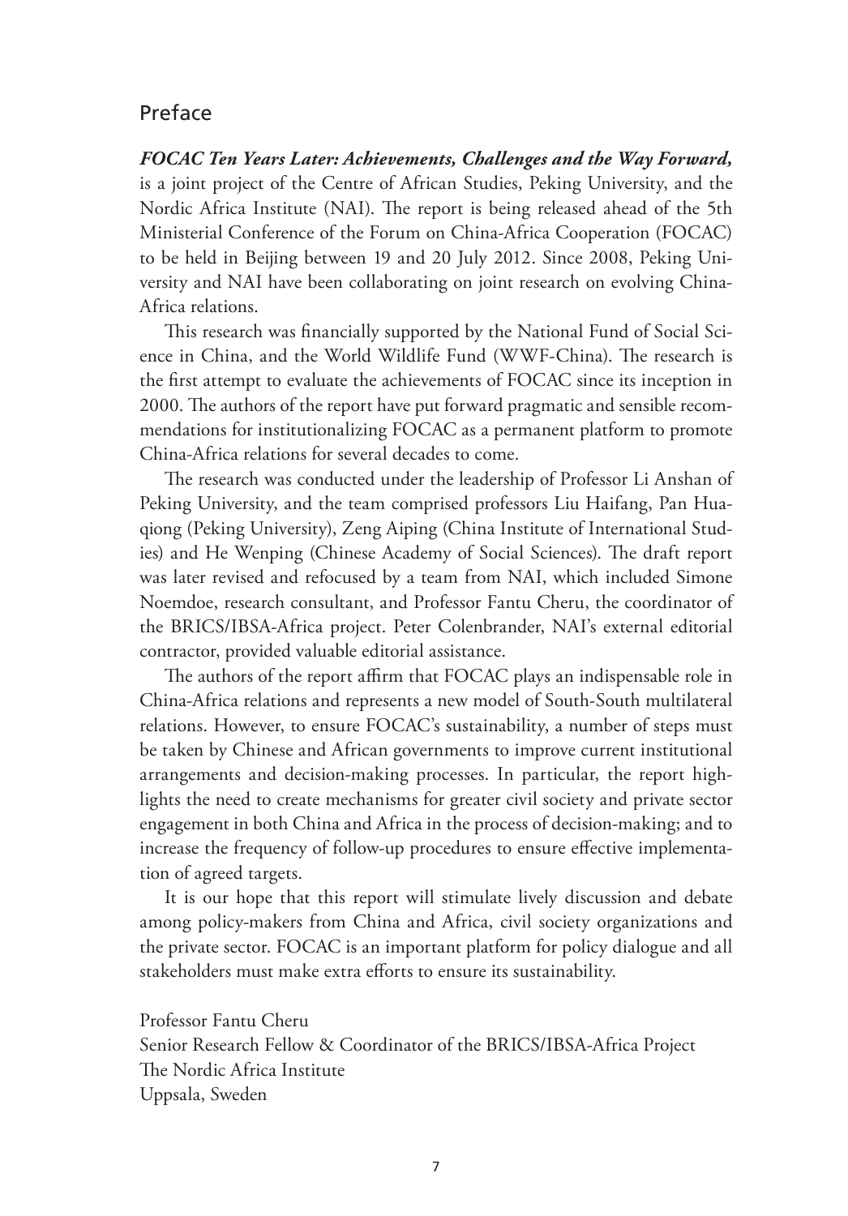# Preface

***FOCAC Ten Years Later: Achievements, Challenges and the Way Forward,*** is a joint project of the Centre of African Studies, Peking University, and the Nordic Africa Institute (NAI). The report is being released ahead of the 5th Ministerial Conference of the Forum on China-Africa Cooperation (FOCAC) to be held in Beijing between 19 and 20 July 2012. Since 2008, Peking University and NAI have been collaborating on joint research on evolving China-Africa relations.

This research was financially supported by the National Fund of Social Science in China, and the World Wildlife Fund (WWF-China). The research is the first attempt to evaluate the achievements of FOCAC since its inception in 2000. The authors of the report have put forward pragmatic and sensible recommendations for institutionalizing FOCAC as a permanent platform to promote China-Africa relations for several decades to come.

The research was conducted under the leadership of Professor Li Anshan of Peking University, and the team comprised professors Liu Haifang, Pan Huaqiong (Peking University), Zeng Aiping (China Institute of International Studies) and He Wenping (Chinese Academy of Social Sciences). The draft report was later revised and refocused by a team from NAI, which included Simone Noemdoe, research consultant, and Professor Fantu Cheru, the coordinator of the BRICS/IBSA-Africa project. Peter Colenbrander, NAI's external editorial contractor, provided valuable editorial assistance.

The authors of the report affirm that FOCAC plays an indispensable role in China-Africa relations and represents a new model of South-South multilateral relations. However, to ensure FOCAC's sustainability, a number of steps must be taken by Chinese and African governments to improve current institutional arrangements and decision-making processes. In particular, the report highlights the need to create mechanisms for greater civil society and private sector engagement in both China and Africa in the process of decision-making; and to increase the frequency of follow-up procedures to ensure effective implementation of agreed targets.

It is our hope that this report will stimulate lively discussion and debate among policy-makers from China and Africa, civil society organizations and the private sector. FOCAC is an important platform for policy dialogue and all stakeholders must make extra efforts to ensure its sustainability.

Professor Fantu Cheru
Senior Research Fellow & Coordinator of the BRICS/IBSA-Africa Project
The Nordic Africa Institute
Uppsala, Sweden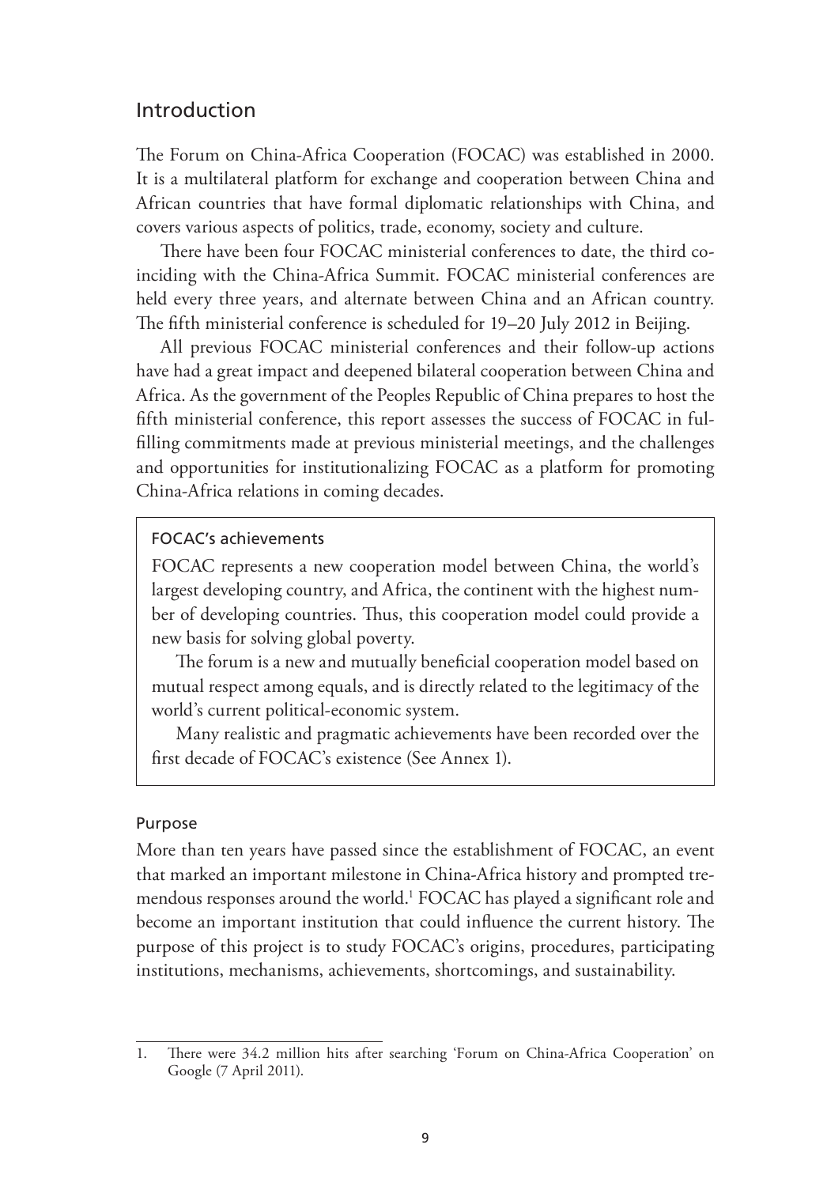## Introduction

The Forum on China-Africa Cooperation (FOCAC) was established in 2000. It is a multilateral platform for exchange and cooperation between China and African countries that have formal diplomatic relationships with China, and covers various aspects of politics, trade, economy, society and culture.

There have been four FOCAC ministerial conferences to date, the third coinciding with the China-Africa Summit. FOCAC ministerial conferences are held every three years, and alternate between China and an African country. The fifth ministerial conference is scheduled for 19–20 July 2012 in Beijing.

All previous FOCAC ministerial conferences and their follow-up actions have had a great impact and deepened bilateral cooperation between China and Africa. As the government of the Peoples Republic of China prepares to host the fifth ministerial conference, this report assesses the success of FOCAC in fulfilling commitments made at previous ministerial meetings, and the challenges and opportunities for institutionalizing FOCAC as a platform for promoting China-Africa relations in coming decades.

> **FOCAC's achievements**
>
> FOCAC represents a new cooperation model between China, the world's largest developing country, and Africa, the continent with the highest number of developing countries. Thus, this cooperation model could provide a new basis for solving global poverty.
>
> The forum is a new and mutually beneficial cooperation model based on mutual respect among equals, and is directly related to the legitimacy of the world's current political-economic system.
>
> Many realistic and pragmatic achievements have been recorded over the first decade of FOCAC's existence (See Annex 1).

### Purpose

More than ten years have passed since the establishment of FOCAC, an event that marked an important milestone in China-Africa history and prompted tremendous responses around the world.[1] FOCAC has played a significant role and become an important institution that could influence the current history. The purpose of this project is to study FOCAC's origins, procedures, participating institutions, mechanisms, achievements, shortcomings, and sustainability.

---

1. There were 34.2 million hits after searching 'Forum on China-Africa Cooperation' on Google (7 April 2011).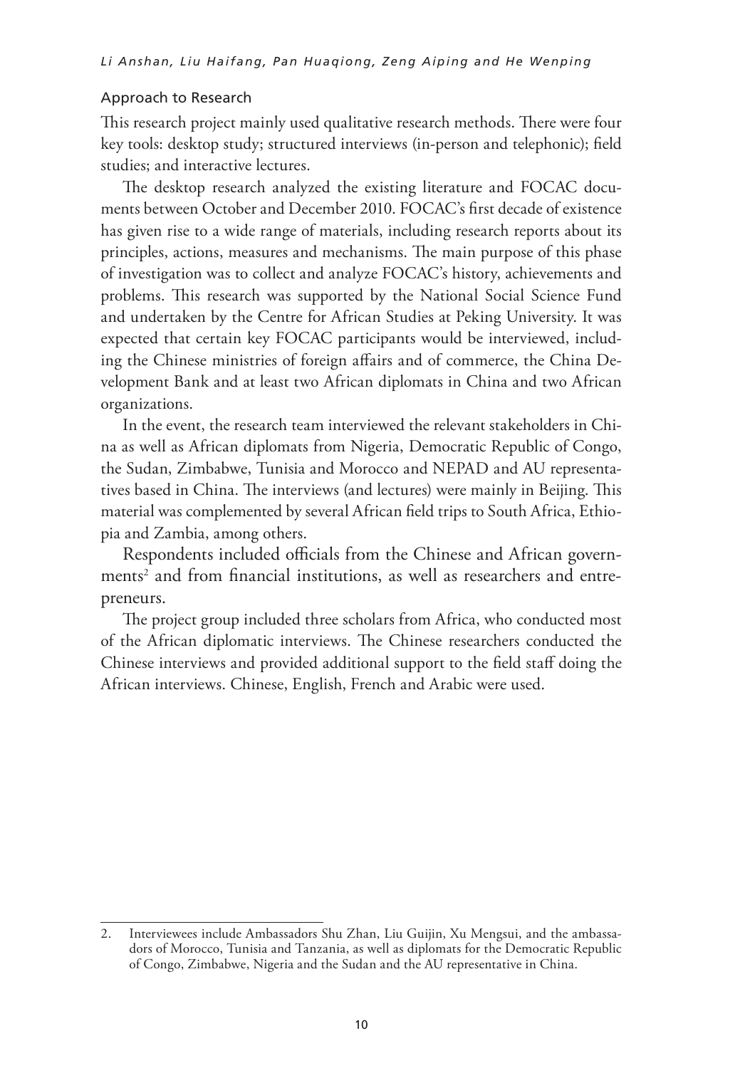## Approach to Research

This research project mainly used qualitative research methods. There were four key tools: desktop study; structured interviews (in-person and telephonic); field studies; and interactive lectures.

The desktop research analyzed the existing literature and FOCAC documents between October and December 2010. FOCAC's first decade of existence has given rise to a wide range of materials, including research reports about its principles, actions, measures and mechanisms. The main purpose of this phase of investigation was to collect and analyze FOCAC's history, achievements and problems. This research was supported by the National Social Science Fund and undertaken by the Centre for African Studies at Peking University. It was expected that certain key FOCAC participants would be interviewed, including the Chinese ministries of foreign affairs and of commerce, the China Development Bank and at least two African diplomats in China and two African organizations.

In the event, the research team interviewed the relevant stakeholders in China as well as African diplomats from Nigeria, Democratic Republic of Congo, the Sudan, Zimbabwe, Tunisia and Morocco and NEPAD and AU representatives based in China. The interviews (and lectures) were mainly in Beijing. This material was complemented by several African field trips to South Africa, Ethiopia and Zambia, among others.

Respondents included officials from the Chinese and African governments[2] and from financial institutions, as well as researchers and entrepreneurs.

The project group included three scholars from Africa, who conducted most of the African diplomatic interviews. The Chinese researchers conducted the Chinese interviews and provided additional support to the field staff doing the African interviews. Chinese, English, French and Arabic were used.

---

2. Interviewees include Ambassadors Shu Zhan, Liu Guijin, Xu Mengsui, and the ambassadors of Morocco, Tunisia and Tanzania, as well as diplomats for the Democratic Republic of Congo, Zimbabwe, Nigeria and the Sudan and the AU representative in China.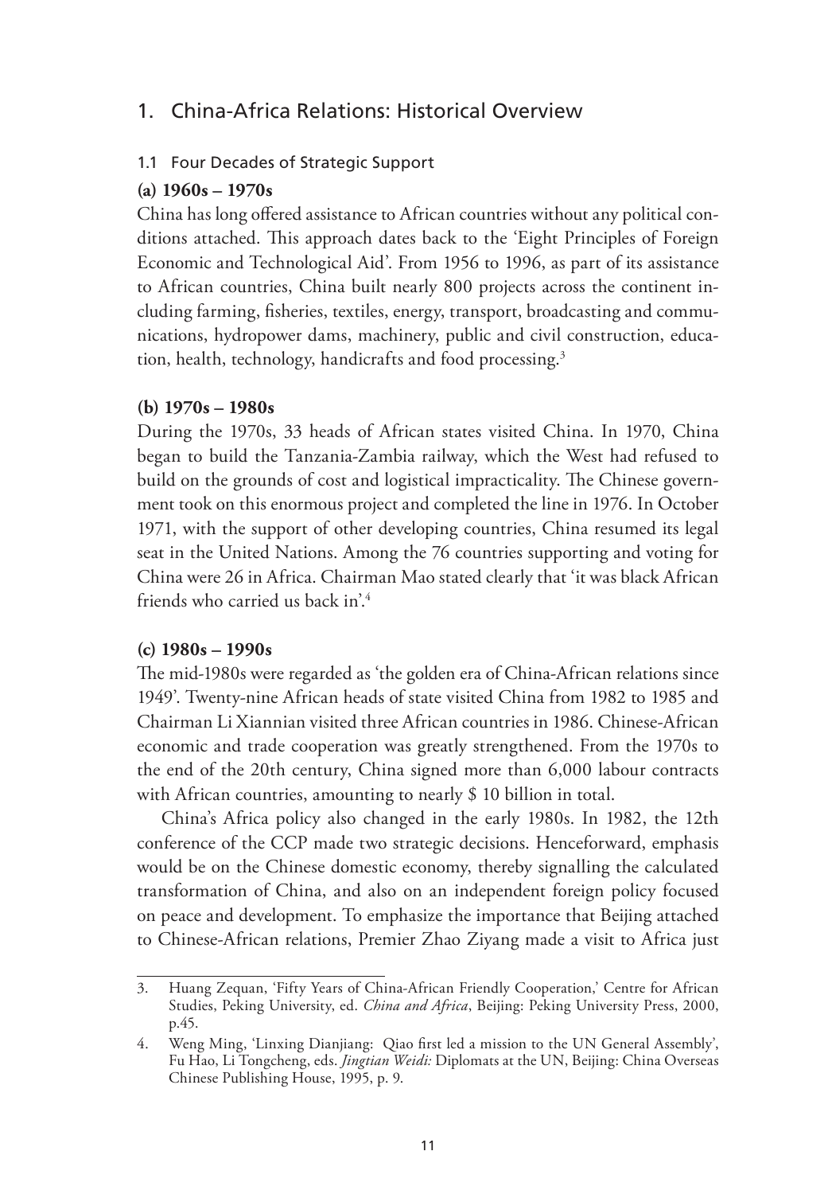# 1. China-Africa Relations: Historical Overview

## 1.1 Four Decades of Strategic Support

### (a) 1960s – 1970s

China has long offered assistance to African countries without any political conditions attached. This approach dates back to the 'Eight Principles of Foreign Economic and Technological Aid'. From 1956 to 1996, as part of its assistance to African countries, China built nearly 800 projects across the continent including farming, fisheries, textiles, energy, transport, broadcasting and communications, hydropower dams, machinery, public and civil construction, education, health, technology, handicrafts and food processing.[3]

### (b) 1970s – 1980s

During the 1970s, 33 heads of African states visited China. In 1970, China began to build the Tanzania-Zambia railway, which the West had refused to build on the grounds of cost and logistical impracticality. The Chinese government took on this enormous project and completed the line in 1976. In October 1971, with the support of other developing countries, China resumed its legal seat in the United Nations. Among the 76 countries supporting and voting for China were 26 in Africa. Chairman Mao stated clearly that 'it was black African friends who carried us back in'.[4]

### (c) 1980s – 1990s

The mid-1980s were regarded as 'the golden era of China-African relations since 1949'. Twenty-nine African heads of state visited China from 1982 to 1985 and Chairman Li Xiannian visited three African countries in 1986. Chinese-African economic and trade cooperation was greatly strengthened. From the 1970s to the end of the 20th century, China signed more than 6,000 labour contracts with African countries, amounting to nearly $ 10 billion in total.

China's Africa policy also changed in the early 1980s. In 1982, the 12th conference of the CCP made two strategic decisions. Henceforward, emphasis would be on the Chinese domestic economy, thereby signalling the calculated transformation of China, and also on an independent foreign policy focused on peace and development. To emphasize the importance that Beijing attached to Chinese-African relations, Premier Zhao Ziyang made a visit to Africa just

---

3. Huang Zequan, 'Fifty Years of China-African Friendly Cooperation,' Centre for African Studies, Peking University, ed. *China and Africa*, Beijing: Peking University Press, 2000, p.45.

4. Weng Ming, 'Linxing Dianjiang: Qiao first led a mission to the UN General Assembly', Fu Hao, Li Tongcheng, eds. *Jingtian Weidi:* Diplomats at the UN, Beijing: China Overseas Chinese Publishing House, 1995, p. 9.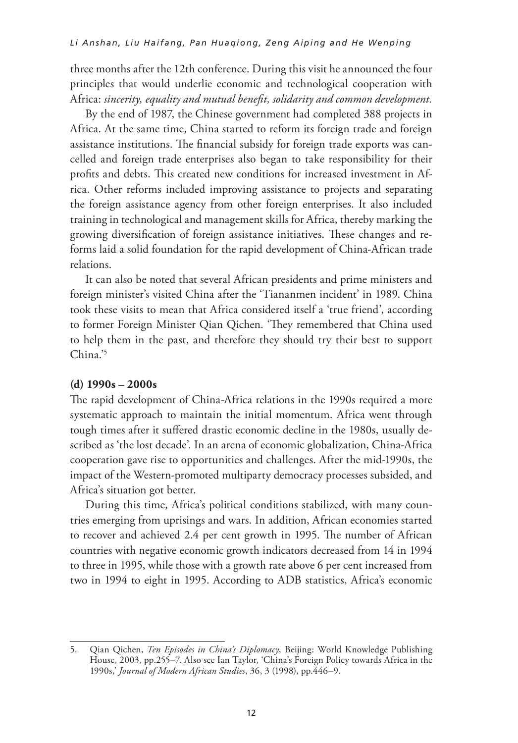three months after the 12th conference. During this visit he announced the four principles that would underlie economic and technological cooperation with Africa: *sincerity, equality and mutual benefit, solidarity and common development.*

By the end of 1987, the Chinese government had completed 388 projects in Africa. At the same time, China started to reform its foreign trade and foreign assistance institutions. The financial subsidy for foreign trade exports was cancelled and foreign trade enterprises also began to take responsibility for their profits and debts. This created new conditions for increased investment in Africa. Other reforms included improving assistance to projects and separating the foreign assistance agency from other foreign enterprises. It also included training in technological and management skills for Africa, thereby marking the growing diversification of foreign assistance initiatives. These changes and reforms laid a solid foundation for the rapid development of China-African trade relations.

It can also be noted that several African presidents and prime ministers and foreign minister's visited China after the 'Tiananmen incident' in 1989. China took these visits to mean that Africa considered itself a 'true friend', according to former Foreign Minister Qian Qichen. 'They remembered that China used to help them in the past, and therefore they should try their best to support China.'[5]

### (d) 1990s – 2000s

The rapid development of China-Africa relations in the 1990s required a more systematic approach to maintain the initial momentum. Africa went through tough times after it suffered drastic economic decline in the 1980s, usually described as 'the lost decade'. In an arena of economic globalization, China-Africa cooperation gave rise to opportunities and challenges. After the mid-1990s, the impact of the Western-promoted multiparty democracy processes subsided, and Africa's situation got better.

During this time, Africa's political conditions stabilized, with many countries emerging from uprisings and wars. In addition, African economies started to recover and achieved 2.4 per cent growth in 1995. The number of African countries with negative economic growth indicators decreased from 14 in 1994 to three in 1995, while those with a growth rate above 6 per cent increased from two in 1994 to eight in 1995. According to ADB statistics, Africa's economic

---

5. Qian Qichen, *Ten Episodes in China's Diplomacy*, Beijing: World Knowledge Publishing House, 2003, pp.255–7. Also see Ian Taylor, 'China's Foreign Policy towards Africa in the 1990s,' *Journal of Modern African Studies*, 36, 3 (1998), pp.446–9.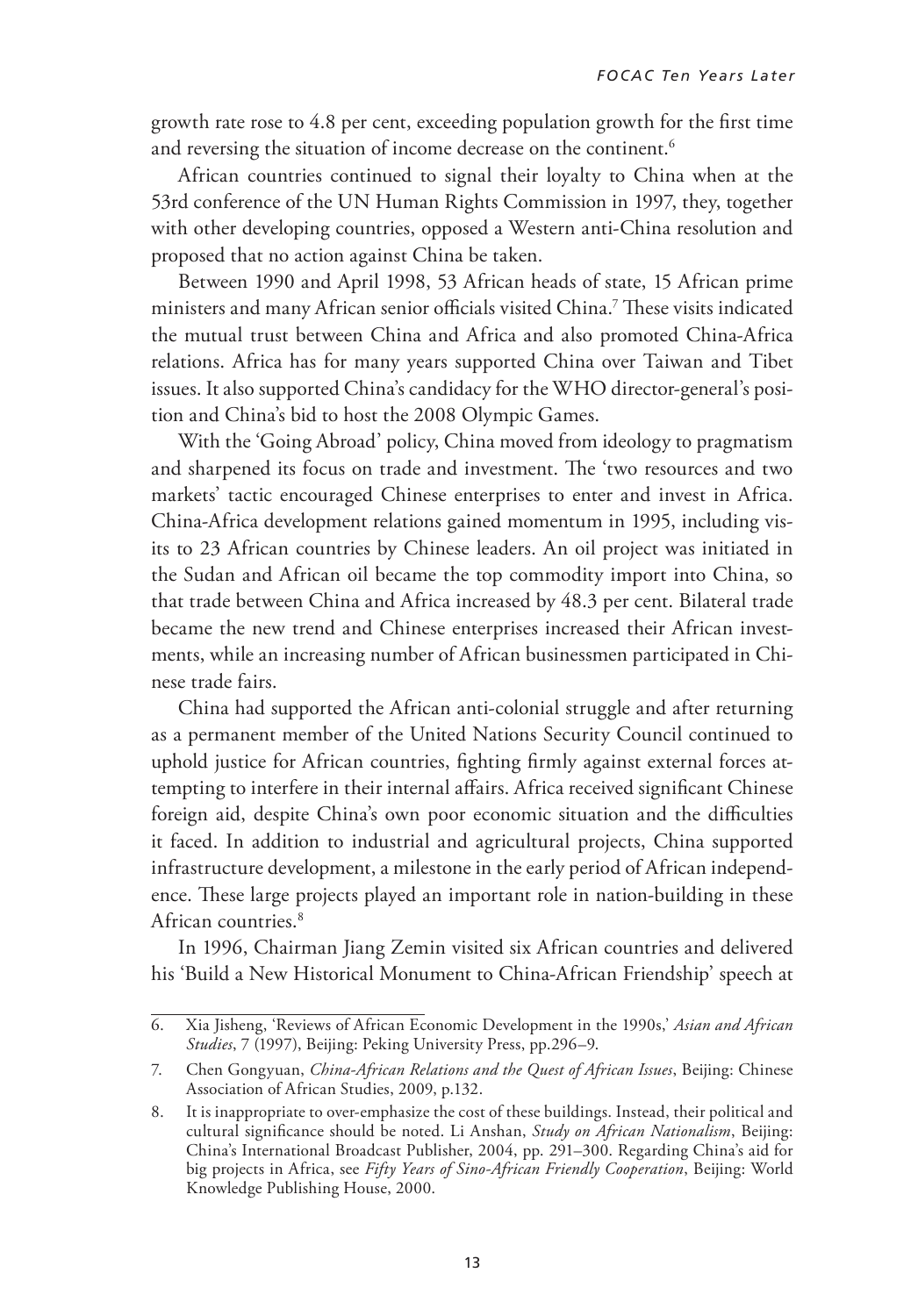growth rate rose to 4.8 per cent, exceeding population growth for the first time and reversing the situation of income decrease on the continent.[6]

African countries continued to signal their loyalty to China when at the 53rd conference of the UN Human Rights Commission in 1997, they, together with other developing countries, opposed a Western anti-China resolution and proposed that no action against China be taken.

Between 1990 and April 1998, 53 African heads of state, 15 African prime ministers and many African senior officials visited China.[7] These visits indicated the mutual trust between China and Africa and also promoted China-Africa relations. Africa has for many years supported China over Taiwan and Tibet issues. It also supported China's candidacy for the WHO director-general's position and China's bid to host the 2008 Olympic Games.

With the 'Going Abroad' policy, China moved from ideology to pragmatism and sharpened its focus on trade and investment. The 'two resources and two markets' tactic encouraged Chinese enterprises to enter and invest in Africa. China-Africa development relations gained momentum in 1995, including visits to 23 African countries by Chinese leaders. An oil project was initiated in the Sudan and African oil became the top commodity import into China, so that trade between China and Africa increased by 48.3 per cent. Bilateral trade became the new trend and Chinese enterprises increased their African investments, while an increasing number of African businessmen participated in Chinese trade fairs.

China had supported the African anti-colonial struggle and after returning as a permanent member of the United Nations Security Council continued to uphold justice for African countries, fighting firmly against external forces attempting to interfere in their internal affairs. Africa received significant Chinese foreign aid, despite China's own poor economic situation and the difficulties it faced. In addition to industrial and agricultural projects, China supported infrastructure development, a milestone in the early period of African independence. These large projects played an important role in nation-building in these African countries.[8]

In 1996, Chairman Jiang Zemin visited six African countries and delivered his 'Build a New Historical Monument to China-African Friendship' speech at

---

6. Xia Jisheng, 'Reviews of African Economic Development in the 1990s,' *Asian and African Studies*, 7 (1997), Beijing: Peking University Press, pp.296–9.

7. Chen Gongyuan, *China-African Relations and the Quest of African Issues*, Beijing: Chinese Association of African Studies, 2009, p.132.

8. It is inappropriate to over-emphasize the cost of these buildings. Instead, their political and cultural significance should be noted. Li Anshan, *Study on African Nationalism*, Beijing: China's International Broadcast Publisher, 2004, pp. 291–300. Regarding China's aid for big projects in Africa, see *Fifty Years of Sino-African Friendly Cooperation*, Beijing: World Knowledge Publishing House, 2000.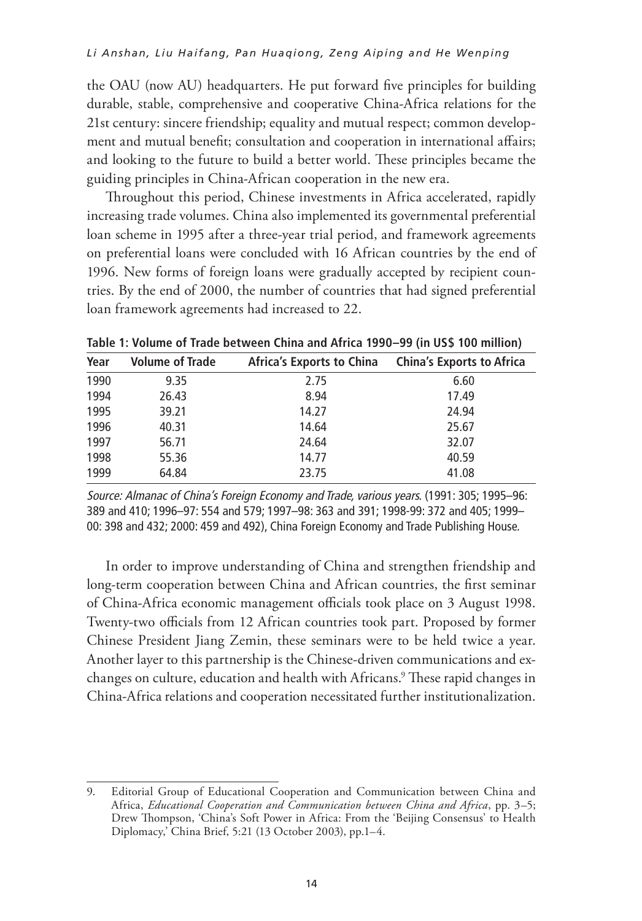the OAU (now AU) headquarters. He put forward five principles for building durable, stable, comprehensive and cooperative China-Africa relations for the 21st century: sincere friendship; equality and mutual respect; common development and mutual benefit; consultation and cooperation in international affairs; and looking to the future to build a better world. These principles became the guiding principles in China-African cooperation in the new era.

Throughout this period, Chinese investments in Africa accelerated, rapidly increasing trade volumes. China also implemented its governmental preferential loan scheme in 1995 after a three-year trial period, and framework agreements on preferential loans were concluded with 16 African countries by the end of 1996. New forms of foreign loans were gradually accepted by recipient countries. By the end of 2000, the number of countries that had signed preferential loan framework agreements had increased to 22.

**Table 1: Volume of Trade between China and Africa 1990–99 (in US$ 100 million)**

| Year | Volume of Trade | Africa's Exports to China | China's Exports to Africa |
|---|---|---|---|
| 1990 | 9.35 | 2.75 | 6.60 |
| 1994 | 26.43 | 8.94 | 17.49 |
| 1995 | 39.21 | 14.27 | 24.94 |
| 1996 | 40.31 | 14.64 | 25.67 |
| 1997 | 56.71 | 24.64 | 32.07 |
| 1998 | 55.36 | 14.77 | 40.59 |
| 1999 | 64.84 | 23.75 | 41.08 |

*Source: Almanac of China's Foreign Economy and Trade, various years.* (1991: 305; 1995–96: 389 and 410; 1996–97: 554 and 579; 1997–98: 363 and 391; 1998-99: 372 and 405; 1999–00: 398 and 432; 2000: 459 and 492), China Foreign Economy and Trade Publishing House.

In order to improve understanding of China and strengthen friendship and long-term cooperation between China and African countries, the first seminar of China-Africa economic management officials took place on 3 August 1998. Twenty-two officials from 12 African countries took part. Proposed by former Chinese President Jiang Zemin, these seminars were to be held twice a year. Another layer to this partnership is the Chinese-driven communications and exchanges on culture, education and health with Africans.[9] These rapid changes in China-Africa relations and cooperation necessitated further institutionalization.

---

9. Editorial Group of Educational Cooperation and Communication between China and Africa, *Educational Cooperation and Communication between China and Africa*, pp. 3–5; Drew Thompson, 'China's Soft Power in Africa: From the 'Beijing Consensus' to Health Diplomacy,' China Brief, 5:21 (13 October 2003), pp.1–4.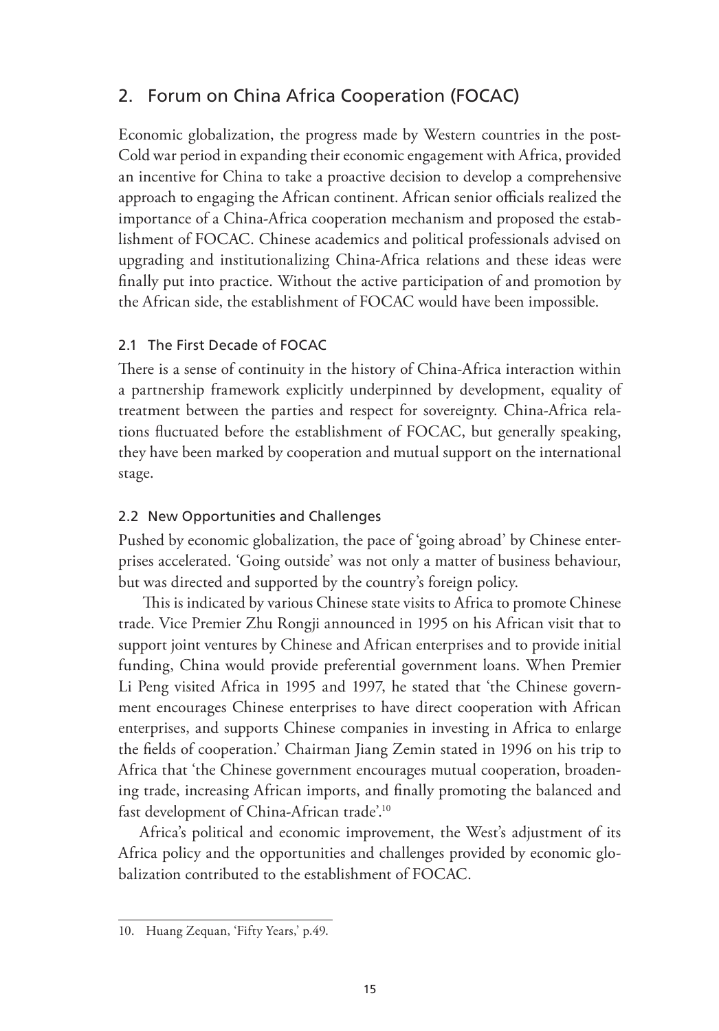## 2. Forum on China Africa Cooperation (FOCAC)

Economic globalization, the progress made by Western countries in the post-Cold war period in expanding their economic engagement with Africa, provided an incentive for China to take a proactive decision to develop a comprehensive approach to engaging the African continent. African senior officials realized the importance of a China-Africa cooperation mechanism and proposed the establishment of FOCAC. Chinese academics and political professionals advised on upgrading and institutionalizing China-Africa relations and these ideas were finally put into practice. Without the active participation of and promotion by the African side, the establishment of FOCAC would have been impossible.

### 2.1 The First Decade of FOCAC

There is a sense of continuity in the history of China-Africa interaction within a partnership framework explicitly underpinned by development, equality of treatment between the parties and respect for sovereignty. China-Africa relations fluctuated before the establishment of FOCAC, but generally speaking, they have been marked by cooperation and mutual support on the international stage.

### 2.2 New Opportunities and Challenges

Pushed by economic globalization, the pace of 'going abroad' by Chinese enterprises accelerated. 'Going outside' was not only a matter of business behaviour, but was directed and supported by the country's foreign policy.

This is indicated by various Chinese state visits to Africa to promote Chinese trade. Vice Premier Zhu Rongji announced in 1995 on his African visit that to support joint ventures by Chinese and African enterprises and to provide initial funding, China would provide preferential government loans. When Premier Li Peng visited Africa in 1995 and 1997, he stated that 'the Chinese government encourages Chinese enterprises to have direct cooperation with African enterprises, and supports Chinese companies in investing in Africa to enlarge the fields of cooperation.' Chairman Jiang Zemin stated in 1996 on his trip to Africa that 'the Chinese government encourages mutual cooperation, broadening trade, increasing African imports, and finally promoting the balanced and fast development of China-African trade'.[10]

Africa's political and economic improvement, the West's adjustment of its Africa policy and the opportunities and challenges provided by economic globalization contributed to the establishment of FOCAC.

---

10. Huang Zequan, 'Fifty Years,' p.49.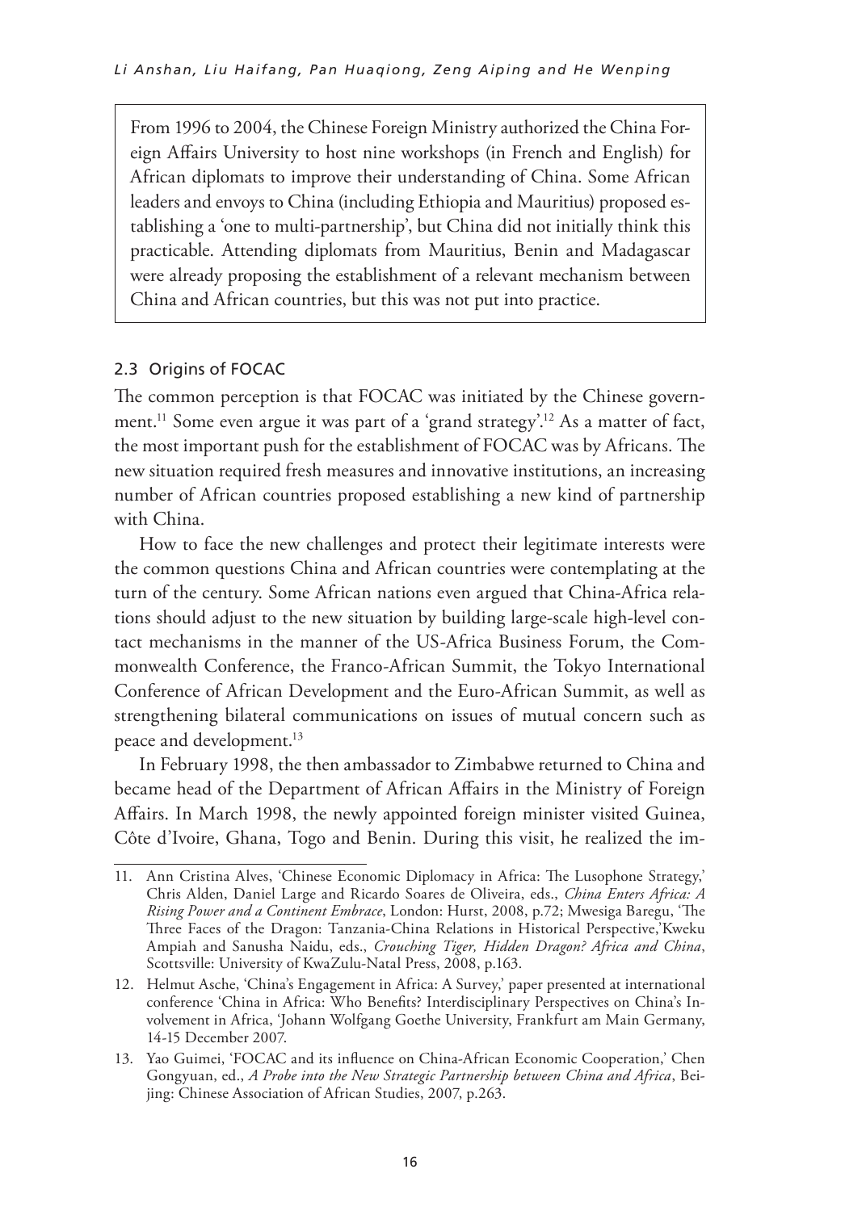From 1996 to 2004, the Chinese Foreign Ministry authorized the China Foreign Affairs University to host nine workshops (in French and English) for African diplomats to improve their understanding of China. Some African leaders and envoys to China (including Ethiopia and Mauritius) proposed establishing a 'one to multi-partnership', but China did not initially think this practicable. Attending diplomats from Mauritius, Benin and Madagascar were already proposing the establishment of a relevant mechanism between China and African countries, but this was not put into practice.

### 2.3 Origins of FOCAC

The common perception is that FOCAC was initiated by the Chinese government.[11] Some even argue it was part of a 'grand strategy'.[12] As a matter of fact, the most important push for the establishment of FOCAC was by Africans. The new situation required fresh measures and innovative institutions, an increasing number of African countries proposed establishing a new kind of partnership with China.

How to face the new challenges and protect their legitimate interests were the common questions China and African countries were contemplating at the turn of the century. Some African nations even argued that China-Africa relations should adjust to the new situation by building large-scale high-level contact mechanisms in the manner of the US-Africa Business Forum, the Commonwealth Conference, the Franco-African Summit, the Tokyo International Conference of African Development and the Euro-African Summit, as well as strengthening bilateral communications on issues of mutual concern such as peace and development.[13]

In February 1998, the then ambassador to Zimbabwe returned to China and became head of the Department of African Affairs in the Ministry of Foreign Affairs. In March 1998, the newly appointed foreign minister visited Guinea, Côte d'Ivoire, Ghana, Togo and Benin. During this visit, he realized the im-

---

11. Ann Cristina Alves, 'Chinese Economic Diplomacy in Africa: The Lusophone Strategy,' Chris Alden, Daniel Large and Ricardo Soares de Oliveira, eds., *China Enters Africa: A Rising Power and a Continent Embrace*, London: Hurst, 2008, p.72; Mwesiga Baregu, 'The Three Faces of the Dragon: Tanzania-China Relations in Historical Perspective,'Kweku Ampiah and Sanusha Naidu, eds., *Crouching Tiger, Hidden Dragon? Africa and China*, Scottsville: University of KwaZulu-Natal Press, 2008, p.163.

12. Helmut Asche, 'China's Engagement in Africa: A Survey,' paper presented at international conference 'China in Africa: Who Benefits? Interdisciplinary Perspectives on China's Involvement in Africa, 'Johann Wolfgang Goethe University, Frankfurt am Main Germany, 14-15 December 2007.

13. Yao Guimei, 'FOCAC and its influence on China-African Economic Cooperation,' Chen Gongyuan, ed., *A Probe into the New Strategic Partnership between China and Africa*, Beijing: Chinese Association of African Studies, 2007, p.263.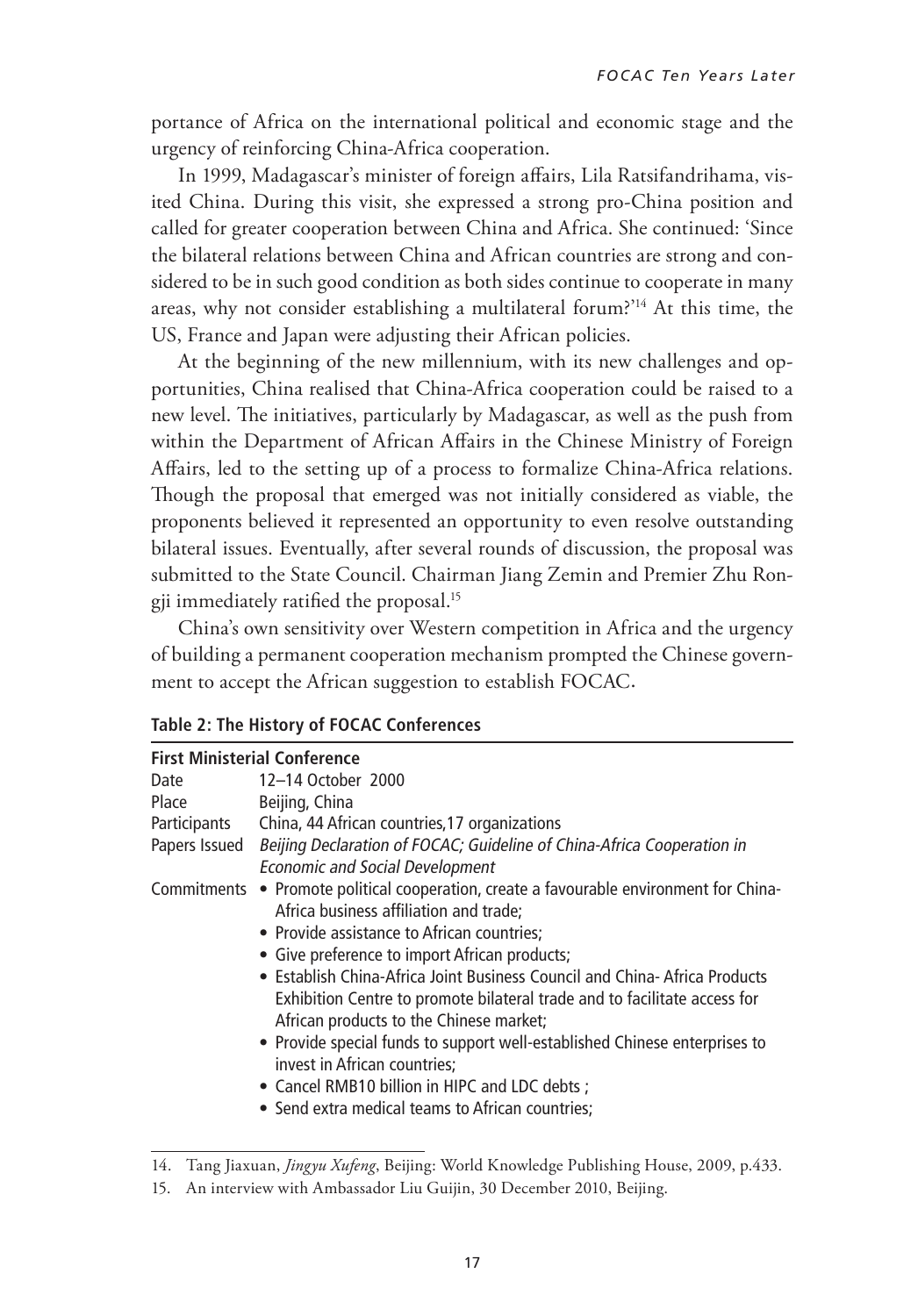portance of Africa on the international political and economic stage and the urgency of reinforcing China-Africa cooperation.

In 1999, Madagascar's minister of foreign affairs, Lila Ratsifandrihama, visited China. During this visit, she expressed a strong pro-China position and called for greater cooperation between China and Africa. She continued: 'Since the bilateral relations between China and African countries are strong and considered to be in such good condition as both sides continue to cooperate in many areas, why not consider establishing a multilateral forum?'[14] At this time, the US, France and Japan were adjusting their African policies.

At the beginning of the new millennium, with its new challenges and opportunities, China realised that China-Africa cooperation could be raised to a new level. The initiatives, particularly by Madagascar, as well as the push from within the Department of African Affairs in the Chinese Ministry of Foreign Affairs, led to the setting up of a process to formalize China-Africa relations. Though the proposal that emerged was not initially considered as viable, the proponents believed it represented an opportunity to even resolve outstanding bilateral issues. Eventually, after several rounds of discussion, the proposal was submitted to the State Council. Chairman Jiang Zemin and Premier Zhu Rongji immediately ratified the proposal.[15]

China's own sensitivity over Western competition in Africa and the urgency of building a permanent cooperation mechanism prompted the Chinese government to accept the African suggestion to establish FOCAC.

**Table 2: The History of FOCAC Conferences**

| **First Ministerial Conference** | |
|---|---|
| Date | 12–14 October 2000 |
| Place | Beijing, China |
| Participants | China, 44 African countries, 17 organizations |
| Papers Issued | *Beijing Declaration of FOCAC; Guideline of China-Africa Cooperation in Economic and Social Development* |
| Commitments | • Promote political cooperation, create a favourable environment for China-Africa business affiliation and trade;<br>• Provide assistance to African countries;<br>• Give preference to import African products;<br>• Establish China-Africa Joint Business Council and China- Africa Products Exhibition Centre to promote bilateral trade and to facilitate access for African products to the Chinese market;<br>• Provide special funds to support well-established Chinese enterprises to invest in African countries;<br>• Cancel RMB10 billion in HIPC and LDC debts ;<br>• Send extra medical teams to African countries; |

14. Tang Jiaxuan, *Jingyu Xufeng*, Beijing: World Knowledge Publishing House, 2009, p.433.

15. An interview with Ambassador Liu Guijin, 30 December 2010, Beijing.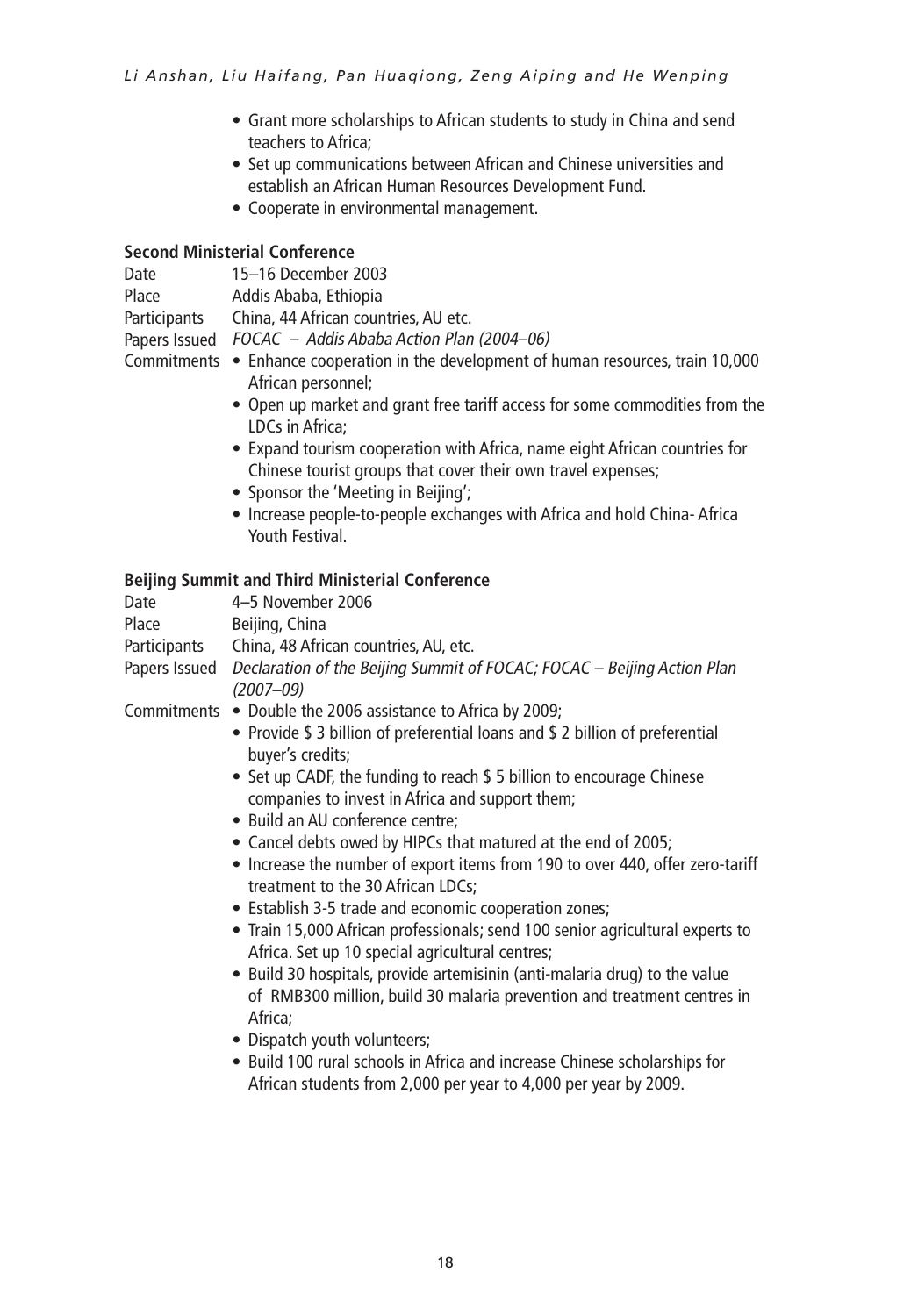- Grant more scholarships to African students to study in China and send teachers to Africa;
- Set up communications between African and Chinese universities and establish an African Human Resources Development Fund.
- Cooperate in environmental management.

**Second Ministerial Conference**

Date 15–16 December 2003

Place Addis Ababa, Ethiopia

Participants China, 44 African countries, AU etc.

Papers Issued *FOCAC – Addis Ababa Action Plan (2004–06)*

Commitments

- Enhance cooperation in the development of human resources, train 10,000 African personnel;
- Open up market and grant free tariff access for some commodities from the LDCs in Africa;
- Expand tourism cooperation with Africa, name eight African countries for Chinese tourist groups that cover their own travel expenses;
- Sponsor the 'Meeting in Beijing';
- Increase people-to-people exchanges with Africa and hold China- Africa Youth Festival.

**Beijing Summit and Third Ministerial Conference**

Date 4–5 November 2006

Place Beijing, China

Participants China, 48 African countries, AU, etc.

Papers Issued *Declaration of the Beijing Summit of FOCAC; FOCAC – Beijing Action Plan (2007–09)*

Commitments

- Double the 2006 assistance to Africa by 2009;
- Provide $ 3 billion of preferential loans and $ 2 billion of preferential buyer's credits;
- Set up CADF, the funding to reach $ 5 billion to encourage Chinese companies to invest in Africa and support them;
- Build an AU conference centre;
- Cancel debts owed by HIPCs that matured at the end of 2005;
- Increase the number of export items from 190 to over 440, offer zero-tariff treatment to the 30 African LDCs;
- Establish 3-5 trade and economic cooperation zones;
- Train 15,000 African professionals; send 100 senior agricultural experts to Africa. Set up 10 special agricultural centres;
- Build 30 hospitals, provide artemisinin (anti-malaria drug) to the value of RMB300 million, build 30 malaria prevention and treatment centres in Africa;
- Dispatch youth volunteers;
- Build 100 rural schools in Africa and increase Chinese scholarships for African students from 2,000 per year to 4,000 per year by 2009.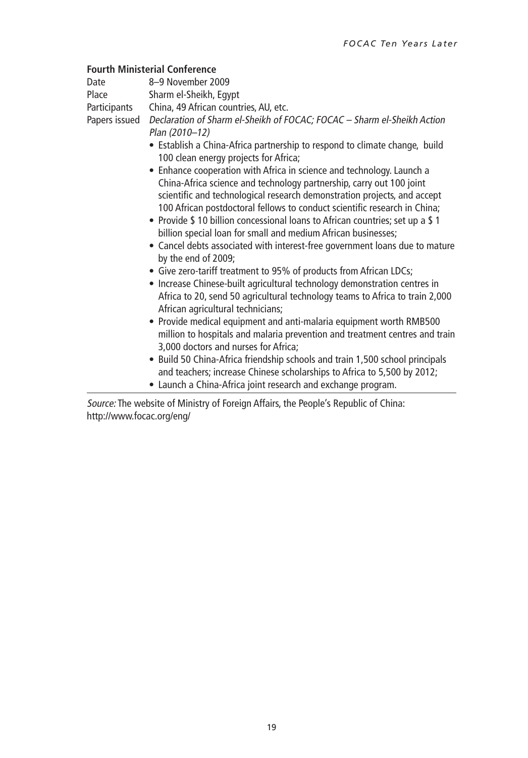**Fourth Ministerial Conference**

| | |
|---|---|
| Date | 8–9 November 2009 |
| Place | Sharm el-Sheikh, Egypt |
| Participants | China, 49 African countries, AU, etc. |
| Papers issued | *Declaration of Sharm el-Sheikh of FOCAC; FOCAC – Sharm el-Sheikh Action Plan (2010–12)* |

- Establish a China-Africa partnership to respond to climate change, build 100 clean energy projects for Africa;
- Enhance cooperation with Africa in science and technology. Launch a China-Africa science and technology partnership, carry out 100 joint scientific and technological research demonstration projects, and accept 100 African postdoctoral fellows to conduct scientific research in China;
- Provide $ 10 billion concessional loans to African countries; set up a $ 1 billion special loan for small and medium African businesses;
- Cancel debts associated with interest-free government loans due to mature by the end of 2009;
- Give zero-tariff treatment to 95% of products from African LDCs;
- Increase Chinese-built agricultural technology demonstration centres in Africa to 20, send 50 agricultural technology teams to Africa to train 2,000 African agricultural technicians;
- Provide medical equipment and anti-malaria equipment worth RMB500 million to hospitals and malaria prevention and treatment centres and train 3,000 doctors and nurses for Africa;
- Build 50 China-Africa friendship schools and train 1,500 school principals and teachers; increase Chinese scholarships to Africa to 5,500 by 2012;
- Launch a China-Africa joint research and exchange program.

*Source:* The website of Ministry of Foreign Affairs, the People's Republic of China: http://www.focac.org/eng/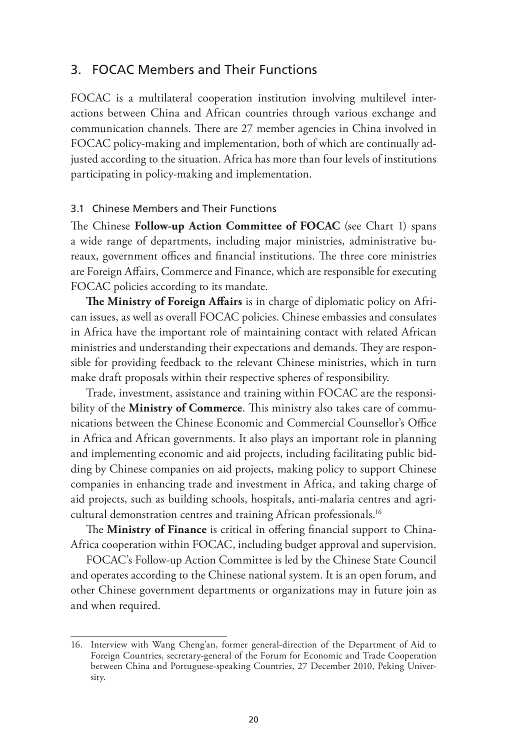## 3. FOCAC Members and Their Functions

FOCAC is a multilateral cooperation institution involving multilevel interactions between China and African countries through various exchange and communication channels. There are 27 member agencies in China involved in FOCAC policy-making and implementation, both of which are continually adjusted according to the situation. Africa has more than four levels of institutions participating in policy-making and implementation.

### 3.1 Chinese Members and Their Functions

The Chinese **Follow-up Action Committee of FOCAC** (see Chart 1) spans a wide range of departments, including major ministries, administrative bureaux, government offices and financial institutions. The three core ministries are Foreign Affairs, Commerce and Finance, which are responsible for executing FOCAC policies according to its mandate.

**The Ministry of Foreign Affairs** is in charge of diplomatic policy on African issues, as well as overall FOCAC policies. Chinese embassies and consulates in Africa have the important role of maintaining contact with related African ministries and understanding their expectations and demands. They are responsible for providing feedback to the relevant Chinese ministries, which in turn make draft proposals within their respective spheres of responsibility.

Trade, investment, assistance and training within FOCAC are the responsibility of the **Ministry of Commerce**. This ministry also takes care of communications between the Chinese Economic and Commercial Counsellor's Office in Africa and African governments. It also plays an important role in planning and implementing economic and aid projects, including facilitating public bidding by Chinese companies on aid projects, making policy to support Chinese companies in enhancing trade and investment in Africa, and taking charge of aid projects, such as building schools, hospitals, anti-malaria centres and agricultural demonstration centres and training African professionals.[16]

The **Ministry of Finance** is critical in offering financial support to China-Africa cooperation within FOCAC, including budget approval and supervision.

FOCAC's Follow-up Action Committee is led by the Chinese State Council and operates according to the Chinese national system. It is an open forum, and other Chinese government departments or organizations may in future join as and when required.

---

16. Interview with Wang Cheng'an, former general-direction of the Department of Aid to Foreign Countries, secretary-general of the Forum for Economic and Trade Cooperation between China and Portuguese-speaking Countries, 27 December 2010, Peking University.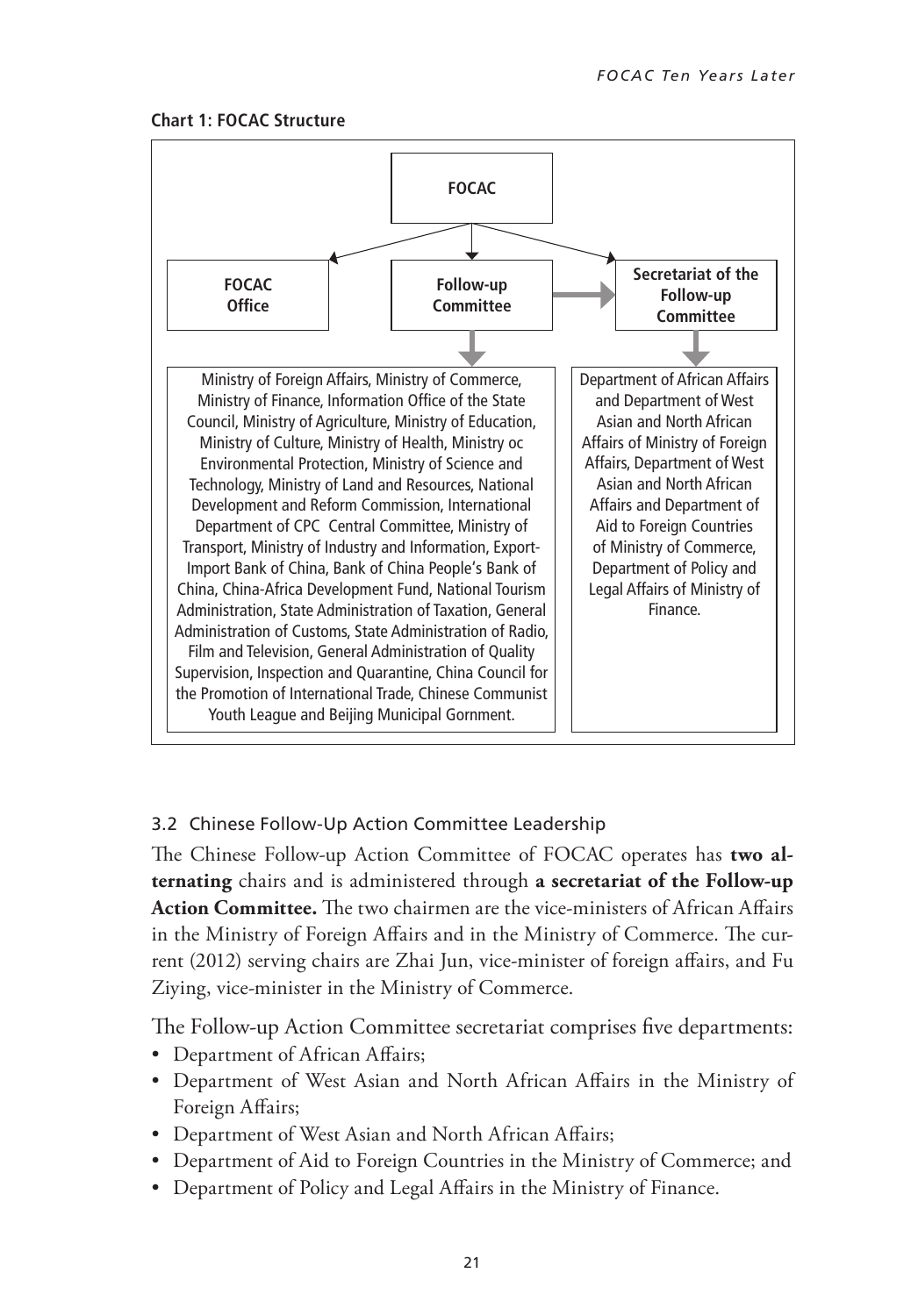**Chart 1: FOCAC Structure**

- **FOCAC**
  - **FOCAC Office**
  - **Follow-up Committee**
    - Ministry of Foreign Affairs, Ministry of Commerce, Ministry of Finance, Information Office of the State Council, Ministry of Agriculture, Ministry of Education, Ministry of Culture, Ministry of Health, Ministry oc Environmental Protection, Ministry of Science and Technology, Ministry of Land and Resources, National Development and Reform Commission, International Department of CPC Central Committee, Ministry of Transport, Ministry of Industry and Information, Export-Import Bank of China, Bank of China People's Bank of China, China-Africa Development Fund, National Tourism Administration, State Administration of Taxation, General Administration of Customs, State Administration of Radio, Film and Television, General Administration of Quality Supervision, Inspection and Quarantine, China Council for the Promotion of International Trade, Chinese Communist Youth League and Beijing Municipal Gornment.
  - **Secretariat of the Follow-up Committee**
    - Department of African Affairs and Department of West Asian and North African Affairs of Ministry of Foreign Affairs, Department of West Asian and North African Affairs and Department of Aid to Foreign Countries of Ministry of Commerce, Department of Policy and Legal Affairs of Ministry of Finance.

### 3.2 Chinese Follow-Up Action Committee Leadership

The Chinese Follow-up Action Committee of FOCAC operates has **two alternating** chairs and is administered through **a secretariat of the Follow-up Action Committee.** The two chairmen are the vice-ministers of African Affairs in the Ministry of Foreign Affairs and in the Ministry of Commerce. The current (2012) serving chairs are Zhai Jun, vice-minister of foreign affairs, and Fu Ziying, vice-minister in the Ministry of Commerce.

The Follow-up Action Committee secretariat comprises five departments:

- Department of African Affairs;
- Department of West Asian and North African Affairs in the Ministry of Foreign Affairs;
- Department of West Asian and North African Affairs;
- Department of Aid to Foreign Countries in the Ministry of Commerce; and
- Department of Policy and Legal Affairs in the Ministry of Finance.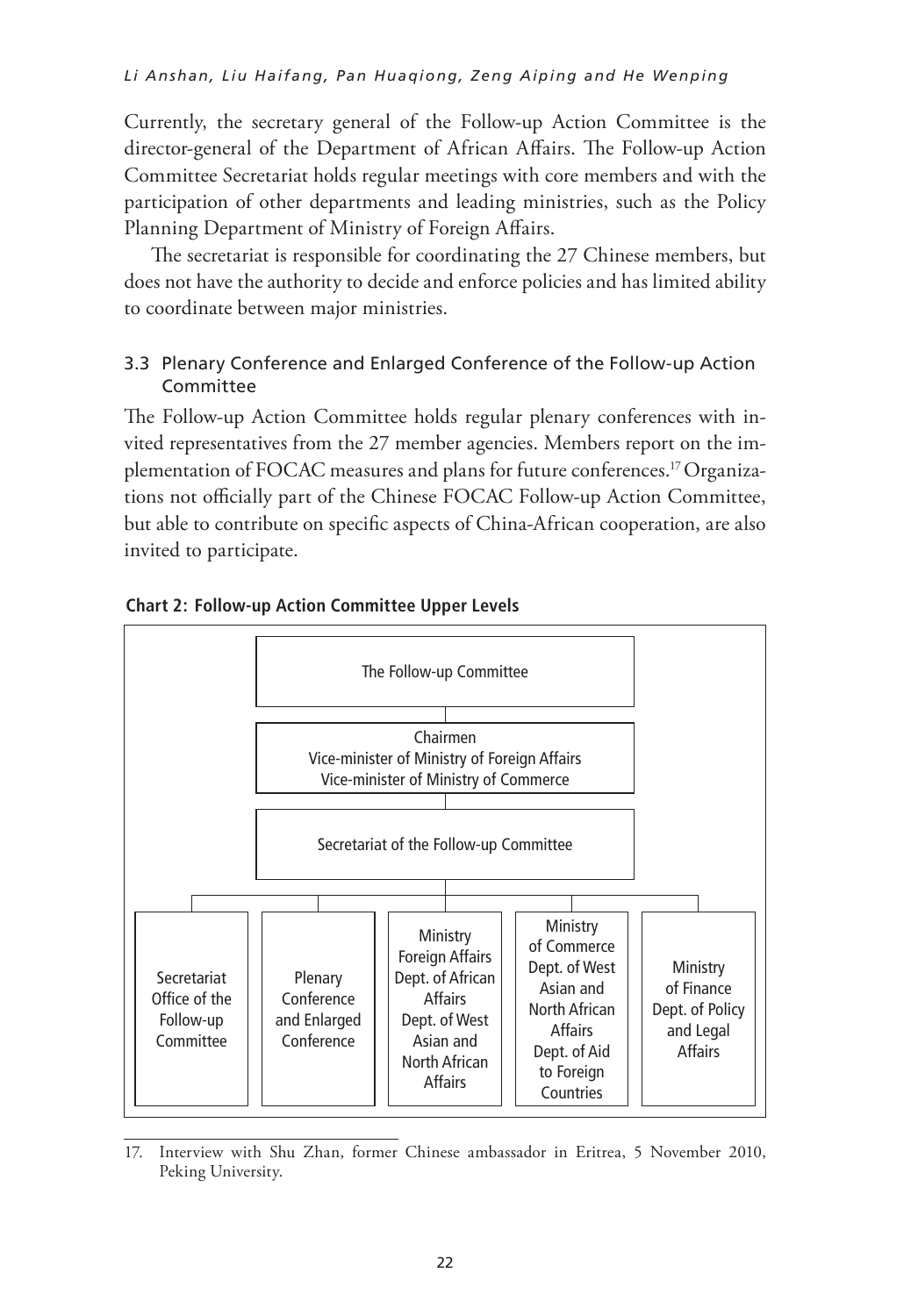Currently, the secretary general of the Follow-up Action Committee is the director-general of the Department of African Affairs. The Follow-up Action Committee Secretariat holds regular meetings with core members and with the participation of other departments and leading ministries, such as the Policy Planning Department of Ministry of Foreign Affairs.

The secretariat is responsible for coordinating the 27 Chinese members, but does not have the authority to decide and enforce policies and has limited ability to coordinate between major ministries.

### 3.3 Plenary Conference and Enlarged Conference of the Follow-up Action Committee

The Follow-up Action Committee holds regular plenary conferences with invited representatives from the 27 member agencies. Members report on the implementation of FOCAC measures and plans for future conferences.[17] Organizations not officially part of the Chinese FOCAC Follow-up Action Committee, but able to contribute on specific aspects of China-African cooperation, are also invited to participate.

**Chart 2: Follow-up Action Committee Upper Levels**

- The Follow-up Committee
  - Chairmen: Vice-minister of Ministry of Foreign Affairs; Vice-minister of Ministry of Commerce
    - Secretariat of the Follow-up Committee
      - Secretariat Office of the Follow-up Committee
      - Plenary Conference and Enlarged Conference
      - Ministry Foreign Affairs: Dept. of African Affairs; Dept. of West Asian and North African Affairs
      - Ministry of Commerce: Dept. of West Asian and North African Affairs; Dept. of Aid to Foreign Countries
      - Ministry of Finance: Dept. of Policy and Legal Affairs

17. Interview with Shu Zhan, former Chinese ambassador in Eritrea, 5 November 2010, Peking University.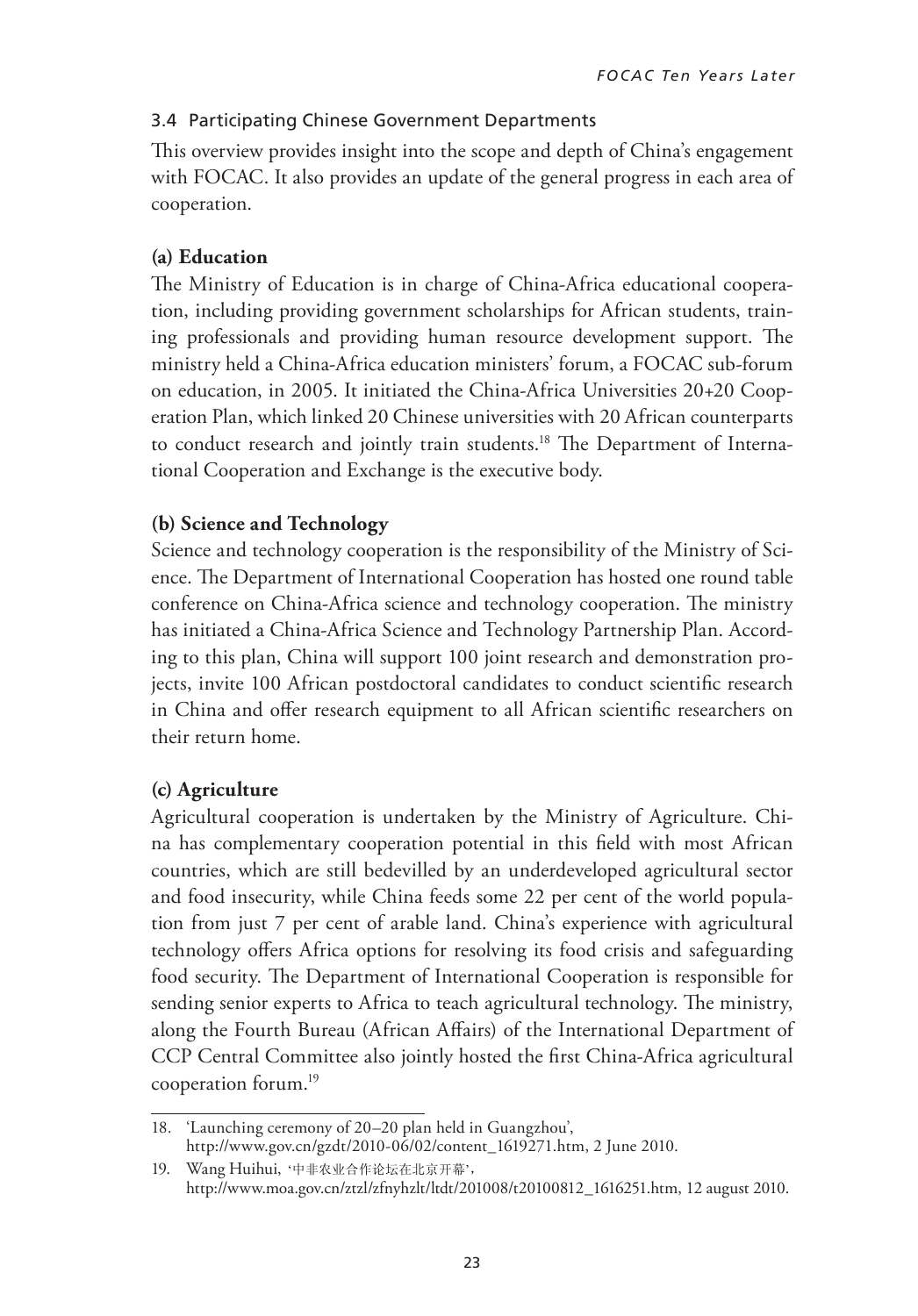### 3.4 Participating Chinese Government Departments

This overview provides insight into the scope and depth of China's engagement with FOCAC. It also provides an update of the general progress in each area of cooperation.

**(a) Education**

The Ministry of Education is in charge of China-Africa educational cooperation, including providing government scholarships for African students, training professionals and providing human resource development support. The ministry held a China-Africa education ministers' forum, a FOCAC sub-forum on education, in 2005. It initiated the China-Africa Universities 20+20 Cooperation Plan, which linked 20 Chinese universities with 20 African counterparts to conduct research and jointly train students.[18] The Department of International Cooperation and Exchange is the executive body.

**(b) Science and Technology**

Science and technology cooperation is the responsibility of the Ministry of Science. The Department of International Cooperation has hosted one round table conference on China-Africa science and technology cooperation. The ministry has initiated a China-Africa Science and Technology Partnership Plan. According to this plan, China will support 100 joint research and demonstration projects, invite 100 African postdoctoral candidates to conduct scientific research in China and offer research equipment to all African scientific researchers on their return home.

**(c) Agriculture**

Agricultural cooperation is undertaken by the Ministry of Agriculture. China has complementary cooperation potential in this field with most African countries, which are still bedevilled by an underdeveloped agricultural sector and food insecurity, while China feeds some 22 per cent of the world population from just 7 per cent of arable land. China's experience with agricultural technology offers Africa options for resolving its food crisis and safeguarding food security. The Department of International Cooperation is responsible for sending senior experts to Africa to teach agricultural technology. The ministry, along the Fourth Bureau (African Affairs) of the International Department of CCP Central Committee also jointly hosted the first China-Africa agricultural cooperation forum.[19]

---

18. 'Launching ceremony of 20–20 plan held in Guangzhou', http://www.gov.cn/gzdt/2010-06/02/content_1619271.htm, 2 June 2010.
19. Wang Huihui, '中非农业合作论坛在北京开幕', http://www.moa.gov.cn/ztzl/zfnyhzlt/ltdt/201008/t20100812_1616251.htm, 12 august 2010.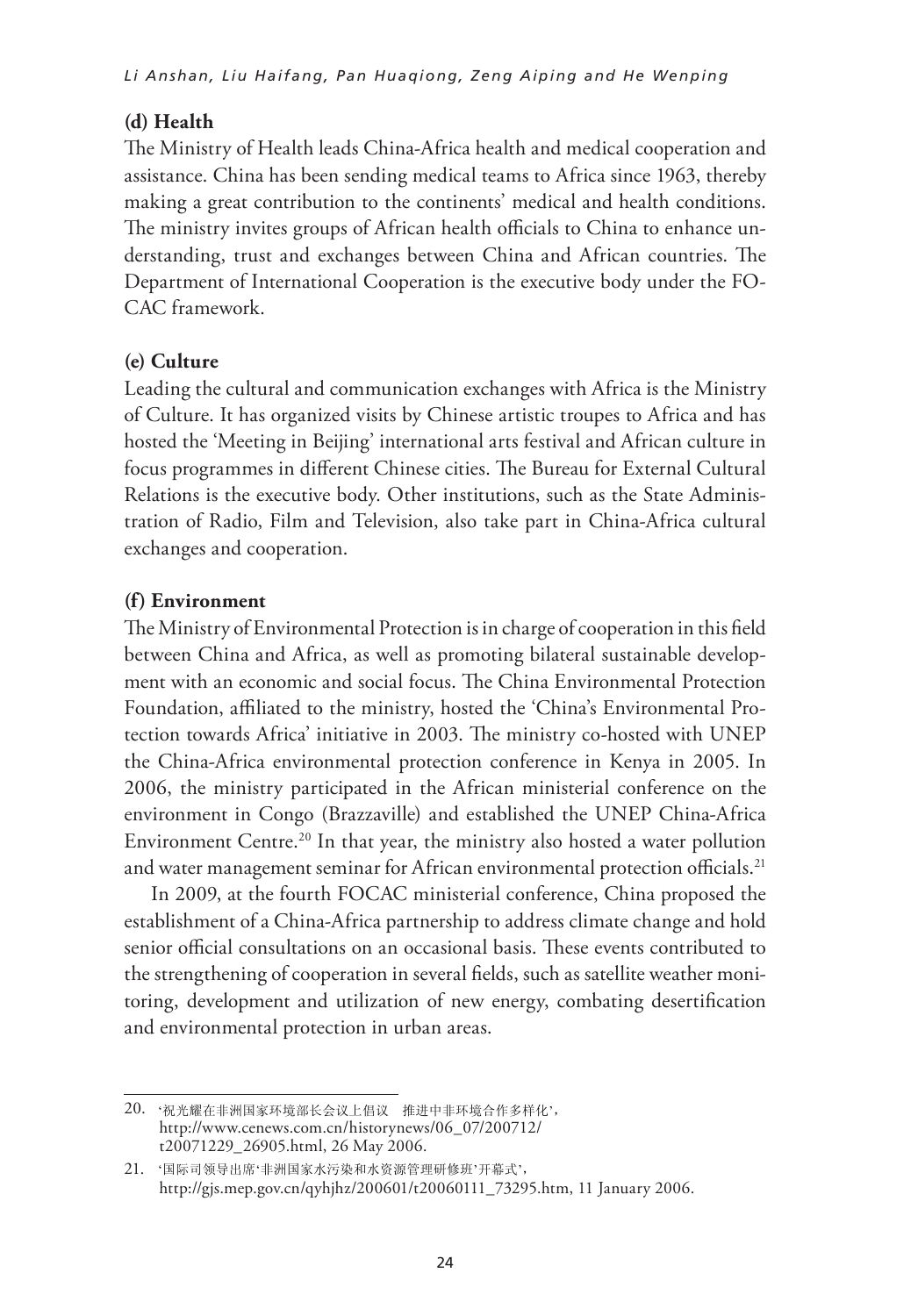**(d) Health**

The Ministry of Health leads China-Africa health and medical cooperation and assistance. China has been sending medical teams to Africa since 1963, thereby making a great contribution to the continents' medical and health conditions. The ministry invites groups of African health officials to China to enhance understanding, trust and exchanges between China and African countries. The Department of International Cooperation is the executive body under the FOCAC framework.

**(e) Culture**

Leading the cultural and communication exchanges with Africa is the Ministry of Culture. It has organized visits by Chinese artistic troupes to Africa and has hosted the 'Meeting in Beijing' international arts festival and African culture in focus programmes in different Chinese cities. The Bureau for External Cultural Relations is the executive body. Other institutions, such as the State Administration of Radio, Film and Television, also take part in China-Africa cultural exchanges and cooperation.

**(f) Environment**

The Ministry of Environmental Protection is in charge of cooperation in this field between China and Africa, as well as promoting bilateral sustainable development with an economic and social focus. The China Environmental Protection Foundation, affiliated to the ministry, hosted the 'China's Environmental Protection towards Africa' initiative in 2003. The ministry co-hosted with UNEP the China-Africa environmental protection conference in Kenya in 2005. In 2006, the ministry participated in the African ministerial conference on the environment in Congo (Brazzaville) and established the UNEP China-Africa Environment Centre.[20] In that year, the ministry also hosted a water pollution and water management seminar for African environmental protection officials.[21]

In 2009, at the fourth FOCAC ministerial conference, China proposed the establishment of a China-Africa partnership to address climate change and hold senior official consultations on an occasional basis. These events contributed to the strengthening of cooperation in several fields, such as satellite weather monitoring, development and utilization of new energy, combating desertification and environmental protection in urban areas.

---

20. '祝光耀在非洲国家环境部长会议上倡议 推进中非环境合作多样化', http://www.cenews.com.cn/historynews/06_07/200712/t20071229_26905.html, 26 May 2006.

21. '国际司领导出席'非洲国家水污染和水资源管理研修班'开幕式', http://gjs.mep.gov.cn/qyhjhz/200601/t20060111_73295.htm, 11 January 2006.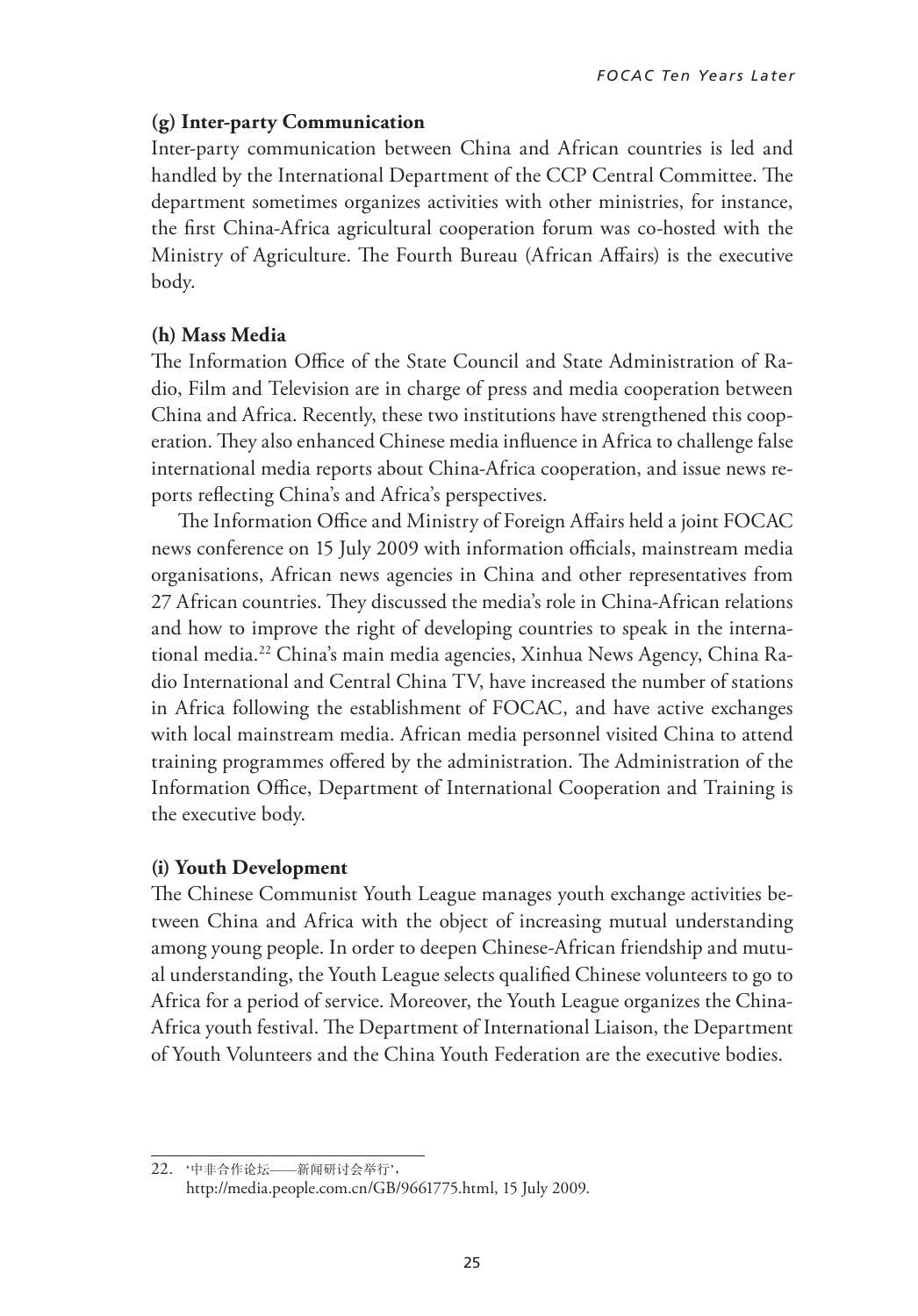**(g) Inter-party Communication**

Inter-party communication between China and African countries is led and handled by the International Department of the CCP Central Committee. The department sometimes organizes activities with other ministries, for instance, the first China-Africa agricultural cooperation forum was co-hosted with the Ministry of Agriculture. The Fourth Bureau (African Affairs) is the executive body.

**(h) Mass Media**

The Information Office of the State Council and State Administration of Radio, Film and Television are in charge of press and media cooperation between China and Africa. Recently, these two institutions have strengthened this cooperation. They also enhanced Chinese media influence in Africa to challenge false international media reports about China-Africa cooperation, and issue news reports reflecting China's and Africa's perspectives.

The Information Office and Ministry of Foreign Affairs held a joint FOCAC news conference on 15 July 2009 with information officials, mainstream media organisations, African news agencies in China and other representatives from 27 African countries. They discussed the media's role in China-African relations and how to improve the right of developing countries to speak in the international media.[22] China's main media agencies, Xinhua News Agency, China Radio International and Central China TV, have increased the number of stations in Africa following the establishment of FOCAC, and have active exchanges with local mainstream media. African media personnel visited China to attend training programmes offered by the administration. The Administration of the Information Office, Department of International Cooperation and Training is the executive body.

**(i) Youth Development**

The Chinese Communist Youth League manages youth exchange activities between China and Africa with the object of increasing mutual understanding among young people. In order to deepen Chinese-African friendship and mutual understanding, the Youth League selects qualified Chinese volunteers to go to Africa for a period of service. Moreover, the Youth League organizes the China-Africa youth festival. The Department of International Liaison, the Department of Youth Volunteers and the China Youth Federation are the executive bodies.

---

22. '中非合作论坛——新闻研讨会举行', http://media.people.com.cn/GB/9661775.html, 15 July 2009.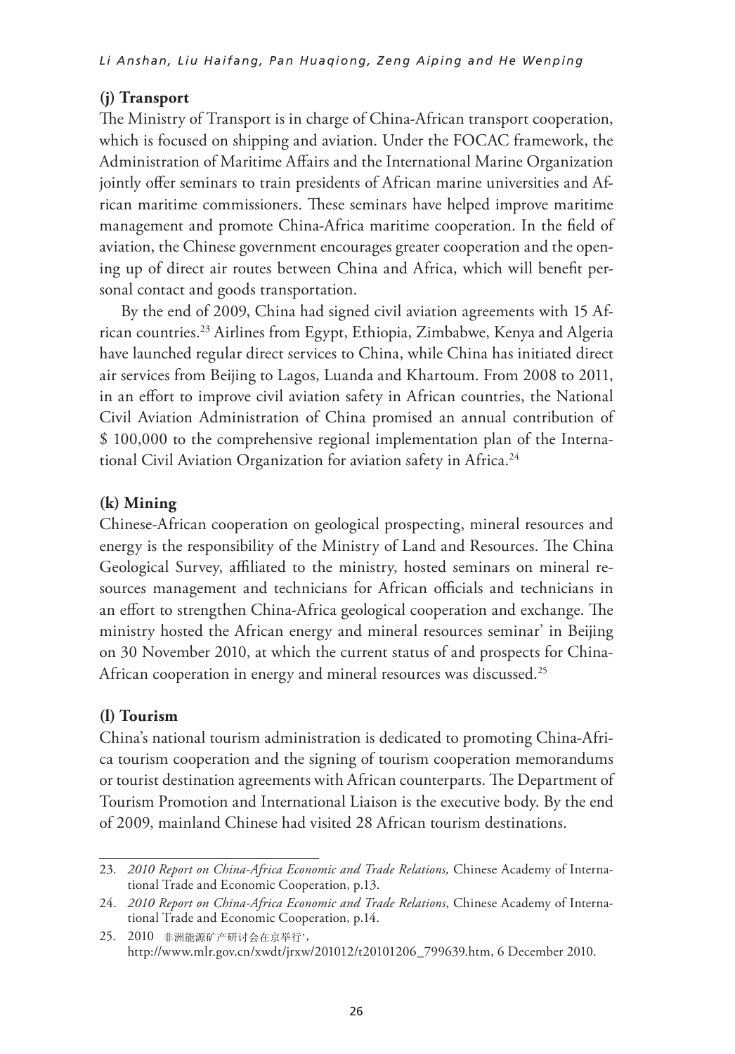### (j) Transport

The Ministry of Transport is in charge of China-African transport cooperation, which is focused on shipping and aviation. Under the FOCAC framework, the Administration of Maritime Affairs and the International Marine Organization jointly offer seminars to train presidents of African marine universities and African maritime commissioners. These seminars have helped improve maritime management and promote China-Africa maritime cooperation. In the field of aviation, the Chinese government encourages greater cooperation and the opening up of direct air routes between China and Africa, which will benefit personal contact and goods transportation.

By the end of 2009, China had signed civil aviation agreements with 15 African countries.[23] Airlines from Egypt, Ethiopia, Zimbabwe, Kenya and Algeria have launched regular direct services to China, while China has initiated direct air services from Beijing to Lagos, Luanda and Khartoum. From 2008 to 2011, in an effort to improve civil aviation safety in African countries, the National Civil Aviation Administration of China promised an annual contribution of $ 100,000 to the comprehensive regional implementation plan of the International Civil Aviation Organization for aviation safety in Africa.[24]

### (k) Mining

Chinese-African cooperation on geological prospecting, mineral resources and energy is the responsibility of the Ministry of Land and Resources. The China Geological Survey, affiliated to the ministry, hosted seminars on mineral resources management and technicians for African officials and technicians in an effort to strengthen China-Africa geological cooperation and exchange. The ministry hosted the African energy and mineral resources seminar' in Beijing on 30 November 2010, at which the current status of and prospects for China-African cooperation in energy and mineral resources was discussed.[25]

### (l) Tourism

China's national tourism administration is dedicated to promoting China-Africa tourism cooperation and the signing of tourism cooperation memorandums or tourist destination agreements with African counterparts. The Department of Tourism Promotion and International Liaison is the executive body. By the end of 2009, mainland Chinese had visited 28 African tourism destinations.

---

23. *2010 Report on China-Africa Economic and Trade Relations,* Chinese Academy of International Trade and Economic Cooperation, p.13.

24. *2010 Report on China-Africa Economic and Trade Relations*, Chinese Academy of International Trade and Economic Cooperation, p.14.

25. 2010 非洲能源矿产研讨会在京举行', http://www.mlr.gov.cn/xwdt/jrxw/201012/t20101206_799639.htm, 6 December 2010.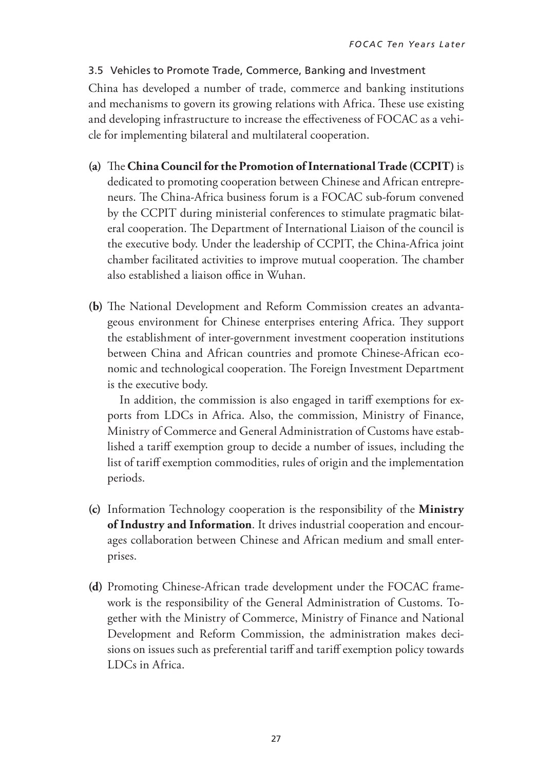### 3.5 Vehicles to Promote Trade, Commerce, Banking and Investment

China has developed a number of trade, commerce and banking institutions and mechanisms to govern its growing relations with Africa. These use existing and developing infrastructure to increase the effectiveness of FOCAC as a vehicle for implementing bilateral and multilateral cooperation.

**(a)** The **China Council for the Promotion of International Trade (CCPIT)** is dedicated to promoting cooperation between Chinese and African entrepreneurs. The China-Africa business forum is a FOCAC sub-forum convened by the CCPIT during ministerial conferences to stimulate pragmatic bilateral cooperation. The Department of International Liaison of the council is the executive body. Under the leadership of CCPIT, the China-Africa joint chamber facilitated activities to improve mutual cooperation. The chamber also established a liaison office in Wuhan.

**(b)** The National Development and Reform Commission creates an advantageous environment for Chinese enterprises entering Africa. They support the establishment of inter-government investment cooperation institutions between China and African countries and promote Chinese-African economic and technological cooperation. The Foreign Investment Department is the executive body.

In addition, the commission is also engaged in tariff exemptions for exports from LDCs in Africa. Also, the commission, Ministry of Finance, Ministry of Commerce and General Administration of Customs have established a tariff exemption group to decide a number of issues, including the list of tariff exemption commodities, rules of origin and the implementation periods.

**(c)** Information Technology cooperation is the responsibility of the **Ministry of Industry and Information**. It drives industrial cooperation and encourages collaboration between Chinese and African medium and small enterprises.

**(d)** Promoting Chinese-African trade development under the FOCAC framework is the responsibility of the General Administration of Customs. Together with the Ministry of Commerce, Ministry of Finance and National Development and Reform Commission, the administration makes decisions on issues such as preferential tariff and tariff exemption policy towards LDCs in Africa.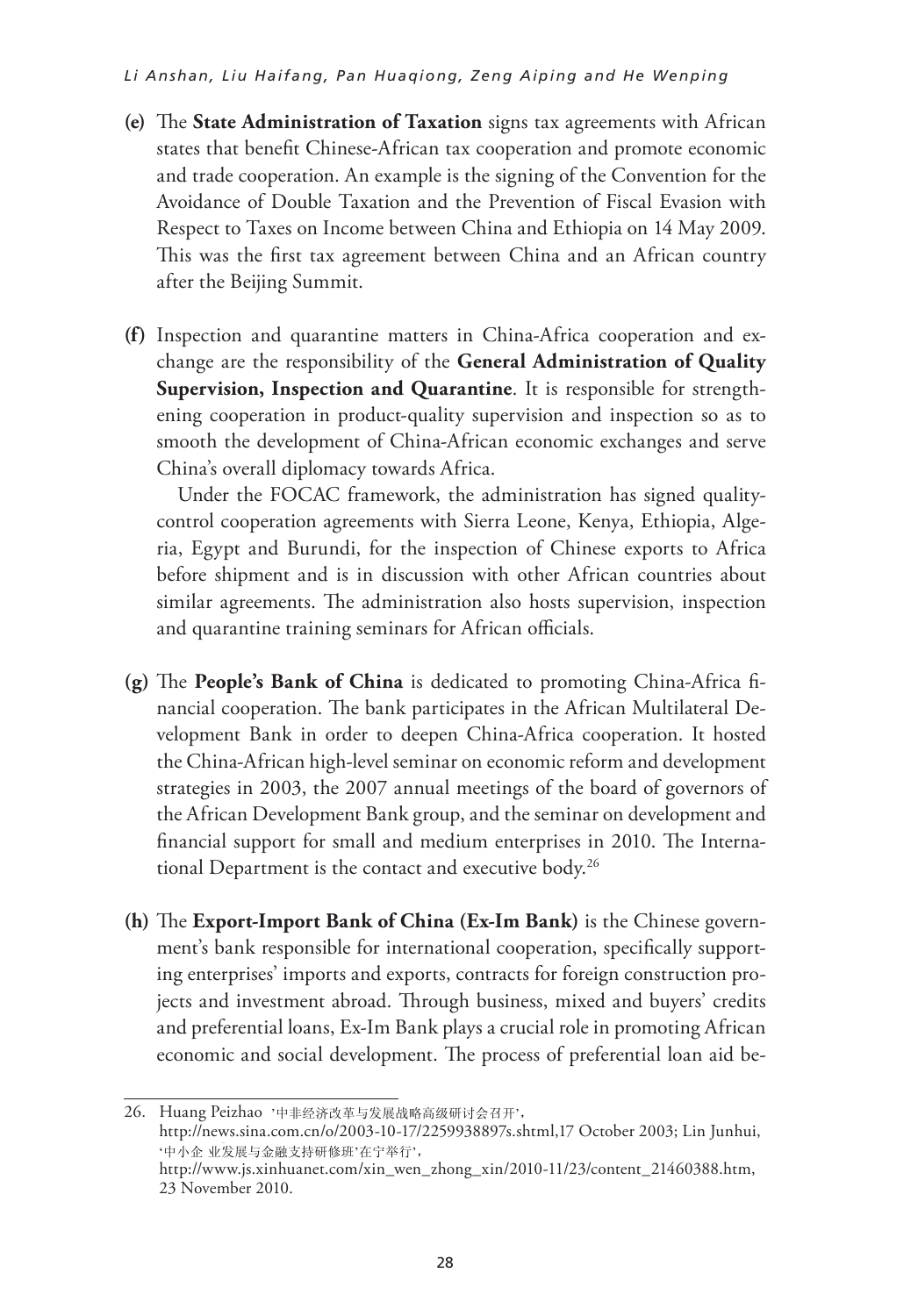**(e)** The **State Administration of Taxation** signs tax agreements with African states that benefit Chinese-African tax cooperation and promote economic and trade cooperation. An example is the signing of the Convention for the Avoidance of Double Taxation and the Prevention of Fiscal Evasion with Respect to Taxes on Income between China and Ethiopia on 14 May 2009. This was the first tax agreement between China and an African country after the Beijing Summit.

**(f)** Inspection and quarantine matters in China-Africa cooperation and exchange are the responsibility of the **General Administration of Quality Supervision, Inspection and Quarantine**. It is responsible for strengthening cooperation in product-quality supervision and inspection so as to smooth the development of China-African economic exchanges and serve China's overall diplomacy towards Africa.

Under the FOCAC framework, the administration has signed quality-control cooperation agreements with Sierra Leone, Kenya, Ethiopia, Algeria, Egypt and Burundi, for the inspection of Chinese exports to Africa before shipment and is in discussion with other African countries about similar agreements. The administration also hosts supervision, inspection and quarantine training seminars for African officials.

**(g)** The **People's Bank of China** is dedicated to promoting China-Africa financial cooperation. The bank participates in the African Multilateral Development Bank in order to deepen China-Africa cooperation. It hosted the China-African high-level seminar on economic reform and development strategies in 2003, the 2007 annual meetings of the board of governors of the African Development Bank group, and the seminar on development and financial support for small and medium enterprises in 2010. The International Department is the contact and executive body.[26]

**(h)** The **Export-Import Bank of China (Ex-Im Bank)** is the Chinese government's bank responsible for international cooperation, specifically supporting enterprises' imports and exports, contracts for foreign construction projects and investment abroad. Through business, mixed and buyers' credits and preferential loans, Ex-Im Bank plays a crucial role in promoting African economic and social development. The process of preferential loan aid be-

---

26. Huang Peizhao '中非经济改革与发展战略高级研讨会召开', http://news.sina.com.cn/o/2003-10-17/2259938897s.shtml,17 October 2003; Lin Junhui, '中小企 业发展与金融支持研修班'在宁举行', http://www.js.xinhuanet.com/xin_wen_zhong_xin/2010-11/23/content_21460388.htm, 23 November 2010.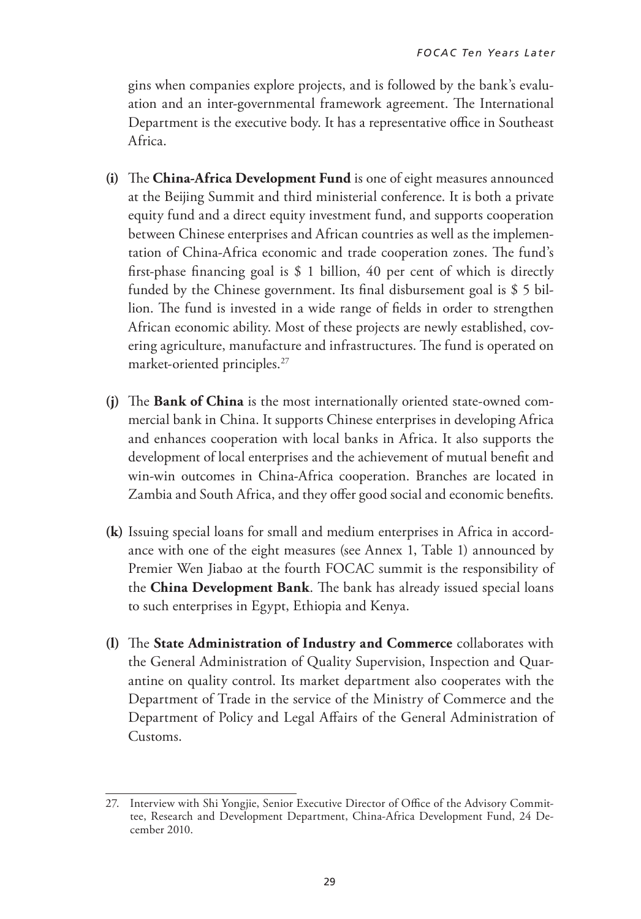gins when companies explore projects, and is followed by the bank's evaluation and an inter-governmental framework agreement. The International Department is the executive body. It has a representative office in Southeast Africa.

**(i)** The **China-Africa Development Fund** is one of eight measures announced at the Beijing Summit and third ministerial conference. It is both a private equity fund and a direct equity investment fund, and supports cooperation between Chinese enterprises and African countries as well as the implementation of China-Africa economic and trade cooperation zones. The fund's first-phase financing goal is $ 1 billion, 40 per cent of which is directly funded by the Chinese government. Its final disbursement goal is $ 5 billion. The fund is invested in a wide range of fields in order to strengthen African economic ability. Most of these projects are newly established, covering agriculture, manufacture and infrastructures. The fund is operated on market-oriented principles.[27]

**(j)** The **Bank of China** is the most internationally oriented state-owned commercial bank in China. It supports Chinese enterprises in developing Africa and enhances cooperation with local banks in Africa. It also supports the development of local enterprises and the achievement of mutual benefit and win-win outcomes in China-Africa cooperation. Branches are located in Zambia and South Africa, and they offer good social and economic benefits.

**(k)** Issuing special loans for small and medium enterprises in Africa in accordance with one of the eight measures (see Annex 1, Table 1) announced by Premier Wen Jiabao at the fourth FOCAC summit is the responsibility of the **China Development Bank**. The bank has already issued special loans to such enterprises in Egypt, Ethiopia and Kenya.

**(l)** The **State Administration of Industry and Commerce** collaborates with the General Administration of Quality Supervision, Inspection and Quarantine on quality control. Its market department also cooperates with the Department of Trade in the service of the Ministry of Commerce and the Department of Policy and Legal Affairs of the General Administration of Customs.

---

27. Interview with Shi Yongjie, Senior Executive Director of Office of the Advisory Committee, Research and Development Department, China-Africa Development Fund, 24 December 2010.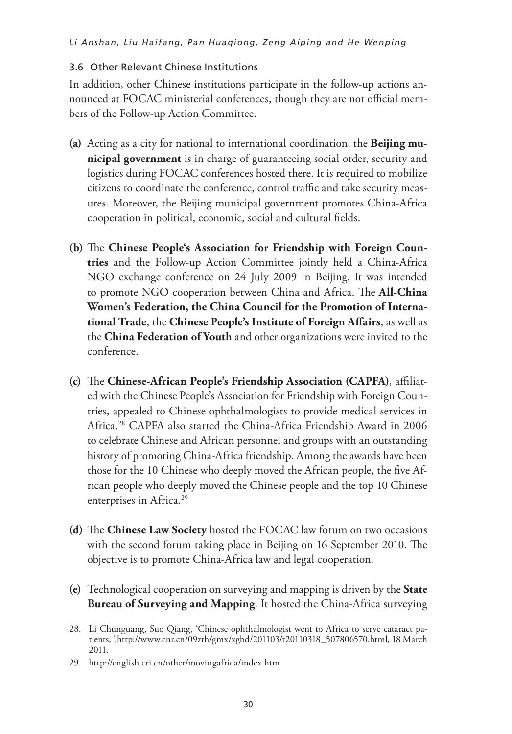### 3.6 Other Relevant Chinese Institutions

In addition, other Chinese institutions participate in the follow-up actions announced at FOCAC ministerial conferences, though they are not official members of the Follow-up Action Committee.

**(a)** Acting as a city for national to international coordination, the **Beijing municipal government** is in charge of guaranteeing social order, security and logistics during FOCAC conferences hosted there. It is required to mobilize citizens to coordinate the conference, control traffic and take security measures. Moreover, the Beijing municipal government promotes China-Africa cooperation in political, economic, social and cultural fields.

**(b)** The **Chinese People's Association for Friendship with Foreign Countries** and the Follow-up Action Committee jointly held a China-Africa NGO exchange conference on 24 July 2009 in Beijing. It was intended to promote NGO cooperation between China and Africa. The **All-China Women's Federation, the China Council for the Promotion of International Trade**, the **Chinese People's Institute of Foreign Affairs**, as well as the **China Federation of Youth** and other organizations were invited to the conference.

**(c)** The **Chinese-African People's Friendship Association (CAPFA)**, affiliated with the Chinese People's Association for Friendship with Foreign Countries, appealed to Chinese ophthalmologists to provide medical services in Africa.[28] CAPFA also started the China-Africa Friendship Award in 2006 to celebrate Chinese and African personnel and groups with an outstanding history of promoting China-Africa friendship. Among the awards have been those for the 10 Chinese who deeply moved the African people, the five African people who deeply moved the Chinese people and the top 10 Chinese enterprises in Africa.[29]

**(d)** The **Chinese Law Society** hosted the FOCAC law forum on two occasions with the second forum taking place in Beijing on 16 September 2010. The objective is to promote China-Africa law and legal cooperation.

**(e)** Technological cooperation on surveying and mapping is driven by the **State Bureau of Surveying and Mapping**. It hosted the China-Africa surveying

---

28. Li Chunguang, Suo Qiang, 'Chinese ophthalmologist went to Africa to serve cataract patients, ',http://www.cnr.cn/09zth/gmx/xgbd/201103/t20110318_507806570.html, 18 March 2011.

29. http://english.cri.cn/other/movingafrica/index.htm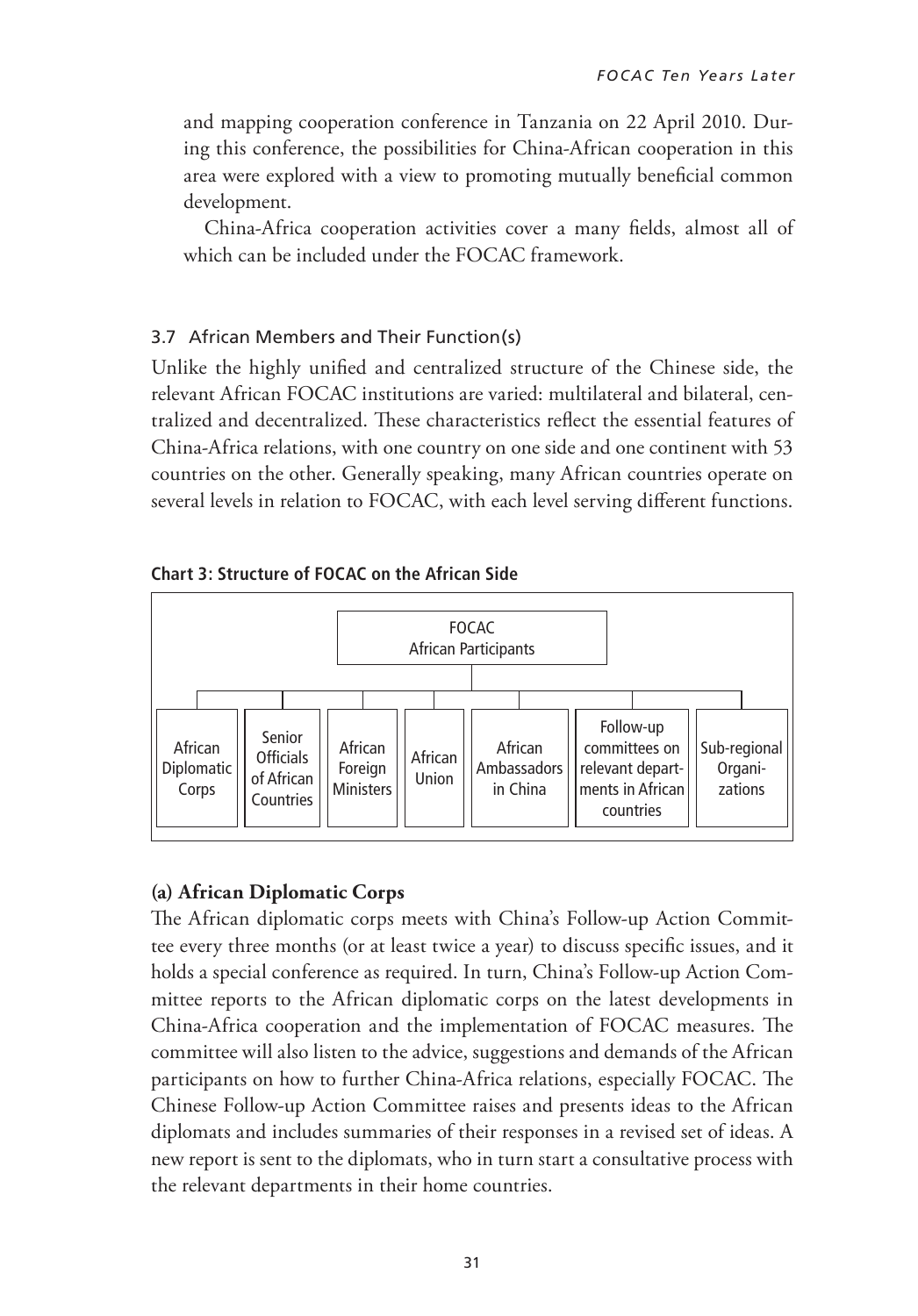and mapping cooperation conference in Tanzania on 22 April 2010. During this conference, the possibilities for China-African cooperation in this area were explored with a view to promoting mutually beneficial common development.

China-Africa cooperation activities cover a many fields, almost all of which can be included under the FOCAC framework.

### 3.7 African Members and Their Function(s)

Unlike the highly unified and centralized structure of the Chinese side, the relevant African FOCAC institutions are varied: multilateral and bilateral, centralized and decentralized. These characteristics reflect the essential features of China-Africa relations, with one country on one side and one continent with 53 countries on the other. Generally speaking, many African countries operate on several levels in relation to FOCAC, with each level serving different functions.

**Chart 3: Structure of FOCAC on the African Side**

FOCAC African Participants

- African Diplomatic Corps
- Senior Officials of African Countries
- African Foreign Ministers
- African Union
- African Ambassadors in China
- Follow-up committees on relevant departments in African countries
- Sub-regional Organizations

#### (a) African Diplomatic Corps

The African diplomatic corps meets with China's Follow-up Action Committee every three months (or at least twice a year) to discuss specific issues, and it holds a special conference as required. In turn, China's Follow-up Action Committee reports to the African diplomatic corps on the latest developments in China-Africa cooperation and the implementation of FOCAC measures. The committee will also listen to the advice, suggestions and demands of the African participants on how to further China-Africa relations, especially FOCAC. The Chinese Follow-up Action Committee raises and presents ideas to the African diplomats and includes summaries of their responses in a revised set of ideas. A new report is sent to the diplomats, who in turn start a consultative process with the relevant departments in their home countries.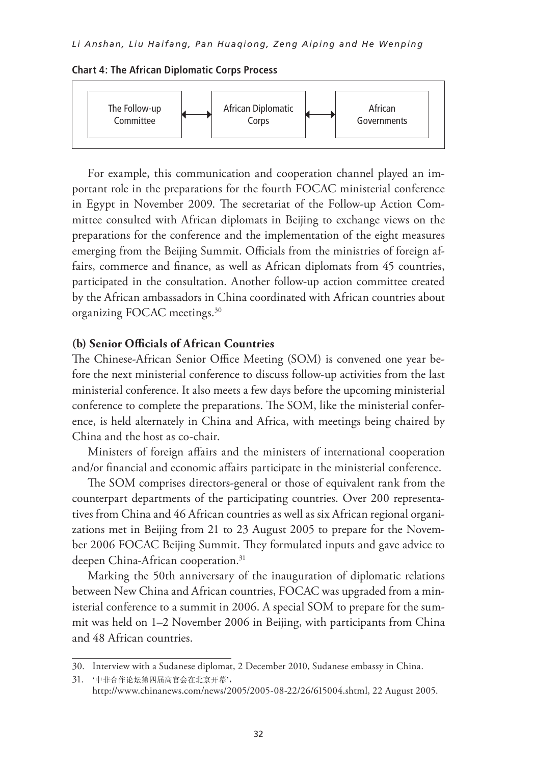**Chart 4: The African Diplomatic Corps Process**

The Follow-up Committee ⟷ African Diplomatic Corps ⟷ African Governments

For example, this communication and cooperation channel played an important role in the preparations for the fourth FOCAC ministerial conference in Egypt in November 2009. The secretariat of the Follow-up Action Committee consulted with African diplomats in Beijing to exchange views on the preparations for the conference and the implementation of the eight measures emerging from the Beijing Summit. Officials from the ministries of foreign affairs, commerce and finance, as well as African diplomats from 45 countries, participated in the consultation. Another follow-up action committee created by the African ambassadors in China coordinated with African countries about organizing FOCAC meetings.[30]

**(b) Senior Officials of African Countries**

The Chinese-African Senior Office Meeting (SOM) is convened one year before the next ministerial conference to discuss follow-up activities from the last ministerial conference. It also meets a few days before the upcoming ministerial conference to complete the preparations. The SOM, like the ministerial conference, is held alternately in China and Africa, with meetings being chaired by China and the host as co-chair.

Ministers of foreign affairs and the ministers of international cooperation and/or financial and economic affairs participate in the ministerial conference.

The SOM comprises directors-general or those of equivalent rank from the counterpart departments of the participating countries. Over 200 representatives from China and 46 African countries as well as six African regional organizations met in Beijing from 21 to 23 August 2005 to prepare for the November 2006 FOCAC Beijing Summit. They formulated inputs and gave advice to deepen China-African cooperation.[31]

Marking the 50th anniversary of the inauguration of diplomatic relations between New China and African countries, FOCAC was upgraded from a ministerial conference to a summit in 2006. A special SOM to prepare for the summit was held on 1–2 November 2006 in Beijing, with participants from China and 48 African countries.

---

30. Interview with a Sudanese diplomat, 2 December 2010, Sudanese embassy in China.

31. '中非合作论坛第四届高官会在北京开幕', http://www.chinanews.com/news/2005/2005-08-22/26/615004.shtml, 22 August 2005.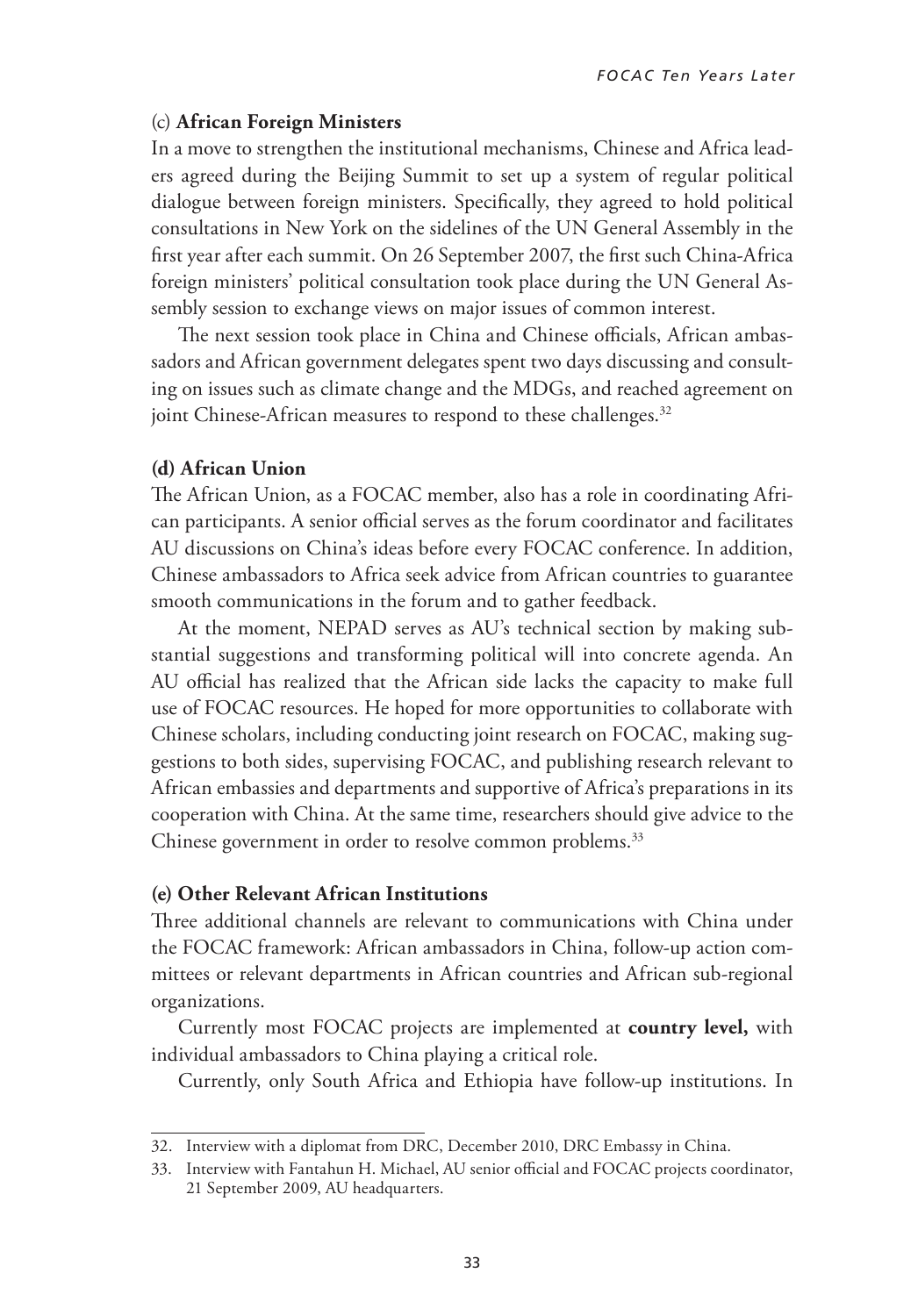### (c) **African Foreign Ministers**

In a move to strengthen the institutional mechanisms, Chinese and Africa leaders agreed during the Beijing Summit to set up a system of regular political dialogue between foreign ministers. Specifically, they agreed to hold political consultations in New York on the sidelines of the UN General Assembly in the first year after each summit. On 26 September 2007, the first such China-Africa foreign ministers' political consultation took place during the UN General Assembly session to exchange views on major issues of common interest.

The next session took place in China and Chinese officials, African ambassadors and African government delegates spent two days discussing and consulting on issues such as climate change and the MDGs, and reached agreement on joint Chinese-African measures to respond to these challenges.[32]

### (d) African Union

The African Union, as a FOCAC member, also has a role in coordinating African participants. A senior official serves as the forum coordinator and facilitates AU discussions on China's ideas before every FOCAC conference. In addition, Chinese ambassadors to Africa seek advice from African countries to guarantee smooth communications in the forum and to gather feedback.

At the moment, NEPAD serves as AU's technical section by making substantial suggestions and transforming political will into concrete agenda. An AU official has realized that the African side lacks the capacity to make full use of FOCAC resources. He hoped for more opportunities to collaborate with Chinese scholars, including conducting joint research on FOCAC, making suggestions to both sides, supervising FOCAC, and publishing research relevant to African embassies and departments and supportive of Africa's preparations in its cooperation with China. At the same time, researchers should give advice to the Chinese government in order to resolve common problems.[33]

### (e) Other Relevant African Institutions

Three additional channels are relevant to communications with China under the FOCAC framework: African ambassadors in China, follow-up action committees or relevant departments in African countries and African sub-regional organizations.

Currently most FOCAC projects are implemented at **country level,** with individual ambassadors to China playing a critical role.

Currently, only South Africa and Ethiopia have follow-up institutions. In

---

32. Interview with a diplomat from DRC, December 2010, DRC Embassy in China.

33. Interview with Fantahun H. Michael, AU senior official and FOCAC projects coordinator, 21 September 2009, AU headquarters.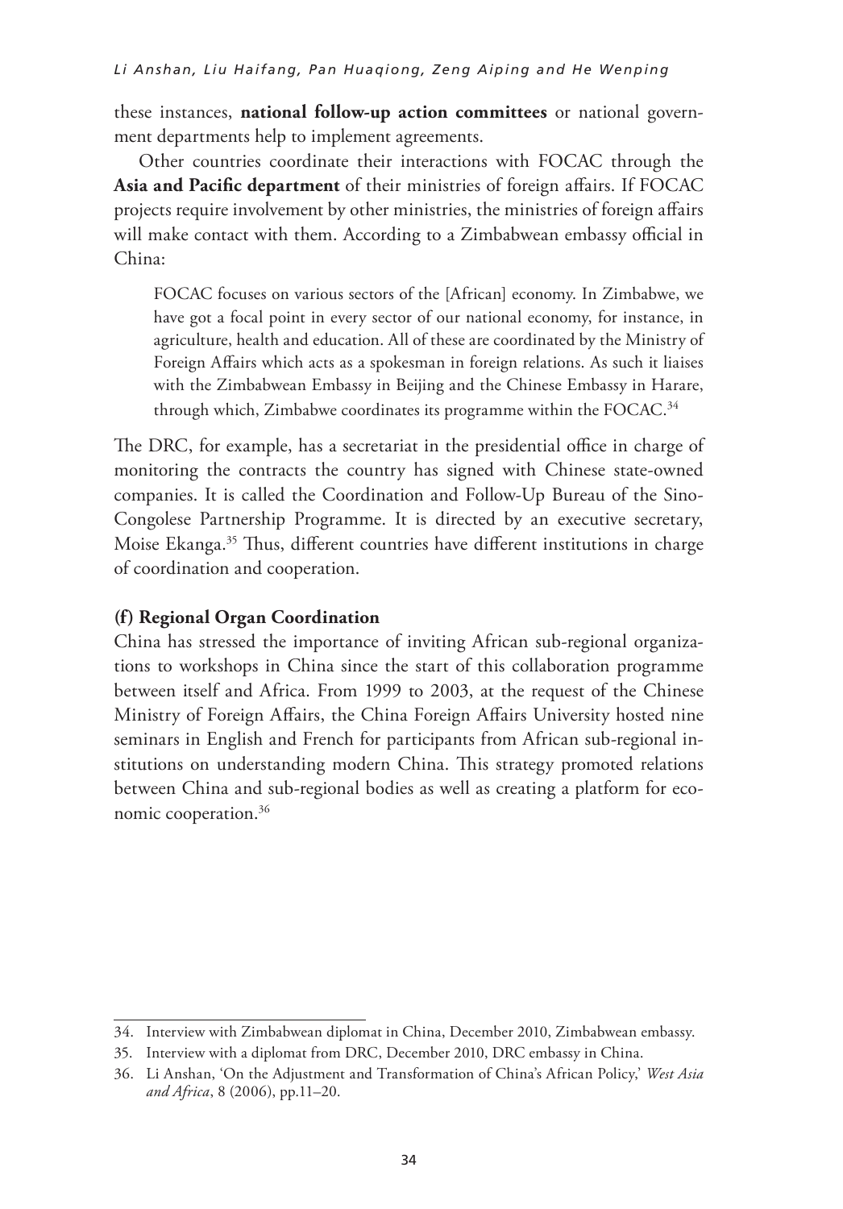these instances, **national follow-up action committees** or national government departments help to implement agreements.

Other countries coordinate their interactions with FOCAC through the **Asia and Pacific department** of their ministries of foreign affairs. If FOCAC projects require involvement by other ministries, the ministries of foreign affairs will make contact with them. According to a Zimbabwean embassy official in China:

> FOCAC focuses on various sectors of the [African] economy. In Zimbabwe, we have got a focal point in every sector of our national economy, for instance, in agriculture, health and education. All of these are coordinated by the Ministry of Foreign Affairs which acts as a spokesman in foreign relations. As such it liaises with the Zimbabwean Embassy in Beijing and the Chinese Embassy in Harare, through which, Zimbabwe coordinates its programme within the FOCAC.[34]

The DRC, for example, has a secretariat in the presidential office in charge of monitoring the contracts the country has signed with Chinese state-owned companies. It is called the Coordination and Follow-Up Bureau of the Sino-Congolese Partnership Programme. It is directed by an executive secretary, Moise Ekanga.[35] Thus, different countries have different institutions in charge of coordination and cooperation.

### (f) Regional Organ Coordination

China has stressed the importance of inviting African sub-regional organizations to workshops in China since the start of this collaboration programme between itself and Africa. From 1999 to 2003, at the request of the Chinese Ministry of Foreign Affairs, the China Foreign Affairs University hosted nine seminars in English and French for participants from African sub-regional institutions on understanding modern China. This strategy promoted relations between China and sub-regional bodies as well as creating a platform for economic cooperation.[36]

---

34. Interview with Zimbabwean diplomat in China, December 2010, Zimbabwean embassy.
35. Interview with a diplomat from DRC, December 2010, DRC embassy in China.
36. Li Anshan, 'On the Adjustment and Transformation of China's African Policy,' *West Asia and Africa*, 8 (2006), pp.11–20.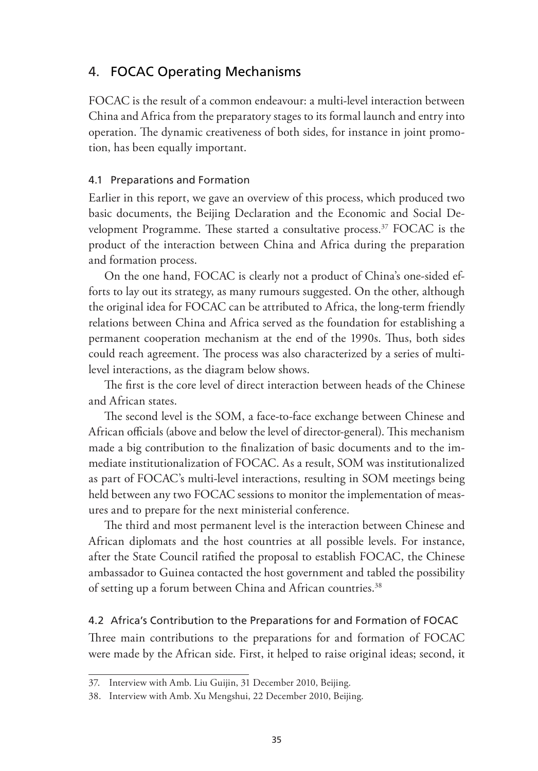## 4. FOCAC Operating Mechanisms

FOCAC is the result of a common endeavour: a multi-level interaction between China and Africa from the preparatory stages to its formal launch and entry into operation. The dynamic creativeness of both sides, for instance in joint promotion, has been equally important.

### 4.1 Preparations and Formation

Earlier in this report, we gave an overview of this process, which produced two basic documents, the Beijing Declaration and the Economic and Social Development Programme. These started a consultative process.[37] FOCAC is the product of the interaction between China and Africa during the preparation and formation process.

On the one hand, FOCAC is clearly not a product of China's one-sided efforts to lay out its strategy, as many rumours suggested. On the other, although the original idea for FOCAC can be attributed to Africa, the long-term friendly relations between China and Africa served as the foundation for establishing a permanent cooperation mechanism at the end of the 1990s. Thus, both sides could reach agreement. The process was also characterized by a series of multi-level interactions, as the diagram below shows.

The first is the core level of direct interaction between heads of the Chinese and African states.

The second level is the SOM, a face-to-face exchange between Chinese and African officials (above and below the level of director-general). This mechanism made a big contribution to the finalization of basic documents and to the immediate institutionalization of FOCAC. As a result, SOM was institutionalized as part of FOCAC's multi-level interactions, resulting in SOM meetings being held between any two FOCAC sessions to monitor the implementation of measures and to prepare for the next ministerial conference.

The third and most permanent level is the interaction between Chinese and African diplomats and the host countries at all possible levels. For instance, after the State Council ratified the proposal to establish FOCAC, the Chinese ambassador to Guinea contacted the host government and tabled the possibility of setting up a forum between China and African countries.[38]

### 4.2 Africa's Contribution to the Preparations for and Formation of FOCAC

Three main contributions to the preparations for and formation of FOCAC were made by the African side. First, it helped to raise original ideas; second, it

37. Interview with Amb. Liu Guijin, 31 December 2010, Beijing.

38. Interview with Amb. Xu Mengshui, 22 December 2010, Beijing.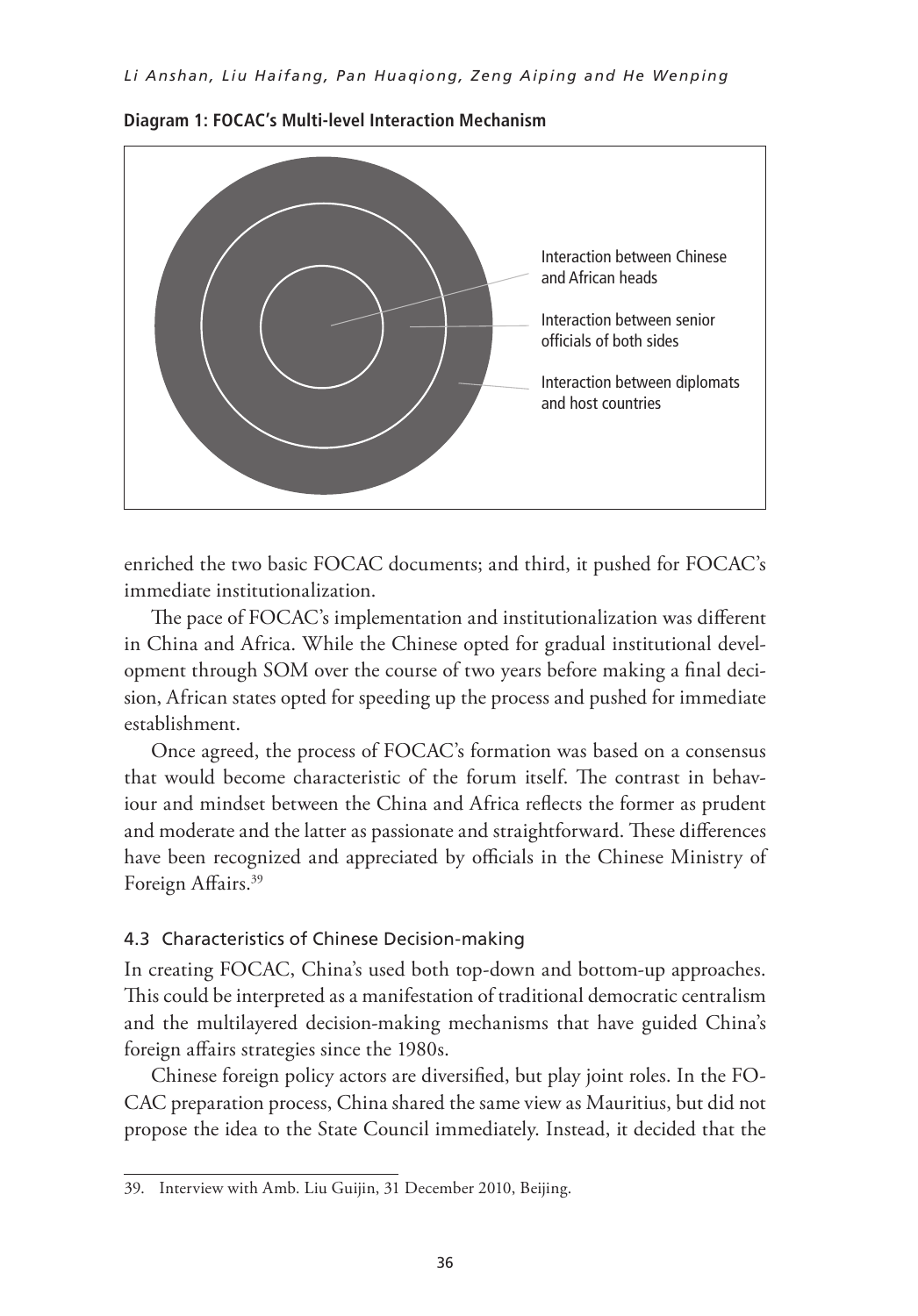**Diagram 1: FOCAC's Multi-level Interaction Mechanism**

Interaction between Chinese and African heads

Interaction between senior officials of both sides

Interaction between diplomats and host countries

enriched the two basic FOCAC documents; and third, it pushed for FOCAC's immediate institutionalization.

The pace of FOCAC's implementation and institutionalization was different in China and Africa. While the Chinese opted for gradual institutional development through SOM over the course of two years before making a final decision, African states opted for speeding up the process and pushed for immediate establishment.

Once agreed, the process of FOCAC's formation was based on a consensus that would become characteristic of the forum itself. The contrast in behaviour and mindset between the China and Africa reflects the former as prudent and moderate and the latter as passionate and straightforward. These differences have been recognized and appreciated by officials in the Chinese Ministry of Foreign Affairs.[39]

### 4.3 Characteristics of Chinese Decision-making

In creating FOCAC, China's used both top-down and bottom-up approaches. This could be interpreted as a manifestation of traditional democratic centralism and the multilayered decision-making mechanisms that have guided China's foreign affairs strategies since the 1980s.

Chinese foreign policy actors are diversified, but play joint roles. In the FOCAC preparation process, China shared the same view as Mauritius, but did not propose the idea to the State Council immediately. Instead, it decided that the

---

39. Interview with Amb. Liu Guijin, 31 December 2010, Beijing.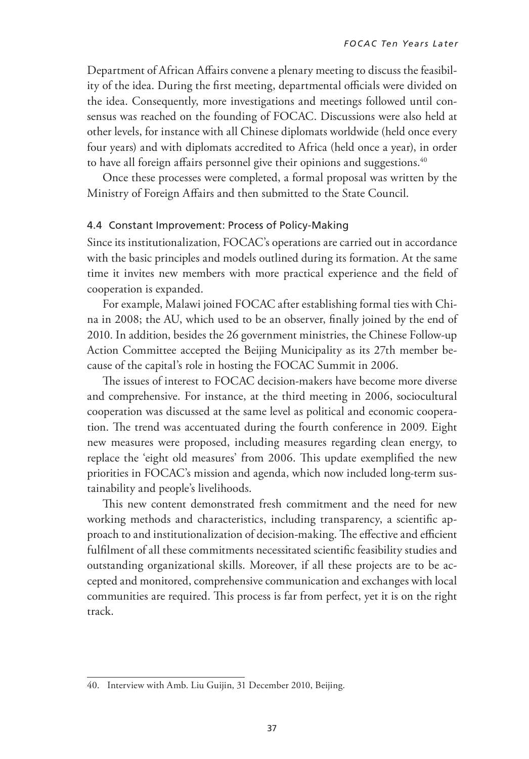Department of African Affairs convene a plenary meeting to discuss the feasibility of the idea. During the first meeting, departmental officials were divided on the idea. Consequently, more investigations and meetings followed until consensus was reached on the founding of FOCAC. Discussions were also held at other levels, for instance with all Chinese diplomats worldwide (held once every four years) and with diplomats accredited to Africa (held once a year), in order to have all foreign affairs personnel give their opinions and suggestions.[40]

Once these processes were completed, a formal proposal was written by the Ministry of Foreign Affairs and then submitted to the State Council.

### 4.4 Constant Improvement: Process of Policy-Making

Since its institutionalization, FOCAC's operations are carried out in accordance with the basic principles and models outlined during its formation. At the same time it invites new members with more practical experience and the field of cooperation is expanded.

For example, Malawi joined FOCAC after establishing formal ties with China in 2008; the AU, which used to be an observer, finally joined by the end of 2010. In addition, besides the 26 government ministries, the Chinese Follow-up Action Committee accepted the Beijing Municipality as its 27th member because of the capital's role in hosting the FOCAC Summit in 2006.

The issues of interest to FOCAC decision-makers have become more diverse and comprehensive. For instance, at the third meeting in 2006, sociocultural cooperation was discussed at the same level as political and economic cooperation. The trend was accentuated during the fourth conference in 2009. Eight new measures were proposed, including measures regarding clean energy, to replace the 'eight old measures' from 2006. This update exemplified the new priorities in FOCAC's mission and agenda, which now included long-term sustainability and people's livelihoods.

This new content demonstrated fresh commitment and the need for new working methods and characteristics, including transparency, a scientific approach to and institutionalization of decision-making. The effective and efficient fulfilment of all these commitments necessitated scientific feasibility studies and outstanding organizational skills. Moreover, if all these projects are to be accepted and monitored, comprehensive communication and exchanges with local communities are required. This process is far from perfect, yet it is on the right track.

---

40. Interview with Amb. Liu Guijin, 31 December 2010, Beijing.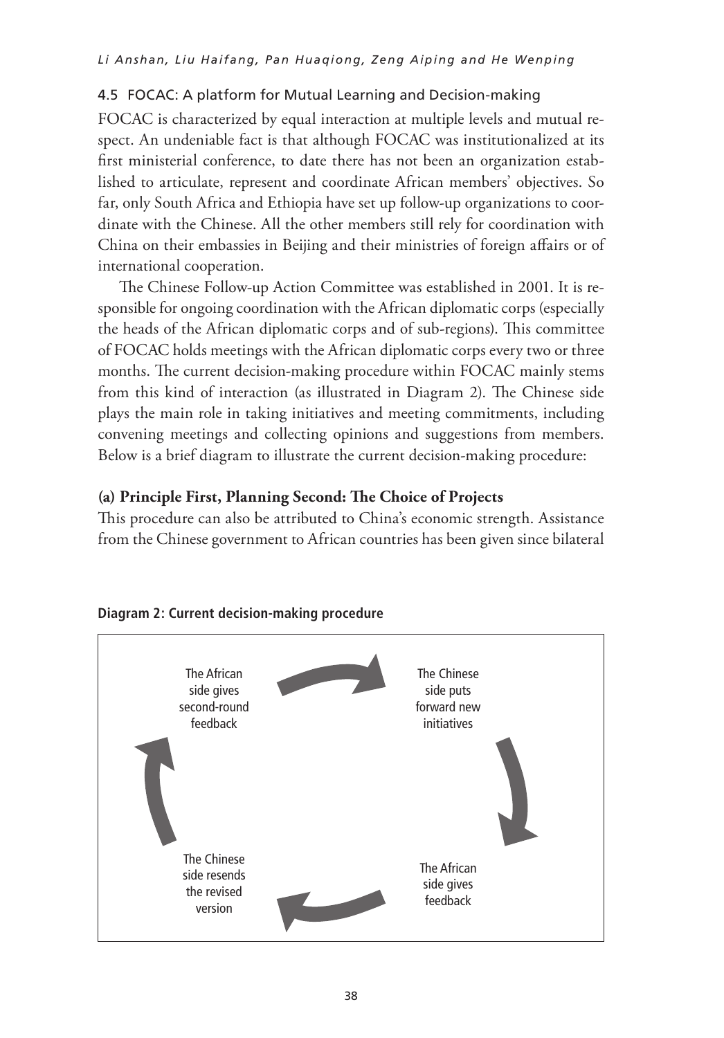## 4.5 FOCAC: A platform for Mutual Learning and Decision-making

FOCAC is characterized by equal interaction at multiple levels and mutual respect. An undeniable fact is that although FOCAC was institutionalized at its first ministerial conference, to date there has not been an organization established to articulate, represent and coordinate African members' objectives. So far, only South Africa and Ethiopia have set up follow-up organizations to coordinate with the Chinese. All the other members still rely for coordination with China on their embassies in Beijing and their ministries of foreign affairs or of international cooperation.

The Chinese Follow-up Action Committee was established in 2001. It is responsible for ongoing coordination with the African diplomatic corps (especially the heads of the African diplomatic corps and of sub-regions). This committee of FOCAC holds meetings with the African diplomatic corps every two or three months. The current decision-making procedure within FOCAC mainly stems from this kind of interaction (as illustrated in Diagram 2). The Chinese side plays the main role in taking initiatives and meeting commitments, including convening meetings and collecting opinions and suggestions from members. Below is a brief diagram to illustrate the current decision-making procedure:

### (a) Principle First, Planning Second: The Choice of Projects

This procedure can also be attributed to China's economic strength. Assistance from the Chinese government to African countries has been given since bilateral

**Diagram 2: Current decision-making procedure**

The Chinese side puts forward new initiatives → The African side gives feedback → The Chinese side resends the revised version → The African side gives second-round feedback → The Chinese side puts forward new initiatives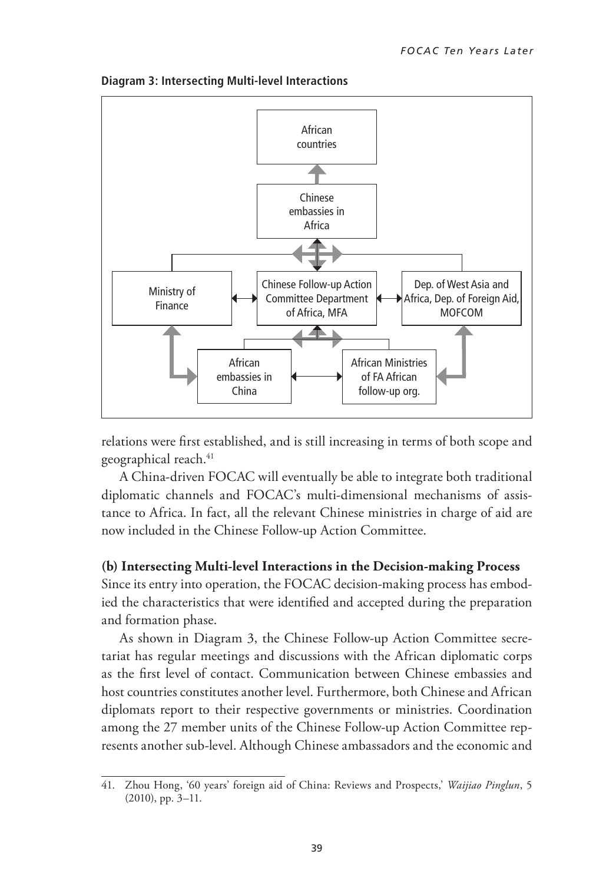**Diagram 3: Intersecting Multi-level Interactions**

African countries

Chinese embassies in Africa

Ministry of Finance

Chinese Follow-up Action Committee Department of Africa, MFA

Dep. of West Asia and Africa, Dep. of Foreign Aid, MOFCOM

African embassies in China

African Ministries of FA African follow-up org.

relations were first established, and is still increasing in terms of both scope and geographical reach.[41]

A China-driven FOCAC will eventually be able to integrate both traditional diplomatic channels and FOCAC's multi-dimensional mechanisms of assistance to Africa. In fact, all the relevant Chinese ministries in charge of aid are now included in the Chinese Follow-up Action Committee.

**(b) Intersecting Multi-level Interactions in the Decision-making Process**

Since its entry into operation, the FOCAC decision-making process has embodied the characteristics that were identified and accepted during the preparation and formation phase.

As shown in Diagram 3, the Chinese Follow-up Action Committee secretariat has regular meetings and discussions with the African diplomatic corps as the first level of contact. Communication between Chinese embassies and host countries constitutes another level. Furthermore, both Chinese and African diplomats report to their respective governments or ministries. Coordination among the 27 member units of the Chinese Follow-up Action Committee represents another sub-level. Although Chinese ambassadors and the economic and

---

41. Zhou Hong, '60 years' foreign aid of China: Reviews and Prospects,' *Waijiao Pinglun*, 5 (2010), pp. 3–11.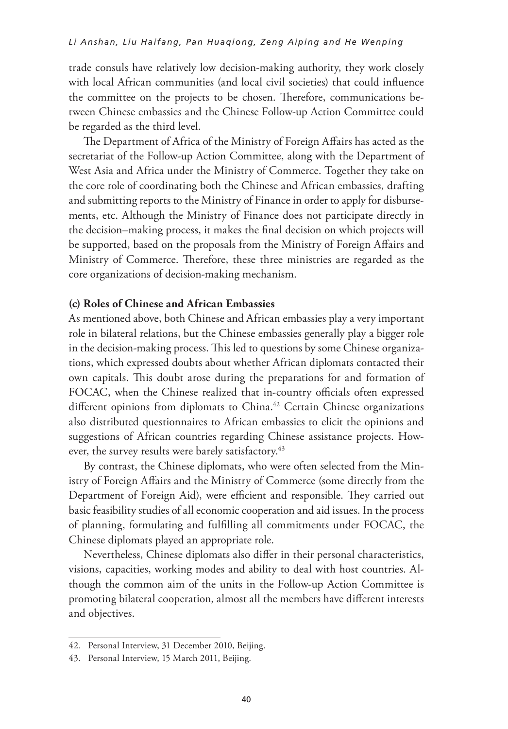trade consuls have relatively low decision-making authority, they work closely with local African communities (and local civil societies) that could influence the committee on the projects to be chosen. Therefore, communications between Chinese embassies and the Chinese Follow-up Action Committee could be regarded as the third level.

The Department of Africa of the Ministry of Foreign Affairs has acted as the secretariat of the Follow-up Action Committee, along with the Department of West Asia and Africa under the Ministry of Commerce. Together they take on the core role of coordinating both the Chinese and African embassies, drafting and submitting reports to the Ministry of Finance in order to apply for disbursements, etc. Although the Ministry of Finance does not participate directly in the decision–making process, it makes the final decision on which projects will be supported, based on the proposals from the Ministry of Foreign Affairs and Ministry of Commerce. Therefore, these three ministries are regarded as the core organizations of decision-making mechanism.

**(c) Roles of Chinese and African Embassies**

As mentioned above, both Chinese and African embassies play a very important role in bilateral relations, but the Chinese embassies generally play a bigger role in the decision-making process. This led to questions by some Chinese organizations, which expressed doubts about whether African diplomats contacted their own capitals. This doubt arose during the preparations for and formation of FOCAC, when the Chinese realized that in-country officials often expressed different opinions from diplomats to China.[42] Certain Chinese organizations also distributed questionnaires to African embassies to elicit the opinions and suggestions of African countries regarding Chinese assistance projects. However, the survey results were barely satisfactory.[43]

By contrast, the Chinese diplomats, who were often selected from the Ministry of Foreign Affairs and the Ministry of Commerce (some directly from the Department of Foreign Aid), were efficient and responsible. They carried out basic feasibility studies of all economic cooperation and aid issues. In the process of planning, formulating and fulfilling all commitments under FOCAC, the Chinese diplomats played an appropriate role.

Nevertheless, Chinese diplomats also differ in their personal characteristics, visions, capacities, working modes and ability to deal with host countries. Although the common aim of the units in the Follow-up Action Committee is promoting bilateral cooperation, almost all the members have different interests and objectives.

---

42. Personal Interview, 31 December 2010, Beijing.

43. Personal Interview, 15 March 2011, Beijing.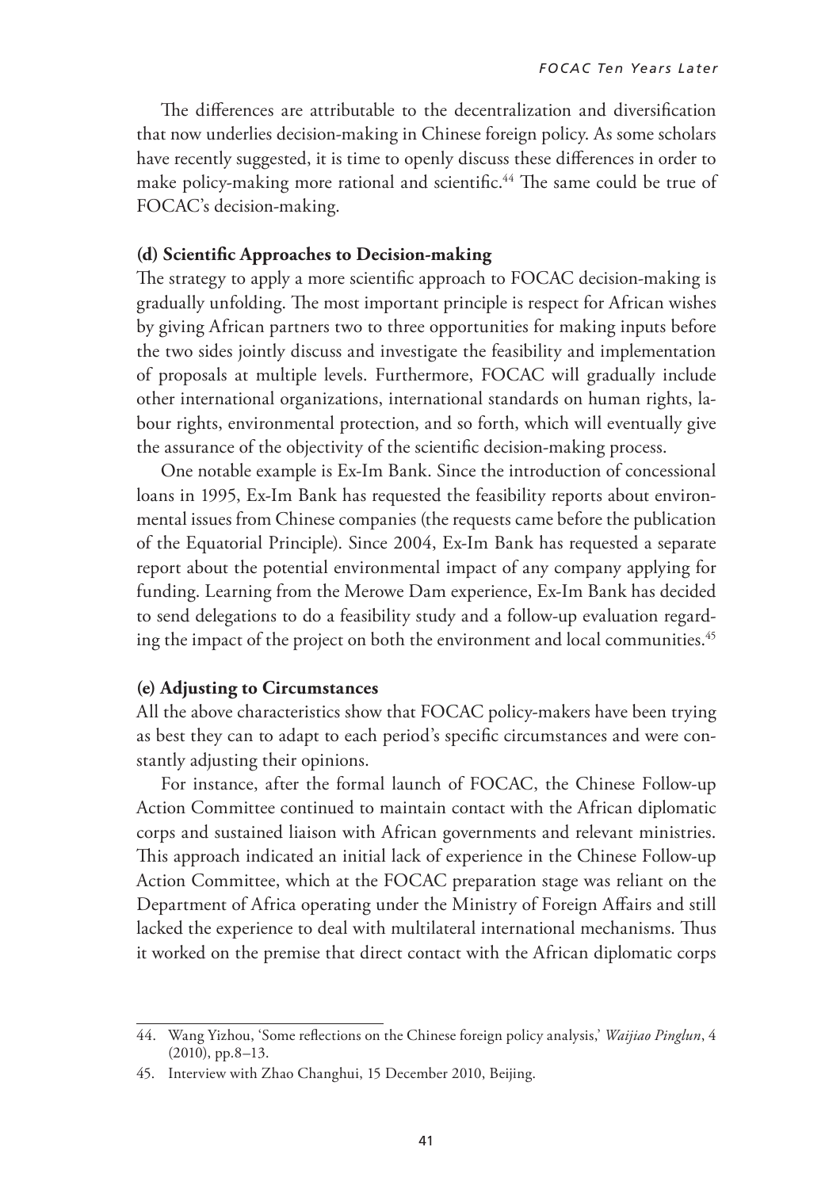The differences are attributable to the decentralization and diversification that now underlies decision-making in Chinese foreign policy. As some scholars have recently suggested, it is time to openly discuss these differences in order to make policy-making more rational and scientific.[44] The same could be true of FOCAC's decision-making.

### (d) Scientific Approaches to Decision-making

The strategy to apply a more scientific approach to FOCAC decision-making is gradually unfolding. The most important principle is respect for African wishes by giving African partners two to three opportunities for making inputs before the two sides jointly discuss and investigate the feasibility and implementation of proposals at multiple levels. Furthermore, FOCAC will gradually include other international organizations, international standards on human rights, labour rights, environmental protection, and so forth, which will eventually give the assurance of the objectivity of the scientific decision-making process.

One notable example is Ex-Im Bank. Since the introduction of concessional loans in 1995, Ex-Im Bank has requested the feasibility reports about environmental issues from Chinese companies (the requests came before the publication of the Equatorial Principle). Since 2004, Ex-Im Bank has requested a separate report about the potential environmental impact of any company applying for funding. Learning from the Merowe Dam experience, Ex-Im Bank has decided to send delegations to do a feasibility study and a follow-up evaluation regarding the impact of the project on both the environment and local communities.[45]

### (e) Adjusting to Circumstances

All the above characteristics show that FOCAC policy-makers have been trying as best they can to adapt to each period's specific circumstances and were constantly adjusting their opinions.

For instance, after the formal launch of FOCAC, the Chinese Follow-up Action Committee continued to maintain contact with the African diplomatic corps and sustained liaison with African governments and relevant ministries. This approach indicated an initial lack of experience in the Chinese Follow-up Action Committee, which at the FOCAC preparation stage was reliant on the Department of Africa operating under the Ministry of Foreign Affairs and still lacked the experience to deal with multilateral international mechanisms. Thus it worked on the premise that direct contact with the African diplomatic corps

---

44. Wang Yizhou, 'Some reflections on the Chinese foreign policy analysis,' *Waijiao Pinglun*, 4 (2010), pp.8–13.

45. Interview with Zhao Changhui, 15 December 2010, Beijing.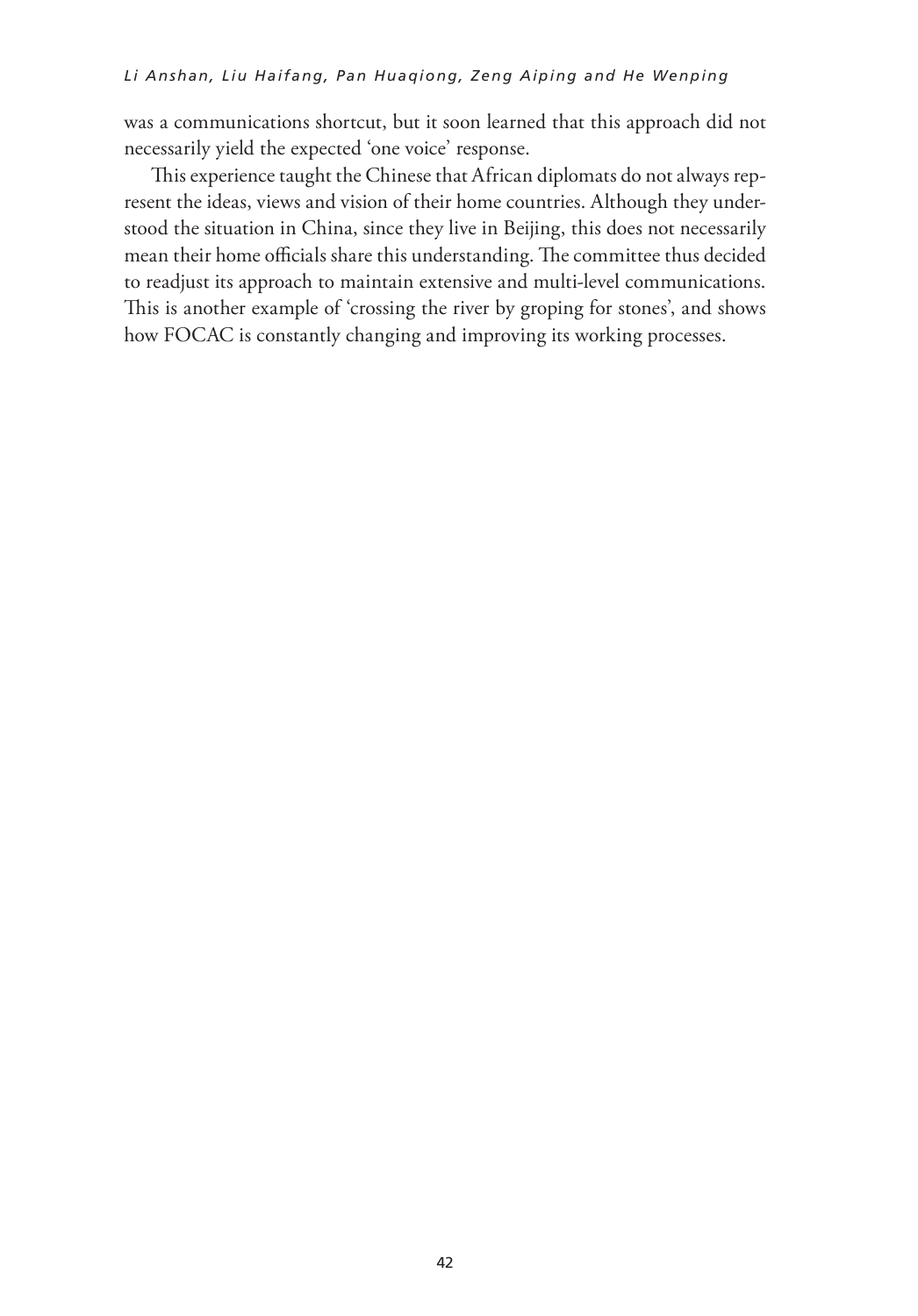was a communications shortcut, but it soon learned that this approach did not necessarily yield the expected 'one voice' response.

This experience taught the Chinese that African diplomats do not always represent the ideas, views and vision of their home countries. Although they understood the situation in China, since they live in Beijing, this does not necessarily mean their home officials share this understanding. The committee thus decided to readjust its approach to maintain extensive and multi-level communications. This is another example of 'crossing the river by groping for stones', and shows how FOCAC is constantly changing and improving its working processes.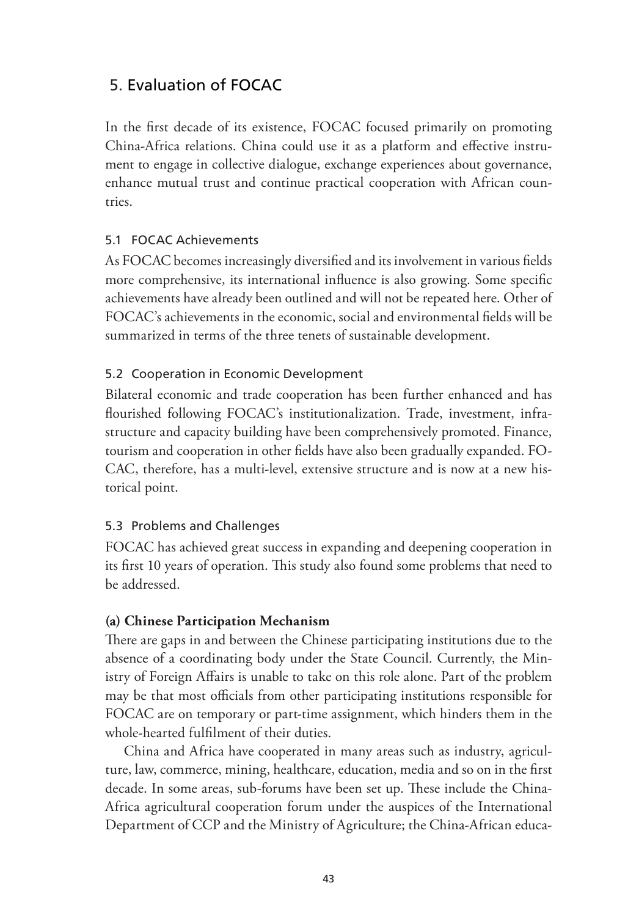## 5. Evaluation of FOCAC

In the first decade of its existence, FOCAC focused primarily on promoting China-Africa relations. China could use it as a platform and effective instrument to engage in collective dialogue, exchange experiences about governance, enhance mutual trust and continue practical cooperation with African countries.

### 5.1 FOCAC Achievements

As FOCAC becomes increasingly diversified and its involvement in various fields more comprehensive, its international influence is also growing. Some specific achievements have already been outlined and will not be repeated here. Other of FOCAC's achievements in the economic, social and environmental fields will be summarized in terms of the three tenets of sustainable development.

### 5.2 Cooperation in Economic Development

Bilateral economic and trade cooperation has been further enhanced and has flourished following FOCAC's institutionalization. Trade, investment, infrastructure and capacity building have been comprehensively promoted. Finance, tourism and cooperation in other fields have also been gradually expanded. FOCAC, therefore, has a multi-level, extensive structure and is now at a new historical point.

### 5.3 Problems and Challenges

FOCAC has achieved great success in expanding and deepening cooperation in its first 10 years of operation. This study also found some problems that need to be addressed.

**(a) Chinese Participation Mechanism**

There are gaps in and between the Chinese participating institutions due to the absence of a coordinating body under the State Council. Currently, the Ministry of Foreign Affairs is unable to take on this role alone. Part of the problem may be that most officials from other participating institutions responsible for FOCAC are on temporary or part-time assignment, which hinders them in the whole-hearted fulfilment of their duties.

China and Africa have cooperated in many areas such as industry, agriculture, law, commerce, mining, healthcare, education, media and so on in the first decade. In some areas, sub-forums have been set up. These include the China-Africa agricultural cooperation forum under the auspices of the International Department of CCP and the Ministry of Agriculture; the China-African educa-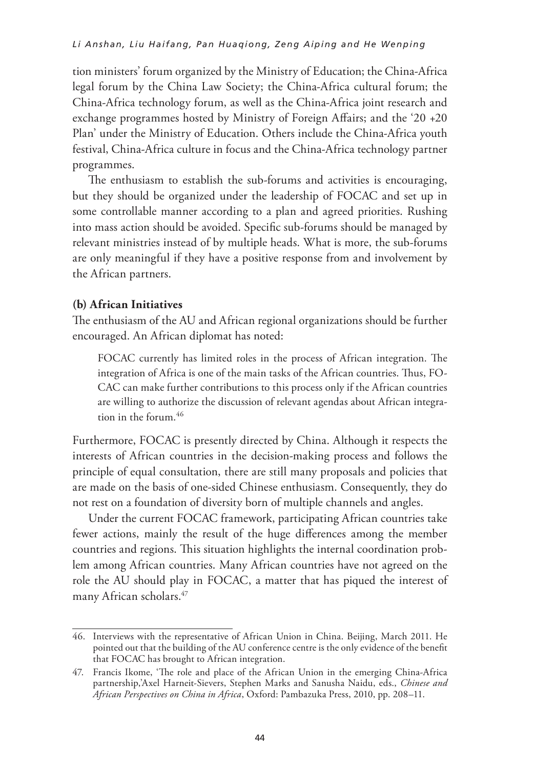tion ministers' forum organized by the Ministry of Education; the China-Africa legal forum by the China Law Society; the China-Africa cultural forum; the China-Africa technology forum, as well as the China-Africa joint research and exchange programmes hosted by Ministry of Foreign Affairs; and the '20 +20 Plan' under the Ministry of Education. Others include the China-Africa youth festival, China-Africa culture in focus and the China-Africa technology partner programmes.

The enthusiasm to establish the sub-forums and activities is encouraging, but they should be organized under the leadership of FOCAC and set up in some controllable manner according to a plan and agreed priorities. Rushing into mass action should be avoided. Specific sub-forums should be managed by relevant ministries instead of by multiple heads. What is more, the sub-forums are only meaningful if they have a positive response from and involvement by the African partners.

**(b) African Initiatives**

The enthusiasm of the AU and African regional organizations should be further encouraged. An African diplomat has noted:

> FOCAC currently has limited roles in the process of African integration. The integration of Africa is one of the main tasks of the African countries. Thus, FOCAC can make further contributions to this process only if the African countries are willing to authorize the discussion of relevant agendas about African integration in the forum.[46]

Furthermore, FOCAC is presently directed by China. Although it respects the interests of African countries in the decision-making process and follows the principle of equal consultation, there are still many proposals and policies that are made on the basis of one-sided Chinese enthusiasm. Consequently, they do not rest on a foundation of diversity born of multiple channels and angles.

Under the current FOCAC framework, participating African countries take fewer actions, mainly the result of the huge differences among the member countries and regions. This situation highlights the internal coordination problem among African countries. Many African countries have not agreed on the role the AU should play in FOCAC, a matter that has piqued the interest of many African scholars.[47]

---

46. Interviews with the representative of African Union in China. Beijing, March 2011. He pointed out that the building of the AU conference centre is the only evidence of the benefit that FOCAC has brought to African integration.

47. Francis Ikome, 'The role and place of the African Union in the emerging China-Africa partnership,'Axel Harneit-Sievers, Stephen Marks and Sanusha Naidu, eds., *Chinese and African Perspectives on China in Africa*, Oxford: Pambazuka Press, 2010, pp. 208–11.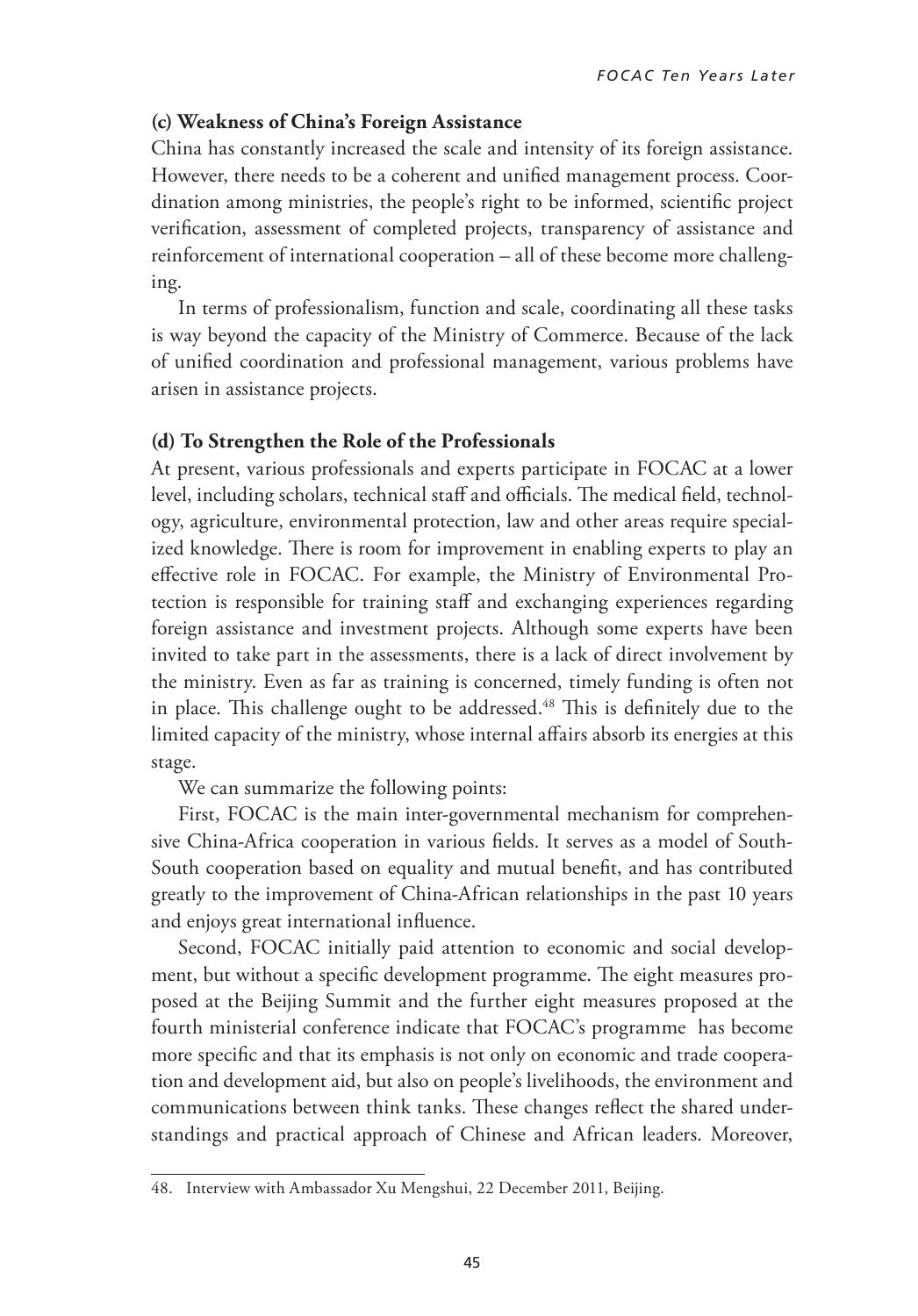### (c) Weakness of China's Foreign Assistance

China has constantly increased the scale and intensity of its foreign assistance. However, there needs to be a coherent and unified management process. Coordination among ministries, the people's right to be informed, scientific project verification, assessment of completed projects, transparency of assistance and reinforcement of international cooperation – all of these become more challenging.

In terms of professionalism, function and scale, coordinating all these tasks is way beyond the capacity of the Ministry of Commerce. Because of the lack of unified coordination and professional management, various problems have arisen in assistance projects.

### (d) To Strengthen the Role of the Professionals

At present, various professionals and experts participate in FOCAC at a lower level, including scholars, technical staff and officials. The medical field, technology, agriculture, environmental protection, law and other areas require specialized knowledge. There is room for improvement in enabling experts to play an effective role in FOCAC. For example, the Ministry of Environmental Protection is responsible for training staff and exchanging experiences regarding foreign assistance and investment projects. Although some experts have been invited to take part in the assessments, there is a lack of direct involvement by the ministry. Even as far as training is concerned, timely funding is often not in place. This challenge ought to be addressed.[48] This is definitely due to the limited capacity of the ministry, whose internal affairs absorb its energies at this stage.

We can summarize the following points:

First, FOCAC is the main inter-governmental mechanism for comprehensive China-Africa cooperation in various fields. It serves as a model of South-South cooperation based on equality and mutual benefit, and has contributed greatly to the improvement of China-African relationships in the past 10 years and enjoys great international influence.

Second, FOCAC initially paid attention to economic and social development, but without a specific development programme. The eight measures proposed at the Beijing Summit and the further eight measures proposed at the fourth ministerial conference indicate that FOCAC's programme has become more specific and that its emphasis is not only on economic and trade cooperation and development aid, but also on people's livelihoods, the environment and communications between think tanks. These changes reflect the shared understandings and practical approach of Chinese and African leaders. Moreover,

---

48. Interview with Ambassador Xu Mengshui, 22 December 2011, Beijing.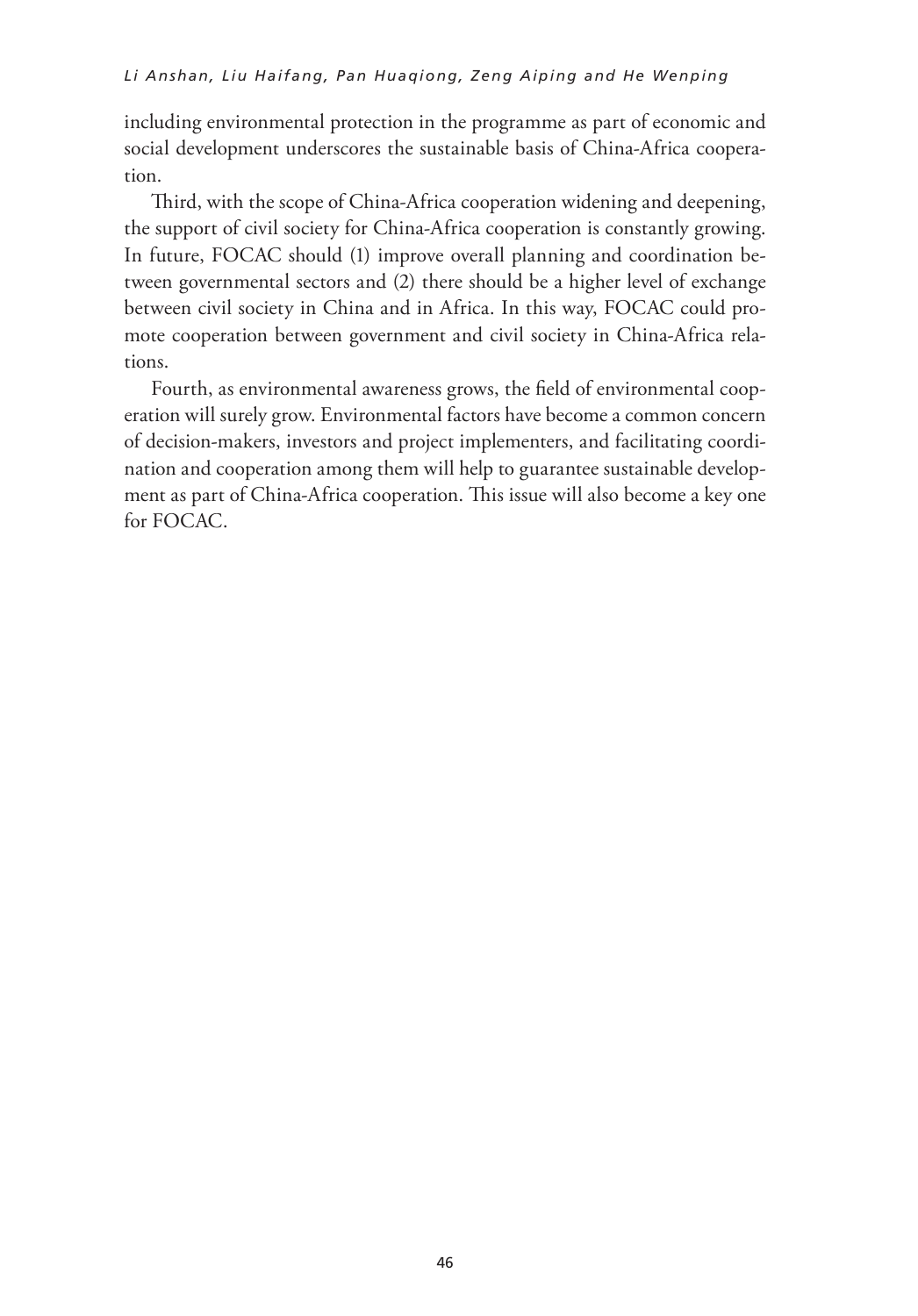including environmental protection in the programme as part of economic and social development underscores the sustainable basis of China-Africa cooperation.

Third, with the scope of China-Africa cooperation widening and deepening, the support of civil society for China-Africa cooperation is constantly growing. In future, FOCAC should (1) improve overall planning and coordination between governmental sectors and (2) there should be a higher level of exchange between civil society in China and in Africa. In this way, FOCAC could promote cooperation between government and civil society in China-Africa relations.

Fourth, as environmental awareness grows, the field of environmental cooperation will surely grow. Environmental factors have become a common concern of decision-makers, investors and project implementers, and facilitating coordination and cooperation among them will help to guarantee sustainable development as part of China-Africa cooperation. This issue will also become a key one for FOCAC.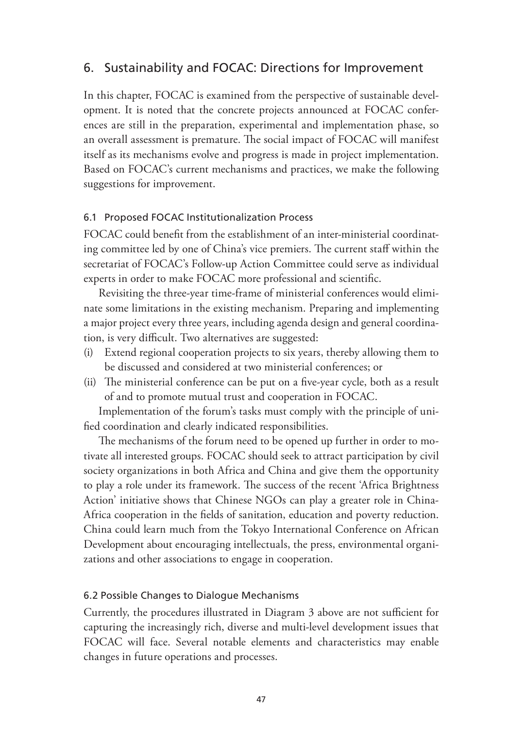## 6. Sustainability and FOCAC: Directions for Improvement

In this chapter, FOCAC is examined from the perspective of sustainable development. It is noted that the concrete projects announced at FOCAC conferences are still in the preparation, experimental and implementation phase, so an overall assessment is premature. The social impact of FOCAC will manifest itself as its mechanisms evolve and progress is made in project implementation. Based on FOCAC's current mechanisms and practices, we make the following suggestions for improvement.

### 6.1 Proposed FOCAC Institutionalization Process

FOCAC could benefit from the establishment of an inter-ministerial coordinating committee led by one of China's vice premiers. The current staff within the secretariat of FOCAC's Follow-up Action Committee could serve as individual experts in order to make FOCAC more professional and scientific.

Revisiting the three-year time-frame of ministerial conferences would eliminate some limitations in the existing mechanism. Preparing and implementing a major project every three years, including agenda design and general coordination, is very difficult. Two alternatives are suggested:

(i) Extend regional cooperation projects to six years, thereby allowing them to be discussed and considered at two ministerial conferences; or

(ii) The ministerial conference can be put on a five-year cycle, both as a result of and to promote mutual trust and cooperation in FOCAC.

Implementation of the forum's tasks must comply with the principle of unified coordination and clearly indicated responsibilities.

The mechanisms of the forum need to be opened up further in order to motivate all interested groups. FOCAC should seek to attract participation by civil society organizations in both Africa and China and give them the opportunity to play a role under its framework. The success of the recent 'Africa Brightness Action' initiative shows that Chinese NGOs can play a greater role in China-Africa cooperation in the fields of sanitation, education and poverty reduction. China could learn much from the Tokyo International Conference on African Development about encouraging intellectuals, the press, environmental organizations and other associations to engage in cooperation.

### 6.2 Possible Changes to Dialogue Mechanisms

Currently, the procedures illustrated in Diagram 3 above are not sufficient for capturing the increasingly rich, diverse and multi-level development issues that FOCAC will face. Several notable elements and characteristics may enable changes in future operations and processes.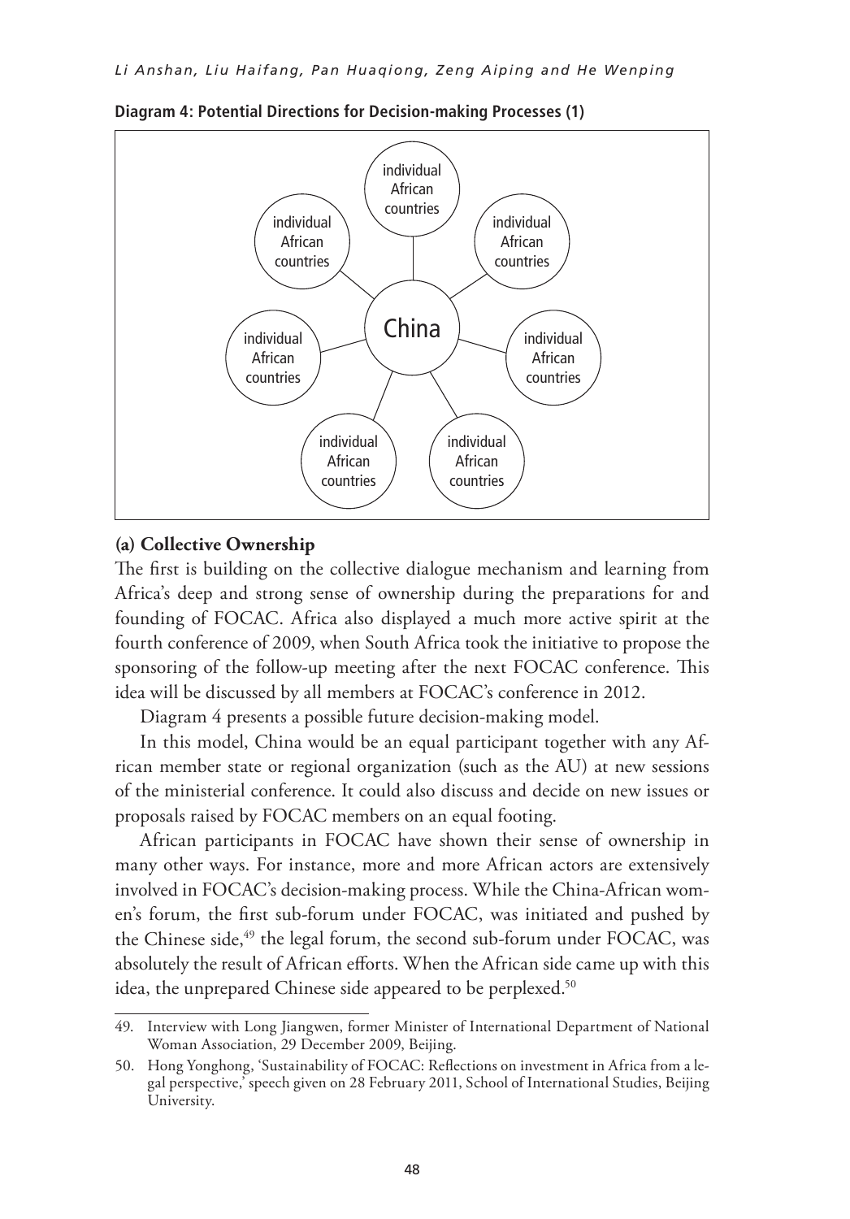**Diagram 4: Potential Directions for Decision-making Processes (1)**

China

individual African countries

individual African countries

individual African countries

individual African countries

individual African countries

individual African countries

individual African countries

**(a) Collective Ownership**

The first is building on the collective dialogue mechanism and learning from Africa's deep and strong sense of ownership during the preparations for and founding of FOCAC. Africa also displayed a much more active spirit at the fourth conference of 2009, when South Africa took the initiative to propose the sponsoring of the follow-up meeting after the next FOCAC conference. This idea will be discussed by all members at FOCAC's conference in 2012.

Diagram 4 presents a possible future decision-making model.

In this model, China would be an equal participant together with any African member state or regional organization (such as the AU) at new sessions of the ministerial conference. It could also discuss and decide on new issues or proposals raised by FOCAC members on an equal footing.

African participants in FOCAC have shown their sense of ownership in many other ways. For instance, more and more African actors are extensively involved in FOCAC's decision-making process. While the China-African women's forum, the first sub-forum under FOCAC, was initiated and pushed by the Chinese side,[49] the legal forum, the second sub-forum under FOCAC, was absolutely the result of African efforts. When the African side came up with this idea, the unprepared Chinese side appeared to be perplexed.[50]

---

49. Interview with Long Jiangwen, former Minister of International Department of National Woman Association, 29 December 2009, Beijing.

50. Hong Yonghong, 'Sustainability of FOCAC: Reflections on investment in Africa from a legal perspective,' speech given on 28 February 2011, School of International Studies, Beijing University.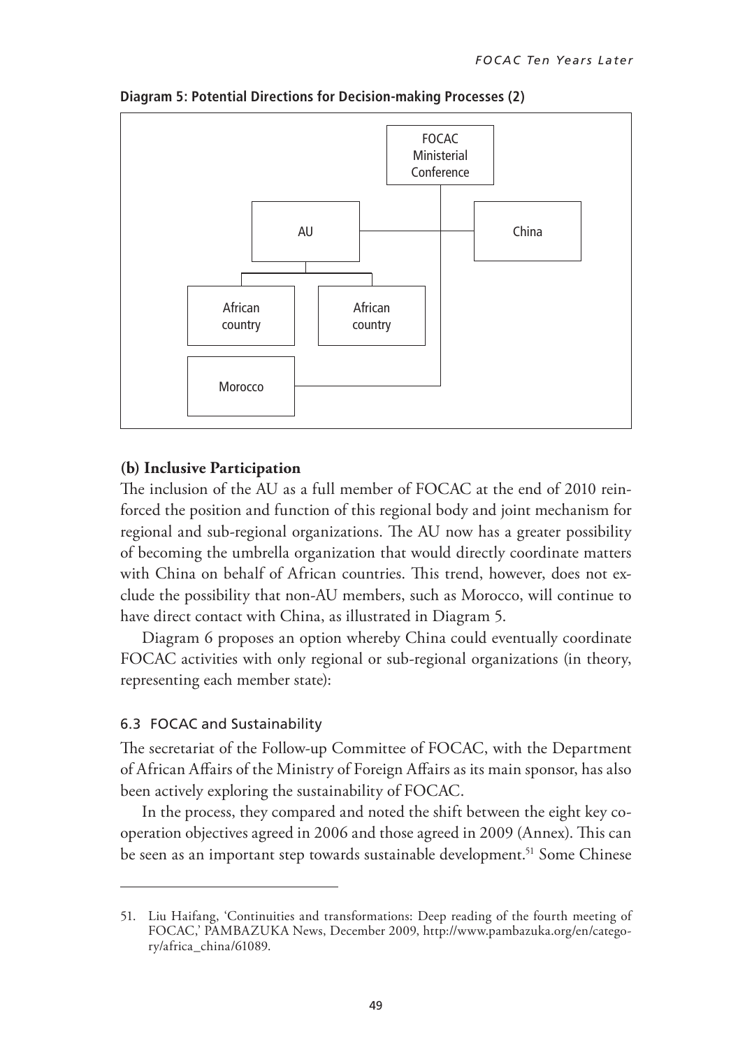**Diagram 5: Potential Directions for Decision-making Processes (2)**

FOCAC Ministerial Conference

AU

China

African country

African country

Morocco

**(b) Inclusive Participation**

The inclusion of the AU as a full member of FOCAC at the end of 2010 reinforced the position and function of this regional body and joint mechanism for regional and sub-regional organizations. The AU now has a greater possibility of becoming the umbrella organization that would directly coordinate matters with China on behalf of African countries. This trend, however, does not exclude the possibility that non-AU members, such as Morocco, will continue to have direct contact with China, as illustrated in Diagram 5.

Diagram 6 proposes an option whereby China could eventually coordinate FOCAC activities with only regional or sub-regional organizations (in theory, representing each member state):

### 6.3 FOCAC and Sustainability

The secretariat of the Follow-up Committee of FOCAC, with the Department of African Affairs of the Ministry of Foreign Affairs as its main sponsor, has also been actively exploring the sustainability of FOCAC.

In the process, they compared and noted the shift between the eight key cooperation objectives agreed in 2006 and those agreed in 2009 (Annex). This can be seen as an important step towards sustainable development.[51] Some Chinese

---

51. Liu Haifang, 'Continuities and transformations: Deep reading of the fourth meeting of FOCAC,' PAMBAZUKA News, December 2009, http://www.pambazuka.org/en/category/africa_china/61089.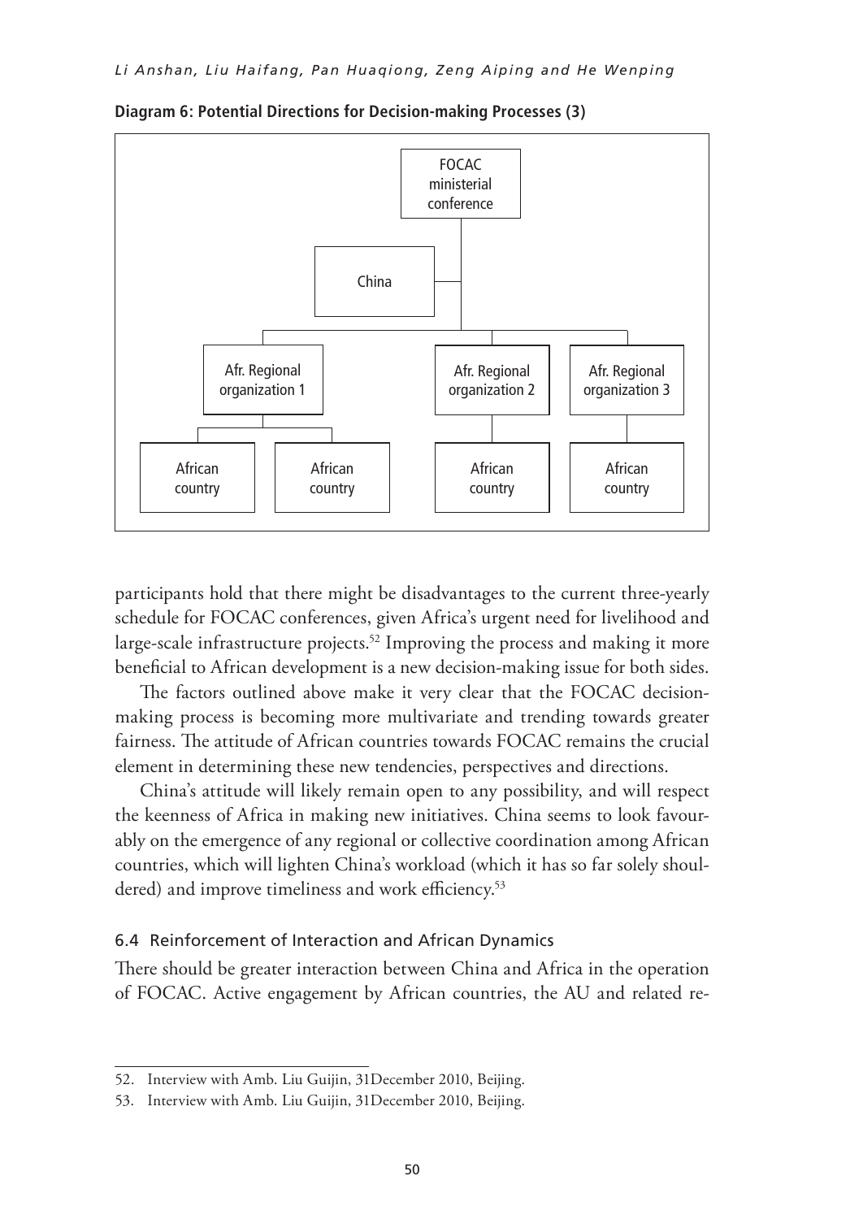**Diagram 6: Potential Directions for Decision-making Processes (3)**

participants hold that there might be disadvantages to the current three-yearly schedule for FOCAC conferences, given Africa's urgent need for livelihood and large-scale infrastructure projects.[52] Improving the process and making it more beneficial to African development is a new decision-making issue for both sides.

The factors outlined above make it very clear that the FOCAC decision-making process is becoming more multivariate and trending towards greater fairness. The attitude of African countries towards FOCAC remains the crucial element in determining these new tendencies, perspectives and directions.

China's attitude will likely remain open to any possibility, and will respect the keenness of Africa in making new initiatives. China seems to look favourably on the emergence of any regional or collective coordination among African countries, which will lighten China's workload (which it has so far solely shouldered) and improve timeliness and work efficiency.[53]

### 6.4 Reinforcement of Interaction and African Dynamics

There should be greater interaction between China and Africa in the operation of FOCAC. Active engagement by African countries, the AU and related re-

---

52. Interview with Amb. Liu Guijin, 31December 2010, Beijing.

53. Interview with Amb. Liu Guijin, 31December 2010, Beijing.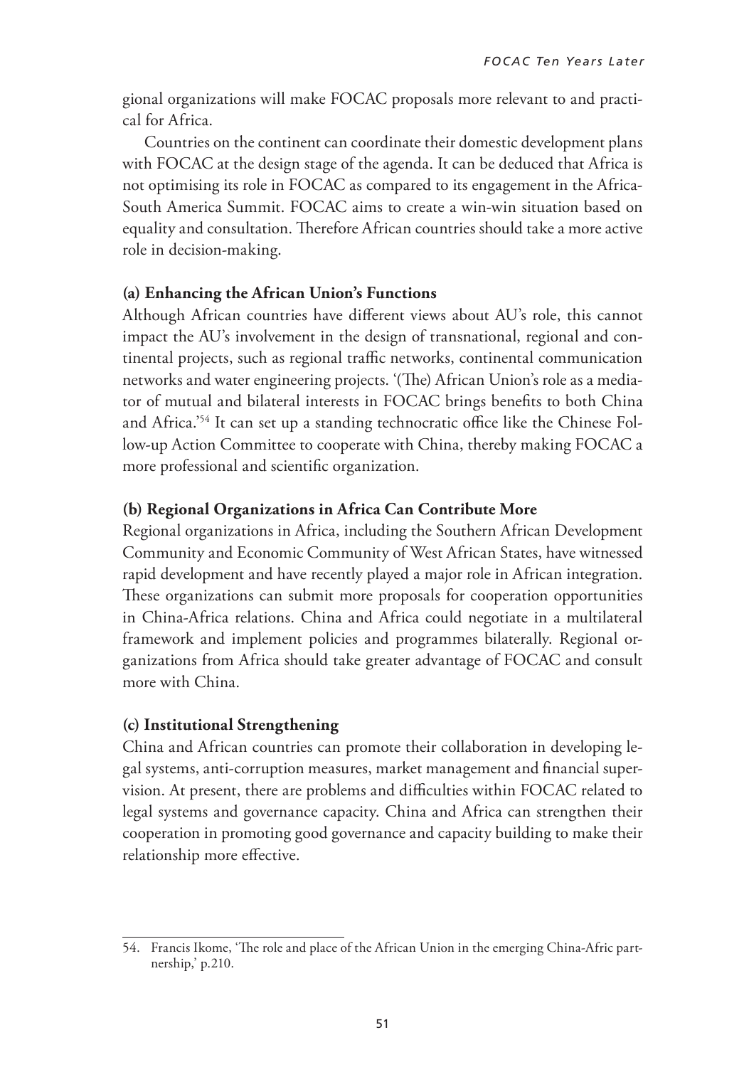gional organizations will make FOCAC proposals more relevant to and practical for Africa.

Countries on the continent can coordinate their domestic development plans with FOCAC at the design stage of the agenda. It can be deduced that Africa is not optimising its role in FOCAC as compared to its engagement in the Africa-South America Summit. FOCAC aims to create a win-win situation based on equality and consultation. Therefore African countries should take a more active role in decision-making.

**(a) Enhancing the African Union's Functions**

Although African countries have different views about AU's role, this cannot impact the AU's involvement in the design of transnational, regional and continental projects, such as regional traffic networks, continental communication networks and water engineering projects. '(The) African Union's role as a mediator of mutual and bilateral interests in FOCAC brings benefits to both China and Africa.'[54] It can set up a standing technocratic office like the Chinese Follow-up Action Committee to cooperate with China, thereby making FOCAC a more professional and scientific organization.

**(b) Regional Organizations in Africa Can Contribute More**

Regional organizations in Africa, including the Southern African Development Community and Economic Community of West African States, have witnessed rapid development and have recently played a major role in African integration. These organizations can submit more proposals for cooperation opportunities in China-Africa relations. China and Africa could negotiate in a multilateral framework and implement policies and programmes bilaterally. Regional organizations from Africa should take greater advantage of FOCAC and consult more with China.

**(c) Institutional Strengthening**

China and African countries can promote their collaboration in developing legal systems, anti-corruption measures, market management and financial supervision. At present, there are problems and difficulties within FOCAC related to legal systems and governance capacity. China and Africa can strengthen their cooperation in promoting good governance and capacity building to make their relationship more effective.

---

54. Francis Ikome, 'The role and place of the African Union in the emerging China-Afric partnership,' p.210.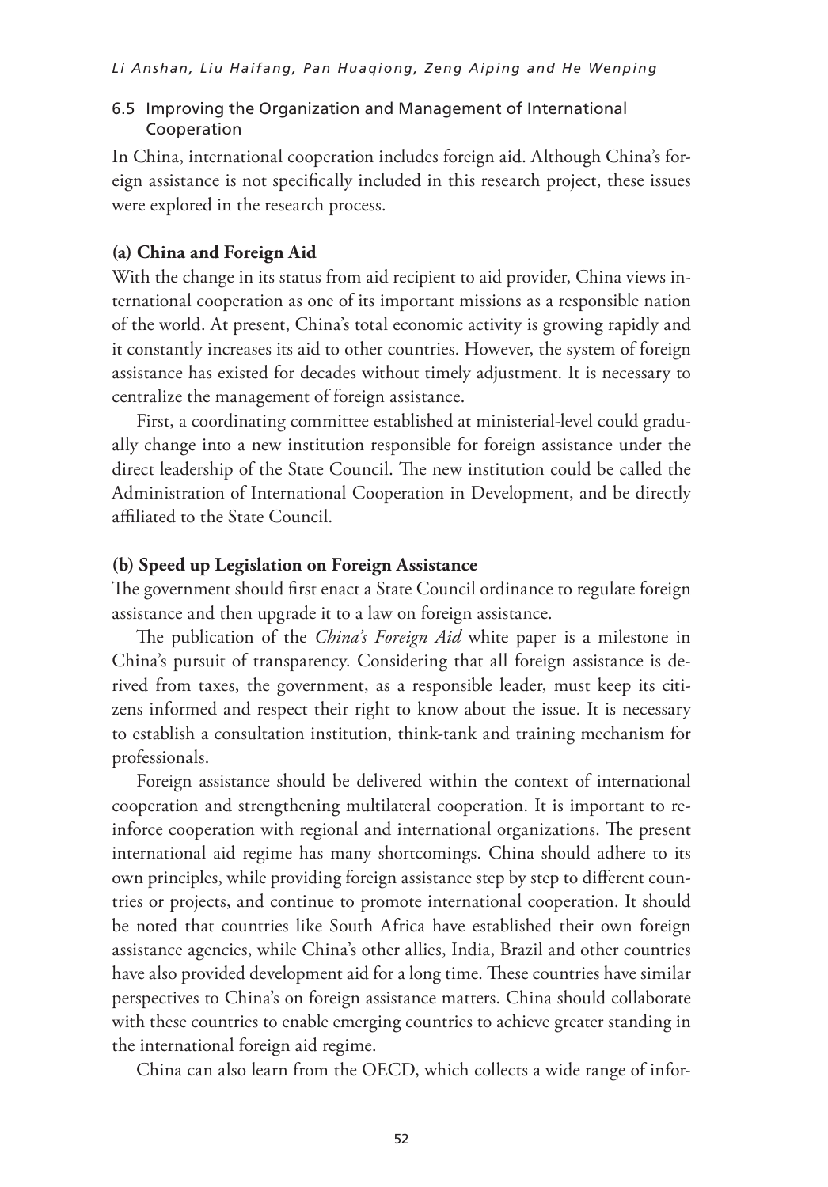## 6.5 Improving the Organization and Management of International Cooperation

In China, international cooperation includes foreign aid. Although China's foreign assistance is not specifically included in this research project, these issues were explored in the research process.

### (a) China and Foreign Aid

With the change in its status from aid recipient to aid provider, China views international cooperation as one of its important missions as a responsible nation of the world. At present, China's total economic activity is growing rapidly and it constantly increases its aid to other countries. However, the system of foreign assistance has existed for decades without timely adjustment. It is necessary to centralize the management of foreign assistance.

First, a coordinating committee established at ministerial-level could gradually change into a new institution responsible for foreign assistance under the direct leadership of the State Council. The new institution could be called the Administration of International Cooperation in Development, and be directly affiliated to the State Council.

### (b) Speed up Legislation on Foreign Assistance

The government should first enact a State Council ordinance to regulate foreign assistance and then upgrade it to a law on foreign assistance.

The publication of the *China's Foreign Aid* white paper is a milestone in China's pursuit of transparency. Considering that all foreign assistance is derived from taxes, the government, as a responsible leader, must keep its citizens informed and respect their right to know about the issue. It is necessary to establish a consultation institution, think-tank and training mechanism for professionals.

Foreign assistance should be delivered within the context of international cooperation and strengthening multilateral cooperation. It is important to reinforce cooperation with regional and international organizations. The present international aid regime has many shortcomings. China should adhere to its own principles, while providing foreign assistance step by step to different countries or projects, and continue to promote international cooperation. It should be noted that countries like South Africa have established their own foreign assistance agencies, while China's other allies, India, Brazil and other countries have also provided development aid for a long time. These countries have similar perspectives to China's on foreign assistance matters. China should collaborate with these countries to enable emerging countries to achieve greater standing in the international foreign aid regime.

China can also learn from the OECD, which collects a wide range of infor-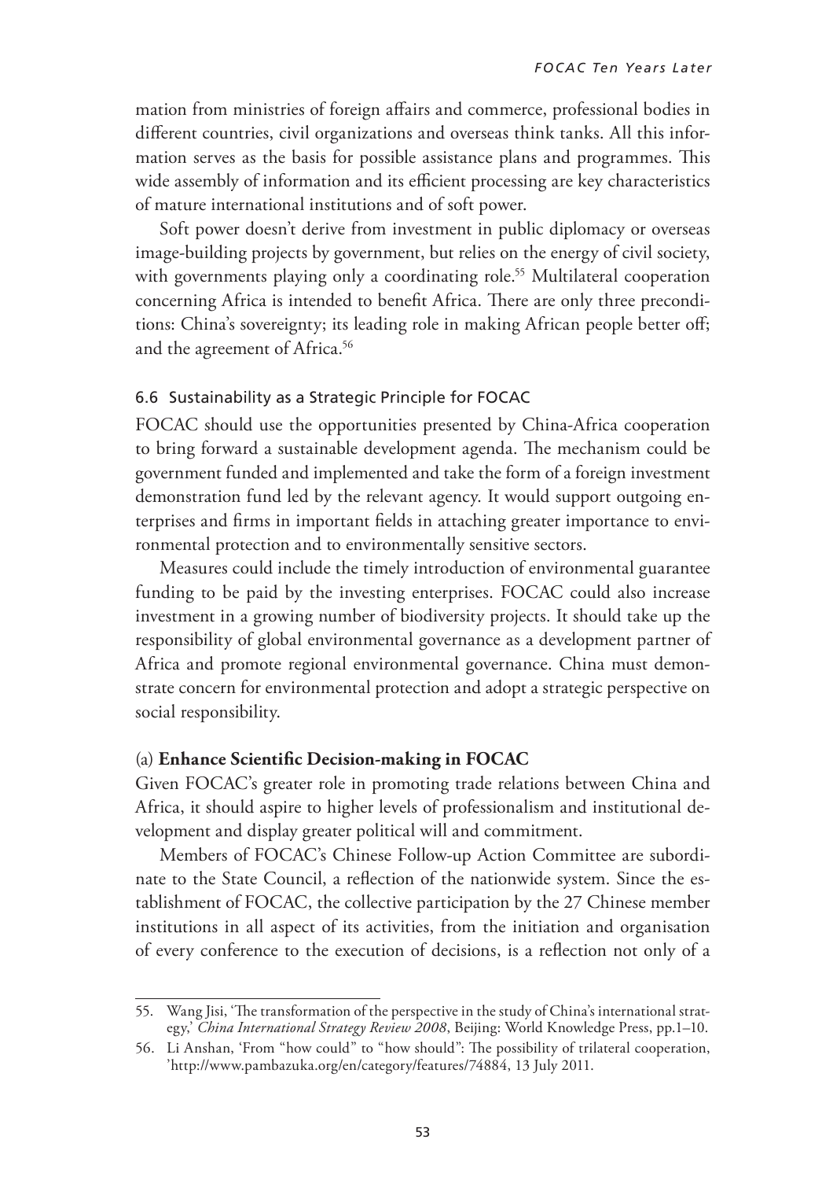mation from ministries of foreign affairs and commerce, professional bodies in different countries, civil organizations and overseas think tanks. All this information serves as the basis for possible assistance plans and programmes. This wide assembly of information and its efficient processing are key characteristics of mature international institutions and of soft power.

Soft power doesn't derive from investment in public diplomacy or overseas image-building projects by government, but relies on the energy of civil society, with governments playing only a coordinating role.[55] Multilateral cooperation concerning Africa is intended to benefit Africa. There are only three preconditions: China's sovereignty; its leading role in making African people better off; and the agreement of Africa.[56]

### 6.6 Sustainability as a Strategic Principle for FOCAC

FOCAC should use the opportunities presented by China-Africa cooperation to bring forward a sustainable development agenda. The mechanism could be government funded and implemented and take the form of a foreign investment demonstration fund led by the relevant agency. It would support outgoing enterprises and firms in important fields in attaching greater importance to environmental protection and to environmentally sensitive sectors.

Measures could include the timely introduction of environmental guarantee funding to be paid by the investing enterprises. FOCAC could also increase investment in a growing number of biodiversity projects. It should take up the responsibility of global environmental governance as a development partner of Africa and promote regional environmental governance. China must demonstrate concern for environmental protection and adopt a strategic perspective on social responsibility.

#### (a) **Enhance Scientific Decision-making in FOCAC**

Given FOCAC's greater role in promoting trade relations between China and Africa, it should aspire to higher levels of professionalism and institutional development and display greater political will and commitment.

Members of FOCAC's Chinese Follow-up Action Committee are subordinate to the State Council, a reflection of the nationwide system. Since the establishment of FOCAC, the collective participation by the 27 Chinese member institutions in all aspect of its activities, from the initiation and organisation of every conference to the execution of decisions, is a reflection not only of a

---

55. Wang Jisi, 'The transformation of the perspective in the study of China's international strategy,' *China International Strategy Review 2008*, Beijing: World Knowledge Press, pp.1–10.

56. Li Anshan, 'From "how could" to "how should": The possibility of trilateral cooperation, 'http://www.pambazuka.org/en/category/features/74884, 13 July 2011.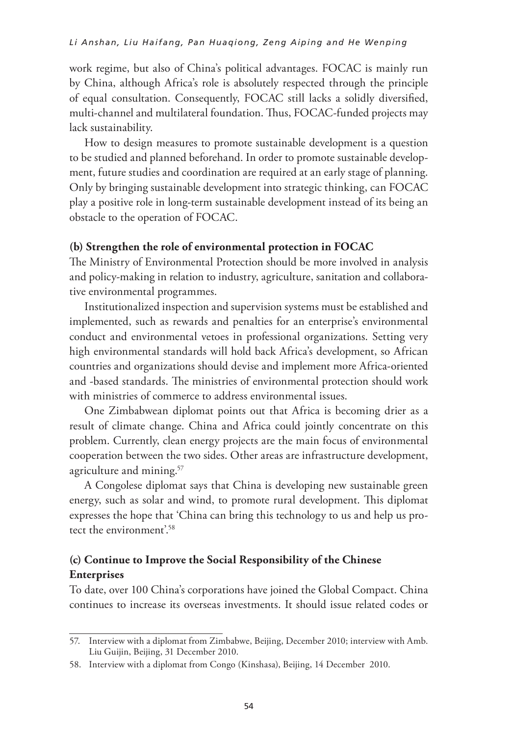work regime, but also of China's political advantages. FOCAC is mainly run by China, although Africa's role is absolutely respected through the principle of equal consultation. Consequently, FOCAC still lacks a solidly diversified, multi-channel and multilateral foundation. Thus, FOCAC-funded projects may lack sustainability.

How to design measures to promote sustainable development is a question to be studied and planned beforehand. In order to promote sustainable development, future studies and coordination are required at an early stage of planning. Only by bringing sustainable development into strategic thinking, can FOCAC play a positive role in long-term sustainable development instead of its being an obstacle to the operation of FOCAC.

**(b) Strengthen the role of environmental protection in FOCAC**

The Ministry of Environmental Protection should be more involved in analysis and policy-making in relation to industry, agriculture, sanitation and collaborative environmental programmes.

Institutionalized inspection and supervision systems must be established and implemented, such as rewards and penalties for an enterprise's environmental conduct and environmental vetoes in professional organizations. Setting very high environmental standards will hold back Africa's development, so African countries and organizations should devise and implement more Africa-oriented and -based standards. The ministries of environmental protection should work with ministries of commerce to address environmental issues.

One Zimbabwean diplomat points out that Africa is becoming drier as a result of climate change. China and Africa could jointly concentrate on this problem. Currently, clean energy projects are the main focus of environmental cooperation between the two sides. Other areas are infrastructure development, agriculture and mining.[57]

A Congolese diplomat says that China is developing new sustainable green energy, such as solar and wind, to promote rural development. This diplomat expresses the hope that 'China can bring this technology to us and help us protect the environment'.[58]

**(c) Continue to Improve the Social Responsibility of the Chinese Enterprises**

To date, over 100 China's corporations have joined the Global Compact. China continues to increase its overseas investments. It should issue related codes or

57. Interview with a diplomat from Zimbabwe, Beijing, December 2010; interview with Amb. Liu Guijin, Beijing, 31 December 2010.

58. Interview with a diplomat from Congo (Kinshasa), Beijing, 14 December 2010.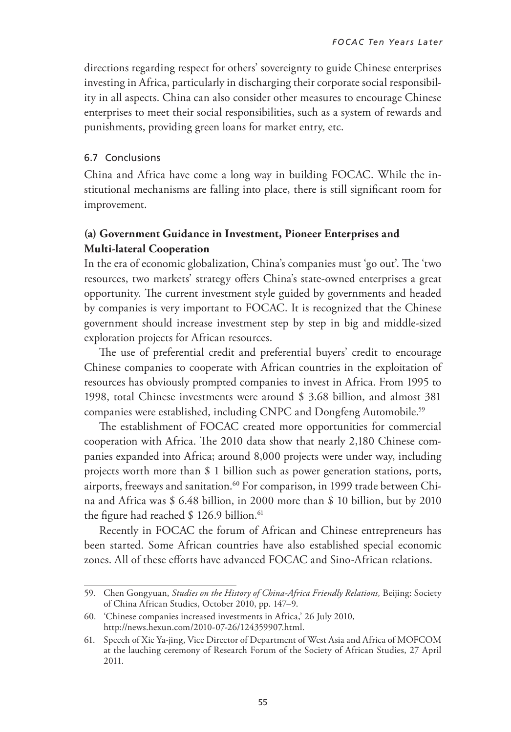directions regarding respect for others' sovereignty to guide Chinese enterprises investing in Africa, particularly in discharging their corporate social responsibility in all aspects. China can also consider other measures to encourage Chinese enterprises to meet their social responsibilities, such as a system of rewards and punishments, providing green loans for market entry, etc.

## 6.7 Conclusions

China and Africa have come a long way in building FOCAC. While the institutional mechanisms are falling into place, there is still significant room for improvement.

### (a) Government Guidance in Investment, Pioneer Enterprises and Multi-lateral Cooperation

In the era of economic globalization, China's companies must 'go out'. The 'two resources, two markets' strategy offers China's state-owned enterprises a great opportunity. The current investment style guided by governments and headed by companies is very important to FOCAC. It is recognized that the Chinese government should increase investment step by step in big and middle-sized exploration projects for African resources.

The use of preferential credit and preferential buyers' credit to encourage Chinese companies to cooperate with African countries in the exploitation of resources has obviously prompted companies to invest in Africa. From 1995 to 1998, total Chinese investments were around $ 3.68 billion, and almost 381 companies were established, including CNPC and Dongfeng Automobile.[59]

The establishment of FOCAC created more opportunities for commercial cooperation with Africa. The 2010 data show that nearly 2,180 Chinese companies expanded into Africa; around 8,000 projects were under way, including projects worth more than $ 1 billion such as power generation stations, ports, airports, freeways and sanitation.[60] For comparison, in 1999 trade between China and Africa was $ 6.48 billion, in 2000 more than $ 10 billion, but by 2010 the figure had reached $ 126.9 billion.[61]

Recently in FOCAC the forum of African and Chinese entrepreneurs has been started. Some African countries have also established special economic zones. All of these efforts have advanced FOCAC and Sino-African relations.

---

59. Chen Gongyuan, *Studies on the History of China-Africa Friendly Relations,* Beijing: Society of China African Studies, October 2010, pp. 147–9.
60. 'Chinese companies increased investments in Africa,' 26 July 2010, http://news.hexun.com/2010-07-26/124359907.html.
61. Speech of Xie Ya-jing, Vice Director of Department of West Asia and Africa of MOFCOM at the lauching ceremony of Research Forum of the Society of African Studies, 27 April 2011.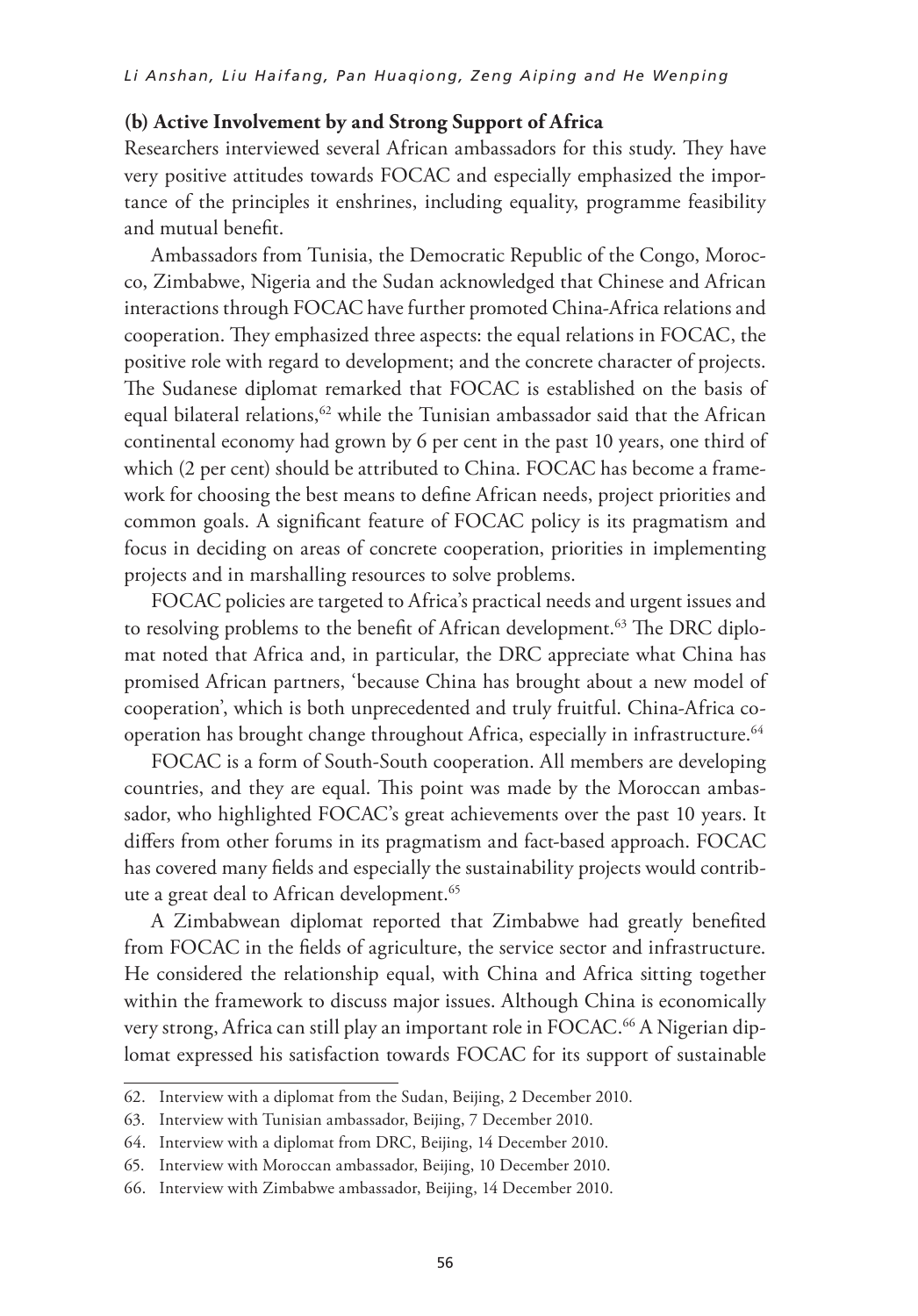### (b) Active Involvement by and Strong Support of Africa

Researchers interviewed several African ambassadors for this study. They have very positive attitudes towards FOCAC and especially emphasized the importance of the principles it enshrines, including equality, programme feasibility and mutual benefit.

Ambassadors from Tunisia, the Democratic Republic of the Congo, Morocco, Zimbabwe, Nigeria and the Sudan acknowledged that Chinese and African interactions through FOCAC have further promoted China-Africa relations and cooperation. They emphasized three aspects: the equal relations in FOCAC, the positive role with regard to development; and the concrete character of projects. The Sudanese diplomat remarked that FOCAC is established on the basis of equal bilateral relations,[62] while the Tunisian ambassador said that the African continental economy had grown by 6 per cent in the past 10 years, one third of which (2 per cent) should be attributed to China. FOCAC has become a framework for choosing the best means to define African needs, project priorities and common goals. A significant feature of FOCAC policy is its pragmatism and focus in deciding on areas of concrete cooperation, priorities in implementing projects and in marshalling resources to solve problems.

FOCAC policies are targeted to Africa's practical needs and urgent issues and to resolving problems to the benefit of African development.[63] The DRC diplomat noted that Africa and, in particular, the DRC appreciate what China has promised African partners, 'because China has brought about a new model of cooperation', which is both unprecedented and truly fruitful. China-Africa cooperation has brought change throughout Africa, especially in infrastructure.[64]

FOCAC is a form of South-South cooperation. All members are developing countries, and they are equal. This point was made by the Moroccan ambassador, who highlighted FOCAC's great achievements over the past 10 years. It differs from other forums in its pragmatism and fact-based approach. FOCAC has covered many fields and especially the sustainability projects would contribute a great deal to African development.[65]

A Zimbabwean diplomat reported that Zimbabwe had greatly benefited from FOCAC in the fields of agriculture, the service sector and infrastructure. He considered the relationship equal, with China and Africa sitting together within the framework to discuss major issues. Although China is economically very strong, Africa can still play an important role in FOCAC.[66] A Nigerian diplomat expressed his satisfaction towards FOCAC for its support of sustainable

---

62. Interview with a diplomat from the Sudan, Beijing, 2 December 2010.
63. Interview with Tunisian ambassador, Beijing, 7 December 2010.
64. Interview with a diplomat from DRC, Beijing, 14 December 2010.
65. Interview with Moroccan ambassador, Beijing, 10 December 2010.
66. Interview with Zimbabwe ambassador, Beijing, 14 December 2010.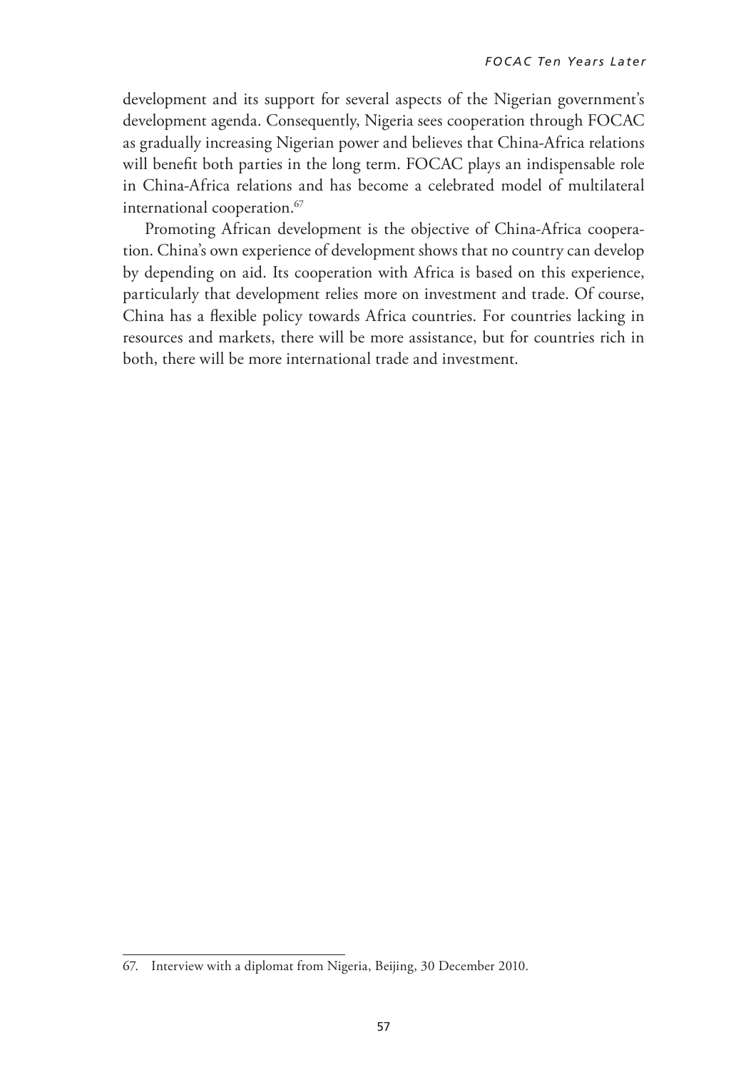development and its support for several aspects of the Nigerian government's development agenda. Consequently, Nigeria sees cooperation through FOCAC as gradually increasing Nigerian power and believes that China-Africa relations will benefit both parties in the long term. FOCAC plays an indispensable role in China-Africa relations and has become a celebrated model of multilateral international cooperation.[67]

Promoting African development is the objective of China-Africa cooperation. China's own experience of development shows that no country can develop by depending on aid. Its cooperation with Africa is based on this experience, particularly that development relies more on investment and trade. Of course, China has a flexible policy towards Africa countries. For countries lacking in resources and markets, there will be more assistance, but for countries rich in both, there will be more international trade and investment.

---

67. Interview with a diplomat from Nigeria, Beijing, 30 December 2010.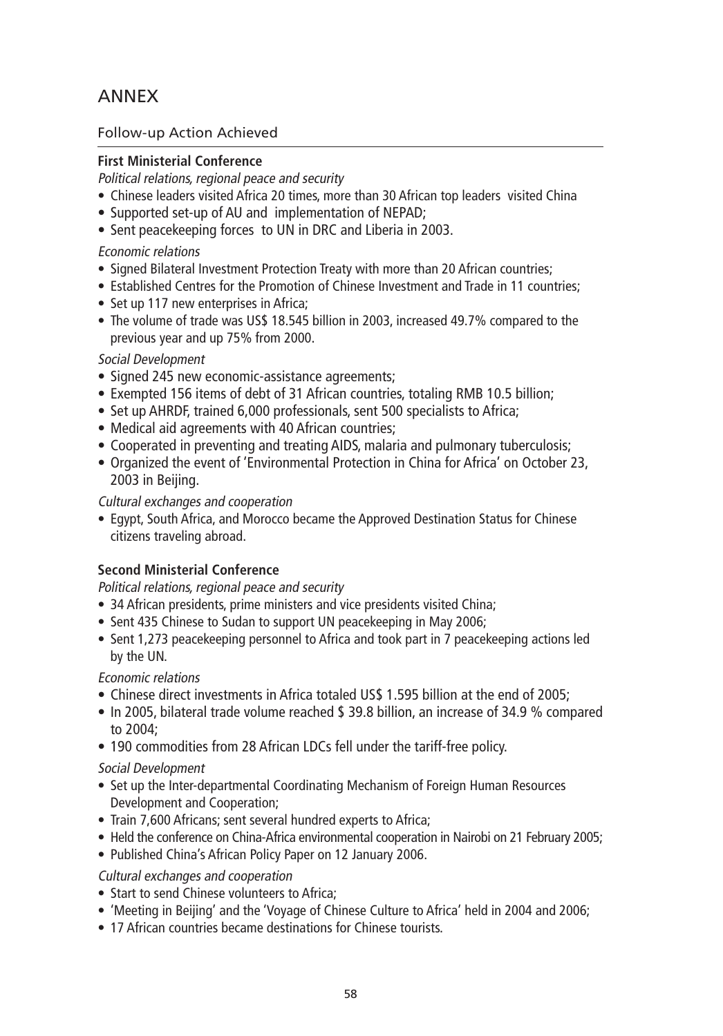# ANNEX

## Follow-up Action Achieved

### First Ministerial Conference

*Political relations, regional peace and security*

- Chinese leaders visited Africa 20 times, more than 30 African top leaders visited China
- Supported set-up of AU and implementation of NEPAD;
- Sent peacekeeping forces to UN in DRC and Liberia in 2003.

*Economic relations*

- Signed Bilateral Investment Protection Treaty with more than 20 African countries;
- Established Centres for the Promotion of Chinese Investment and Trade in 11 countries;
- Set up 117 new enterprises in Africa;
- The volume of trade was US$ 18.545 billion in 2003, increased 49.7% compared to the previous year and up 75% from 2000.

*Social Development*

- Signed 245 new economic-assistance agreements;
- Exempted 156 items of debt of 31 African countries, totaling RMB 10.5 billion;
- Set up AHRDF, trained 6,000 professionals, sent 500 specialists to Africa;
- Medical aid agreements with 40 African countries;
- Cooperated in preventing and treating AIDS, malaria and pulmonary tuberculosis;
- Organized the event of 'Environmental Protection in China for Africa' on October 23, 2003 in Beijing.

*Cultural exchanges and cooperation*

- Egypt, South Africa, and Morocco became the Approved Destination Status for Chinese citizens traveling abroad.

### Second Ministerial Conference

*Political relations, regional peace and security*

- 34 African presidents, prime ministers and vice presidents visited China;
- Sent 435 Chinese to Sudan to support UN peacekeeping in May 2006;
- Sent 1,273 peacekeeping personnel to Africa and took part in 7 peacekeeping actions led by the UN.

*Economic relations*

- Chinese direct investments in Africa totaled US$ 1.595 billion at the end of 2005;
- In 2005, bilateral trade volume reached $ 39.8 billion, an increase of 34.9 % compared to 2004;
- 190 commodities from 28 African LDCs fell under the tariff-free policy.

*Social Development*

- Set up the Inter-departmental Coordinating Mechanism of Foreign Human Resources Development and Cooperation;
- Train 7,600 Africans; sent several hundred experts to Africa;
- Held the conference on China-Africa environmental cooperation in Nairobi on 21 February 2005;
- Published China's African Policy Paper on 12 January 2006.

*Cultural exchanges and cooperation*

- Start to send Chinese volunteers to Africa;
- 'Meeting in Beijing' and the 'Voyage of Chinese Culture to Africa' held in 2004 and 2006;
- 17 African countries became destinations for Chinese tourists.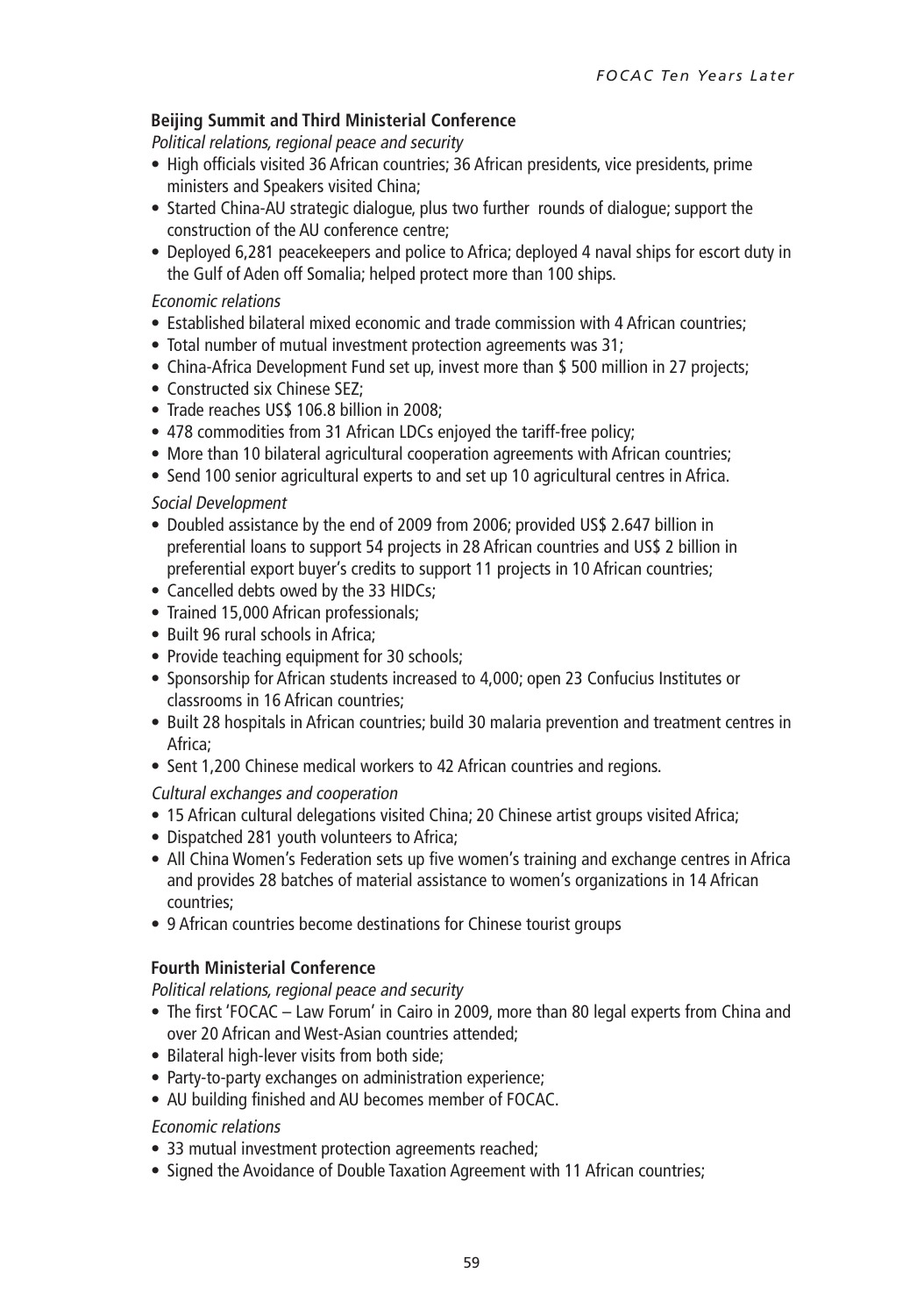**Beijing Summit and Third Ministerial Conference**

*Political relations, regional peace and security*

- High officials visited 36 African countries; 36 African presidents, vice presidents, prime ministers and Speakers visited China;
- Started China-AU strategic dialogue, plus two further rounds of dialogue; support the construction of the AU conference centre;
- Deployed 6,281 peacekeepers and police to Africa; deployed 4 naval ships for escort duty in the Gulf of Aden off Somalia; helped protect more than 100 ships.

*Economic relations*

- Established bilateral mixed economic and trade commission with 4 African countries;
- Total number of mutual investment protection agreements was 31;
- China-Africa Development Fund set up, invest more than $ 500 million in 27 projects;
- Constructed six Chinese SEZ;
- Trade reaches US$ 106.8 billion in 2008;
- 478 commodities from 31 African LDCs enjoyed the tariff-free policy;
- More than 10 bilateral agricultural cooperation agreements with African countries;
- Send 100 senior agricultural experts to and set up 10 agricultural centres in Africa.

*Social Development*

- Doubled assistance by the end of 2009 from 2006; provided US$ 2.647 billion in preferential loans to support 54 projects in 28 African countries and US$ 2 billion in preferential export buyer's credits to support 11 projects in 10 African countries;
- Cancelled debts owed by the 33 HIDCs;
- Trained 15,000 African professionals;
- Built 96 rural schools in Africa;
- Provide teaching equipment for 30 schools;
- Sponsorship for African students increased to 4,000; open 23 Confucius Institutes or classrooms in 16 African countries;
- Built 28 hospitals in African countries; build 30 malaria prevention and treatment centres in Africa;
- Sent 1,200 Chinese medical workers to 42 African countries and regions.

*Cultural exchanges and cooperation*

- 15 African cultural delegations visited China; 20 Chinese artist groups visited Africa;
- Dispatched 281 youth volunteers to Africa;
- All China Women's Federation sets up five women's training and exchange centres in Africa and provides 28 batches of material assistance to women's organizations in 14 African countries;
- 9 African countries become destinations for Chinese tourist groups

**Fourth Ministerial Conference**

*Political relations, regional peace and security*

- The first 'FOCAC – Law Forum' in Cairo in 2009, more than 80 legal experts from China and over 20 African and West-Asian countries attended;
- Bilateral high-lever visits from both side;
- Party-to-party exchanges on administration experience;
- AU building finished and AU becomes member of FOCAC.

*Economic relations*

- 33 mutual investment protection agreements reached;
- Signed the Avoidance of Double Taxation Agreement with 11 African countries;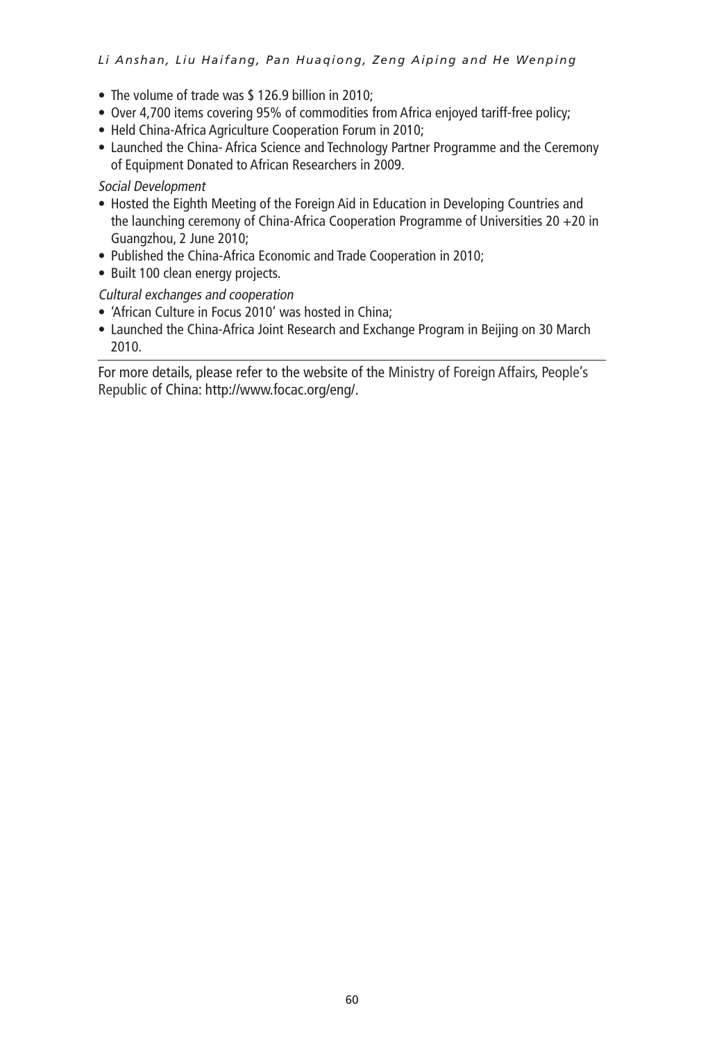- The volume of trade was $ 126.9 billion in 2010;
- Over 4,700 items covering 95% of commodities from Africa enjoyed tariff-free policy;
- Held China-Africa Agriculture Cooperation Forum in 2010;
- Launched the China- Africa Science and Technology Partner Programme and the Ceremony of Equipment Donated to African Researchers in 2009.

*Social Development*

- Hosted the Eighth Meeting of the Foreign Aid in Education in Developing Countries and the launching ceremony of China-Africa Cooperation Programme of Universities 20 +20 in Guangzhou, 2 June 2010;
- Published the China-Africa Economic and Trade Cooperation in 2010;
- Built 100 clean energy projects.

*Cultural exchanges and cooperation*

- 'African Culture in Focus 2010' was hosted in China;
- Launched the China-Africa Joint Research and Exchange Program in Beijing on 30 March 2010.

For more details, please refer to the website of the Ministry of Foreign Affairs, People's Republic of China: http://www.focac.org/eng/.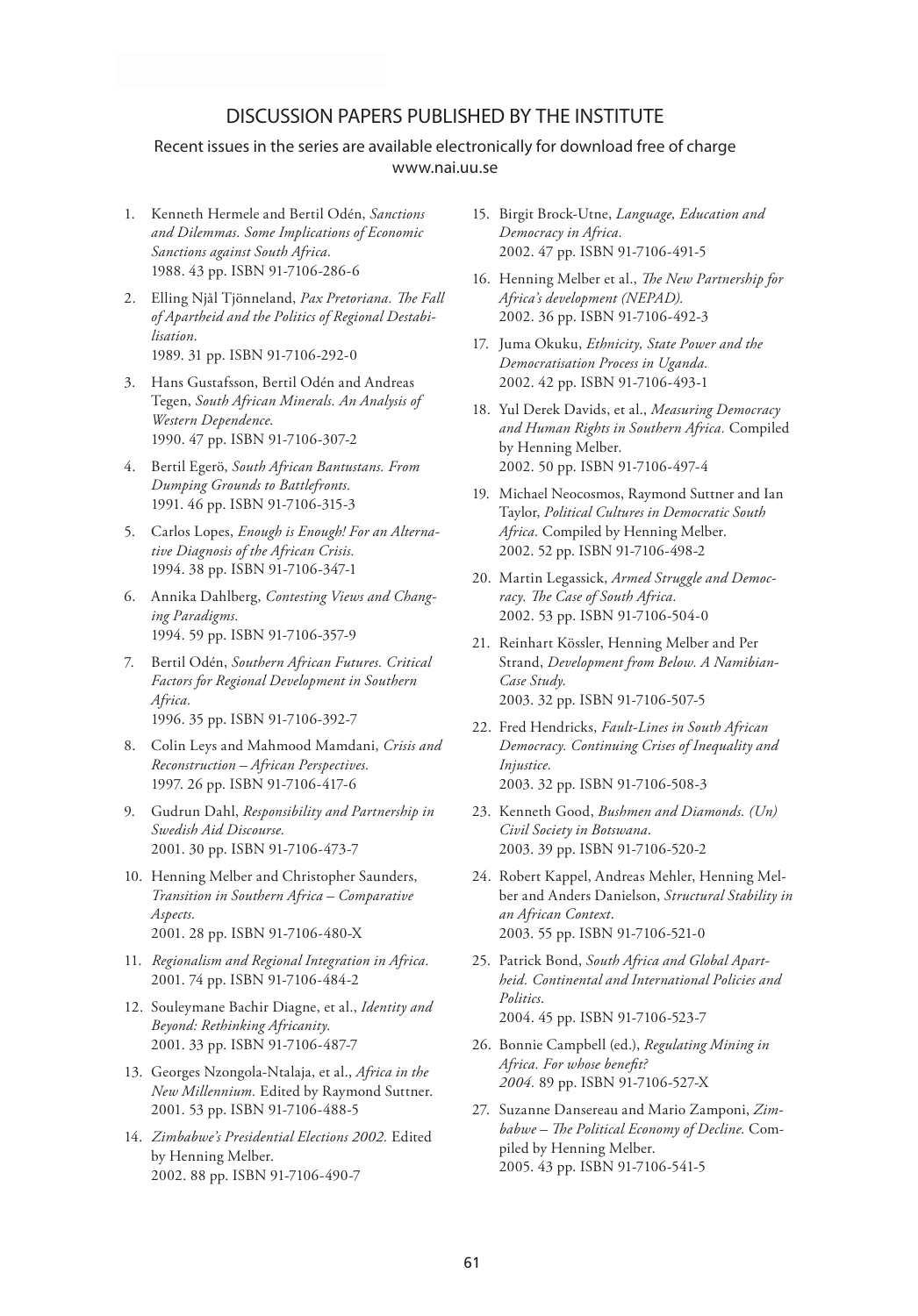# DISCUSSION PAPERS PUBLISHED BY THE INSTITUTE

Recent issues in the series are available electronically for download free of charge
www.nai.uu.se

1. Kenneth Hermele and Bertil Odén, *Sanctions and Dilemmas. Some Implications of Economic Sanctions against South Africa.* 1988. 43 pp. ISBN 91-7106-286-6
2. Elling Njål Tjönneland, *Pax Pretoriana. The Fall of Apartheid and the Politics of Regional Destabilisation.* 1989. 31 pp. ISBN 91-7106-292-0
3. Hans Gustafsson, Bertil Odén and Andreas Tegen, *South African Minerals. An Analysis of Western Dependence.* 1990. 47 pp. ISBN 91-7106-307-2
4. Bertil Egerö, *South African Bantustans. From Dumping Grounds to Battlefronts.* 1991. 46 pp. ISBN 91-7106-315-3
5. Carlos Lopes, *Enough is Enough! For an Alternative Diagnosis of the African Crisis.* 1994. 38 pp. ISBN 91-7106-347-1
6. Annika Dahlberg, *Contesting Views and Changing Paradigms.* 1994. 59 pp. ISBN 91-7106-357-9
7. Bertil Odén, *Southern African Futures. Critical Factors for Regional Development in Southern Africa.* 1996. 35 pp. ISBN 91-7106-392-7
8. Colin Leys and Mahmood Mamdani, *Crisis and Reconstruction – African Perspectives.* 1997. 26 pp. ISBN 91-7106-417-6
9. Gudrun Dahl, *Responsibility and Partnership in Swedish Aid Discourse.* 2001. 30 pp. ISBN 91-7106-473-7
10. Henning Melber and Christopher Saunders, *Transition in Southern Africa – Comparative Aspects.* 2001. 28 pp. ISBN 91-7106-480-X
11. *Regionalism and Regional Integration in Africa.* 2001. 74 pp. ISBN 91-7106-484-2
12. Souleymane Bachir Diagne, et al., *Identity and Beyond: Rethinking Africanity.* 2001. 33 pp. ISBN 91-7106-487-7
13. Georges Nzongola-Ntalaja, et al., *Africa in the New Millennium.* Edited by Raymond Suttner. 2001. 53 pp. ISBN 91-7106-488-5
14. *Zimbabwe's Presidential Elections 2002.* Edited by Henning Melber. 2002. 88 pp. ISBN 91-7106-490-7
15. Birgit Brock-Utne, *Language, Education and Democracy in Africa.* 2002. 47 pp. ISBN 91-7106-491-5
16. Henning Melber et al., *The New Partnership for Africa's development (NEPAD).* 2002. 36 pp. ISBN 91-7106-492-3
17. Juma Okuku, *Ethnicity, State Power and the Democratisation Process in Uganda.* 2002. 42 pp. ISBN 91-7106-493-1
18. Yul Derek Davids, et al., *Measuring Democracy and Human Rights in Southern Africa.* Compiled by Henning Melber. 2002. 50 pp. ISBN 91-7106-497-4
19. Michael Neocosmos, Raymond Suttner and Ian Taylor, *Political Cultures in Democratic South Africa.* Compiled by Henning Melber. 2002. 52 pp. ISBN 91-7106-498-2
20. Martin Legassick, *Armed Struggle and Democracy. The Case of South Africa.* 2002. 53 pp. ISBN 91-7106-504-0
21. Reinhart Kössler, Henning Melber and Per Strand, *Development from Below. A Namibian Case Study.* 2003. 32 pp. ISBN 91-7106-507-5
22. Fred Hendricks, *Fault-Lines in South African Democracy. Continuing Crises of Inequality and Injustice.* 2003. 32 pp. ISBN 91-7106-508-3
23. Kenneth Good, *Bushmen and Diamonds. (Un) Civil Society in Botswana.* 2003. 39 pp. ISBN 91-7106-520-2
24. Robert Kappel, Andreas Mehler, Henning Melber and Anders Danielson, *Structural Stability in an African Context.* 2003. 55 pp. ISBN 91-7106-521-0
25. Patrick Bond, *South Africa and Global Apartheid. Continental and International Policies and Politics.* 2004. 45 pp. ISBN 91-7106-523-7
26. Bonnie Campbell (ed.), *Regulating Mining in Africa. For whose benefit? 2004.* 89 pp. ISBN 91-7106-527-X
27. Suzanne Dansereau and Mario Zamponi, *Zimbabwe – The Political Economy of Decline.* Compiled by Henning Melber. 2005. 43 pp. ISBN 91-7106-541-5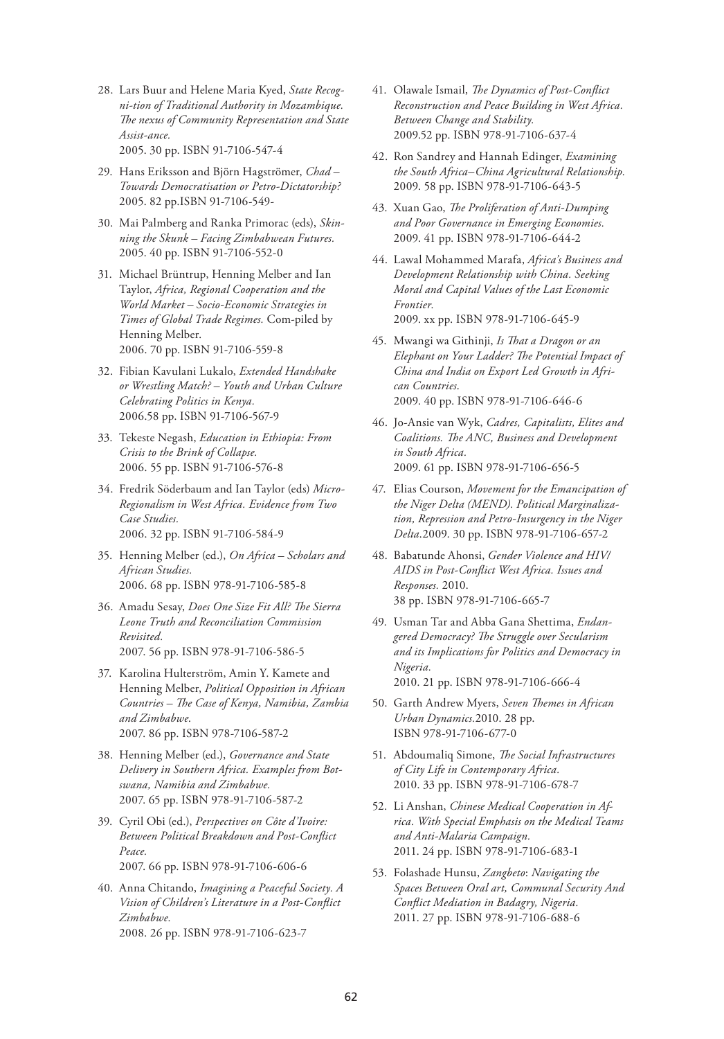28. Lars Buur and Helene Maria Kyed, *State Recogni-tion of Traditional Authority in Mozambique. The nexus of Community Representation and State Assist-ance.*
    2005. 30 pp. ISBN 91-7106-547-4
29. Hans Eriksson and Björn Hagströmer, *Chad – Towards Democratisation or Petro-Dictatorship?*
    2005. 82 pp.ISBN 91-7106-549-
30. Mai Palmberg and Ranka Primorac (eds), *Skinning the Skunk – Facing Zimbabwean Futures.*
    2005. 40 pp. ISBN 91-7106-552-0
31. Michael Brüntrup, Henning Melber and Ian Taylor, *Africa, Regional Cooperation and the World Market – Socio-Economic Strategies in Times of Global Trade Regimes.* Com-piled by Henning Melber.
    2006. 70 pp. ISBN 91-7106-559-8
32. Fibian Kavulani Lukalo, *Extended Handshake or Wrestling Match? – Youth and Urban Culture Celebrating Politics in Kenya.*
    2006.58 pp. ISBN 91-7106-567-9
33. Tekeste Negash, *Education in Ethiopia: From Crisis to the Brink of Collapse.*
    2006. 55 pp. ISBN 91-7106-576-8
34. Fredrik Söderbaum and Ian Taylor (eds) *Micro-Regionalism in West Africa. Evidence from Two Case Studies.*
    2006. 32 pp. ISBN 91-7106-584-9
35. Henning Melber (ed.), *On Africa – Scholars and African Studies.*
    2006. 68 pp. ISBN 978-91-7106-585-8
36. Amadu Sesay, *Does One Size Fit All? The Sierra Leone Truth and Reconciliation Commission Revisited.*
    2007. 56 pp. ISBN 978-91-7106-586-5
37. Karolina Hulterström, Amin Y. Kamete and Henning Melber, *Political Opposition in African Countries – The Case of Kenya, Namibia, Zambia and Zimbabwe.*
    2007. 86 pp. ISBN 978-7106-587-2
38. Henning Melber (ed.), *Governance and State Delivery in Southern Africa. Examples from Botswana, Namibia and Zimbabwe.*
    2007. 65 pp. ISBN 978-91-7106-587-2
39. Cyril Obi (ed.), *Perspectives on Côte d'Ivoire: Between Political Breakdown and Post-Conflict Peace.*
    2007. 66 pp. ISBN 978-91-7106-606-6
40. Anna Chitando, *Imagining a Peaceful Society. A Vision of Children's Literature in a Post-Conflict Zimbabwe.*
    2008. 26 pp. ISBN 978-91-7106-623-7
41. Olawale Ismail, *The Dynamics of Post-Conflict Reconstruction and Peace Building in West Africa. Between Change and Stability.*
    2009.52 pp. ISBN 978-91-7106-637-4
42. Ron Sandrey and Hannah Edinger, *Examining the South Africa–China Agricultural Relationship.*
    2009. 58 pp. ISBN 978-91-7106-643-5
43. Xuan Gao, *The Proliferation of Anti-Dumping and Poor Governance in Emerging Economies.*
    2009. 41 pp. ISBN 978-91-7106-644-2
44. Lawal Mohammed Marafa, *Africa's Business and Development Relationship with China. Seeking Moral and Capital Values of the Last Economic Frontier.*
    2009. xx pp. ISBN 978-91-7106-645-9
45. Mwangi wa Githinji, *Is That a Dragon or an Elephant on Your Ladder? The Potential Impact of China and India on Export Led Growth in African Countries.*
    2009. 40 pp. ISBN 978-91-7106-646-6
46. Jo-Ansie van Wyk, *Cadres, Capitalists, Elites and Coalitions. The ANC, Business and Development in South Africa.*
    2009. 61 pp. ISBN 978-91-7106-656-5
47. Elias Courson, *Movement for the Emancipation of the Niger Delta (MEND). Political Marginalization, Repression and Petro-Insurgency in the Niger Delta.*2009. 30 pp. ISBN 978-91-7106-657-2
48. Babatunde Ahonsi, *Gender Violence and HIV/AIDS in Post-Conflict West Africa. Issues and Responses.* 2010.
    38 pp. ISBN 978-91-7106-665-7
49. Usman Tar and Abba Gana Shettima, *Endangered Democracy? The Struggle over Secularism and its Implications for Politics and Democracy in Nigeria.*
    2010. 21 pp. ISBN 978-91-7106-666-4
50. Garth Andrew Myers, *Seven Themes in African Urban Dynamics.*2010. 28 pp.
    ISBN 978-91-7106-677-0
51. Abdoumaliq Simone, *The Social Infrastructures of City Life in Contemporary Africa.*
    2010. 33 pp. ISBN 978-91-7106-678-7
52. Li Anshan, *Chinese Medical Cooperation in Africa. With Special Emphasis on the Medical Teams and Anti-Malaria Campaign.*
    2011. 24 pp. ISBN 978-91-7106-683-1
53. Folashade Hunsu, *Zangbeto*: *Navigating the Spaces Between Oral art, Communal Security And Conflict Mediation in Badagry, Nigeria.*
    2011. 27 pp. ISBN 978-91-7106-688-6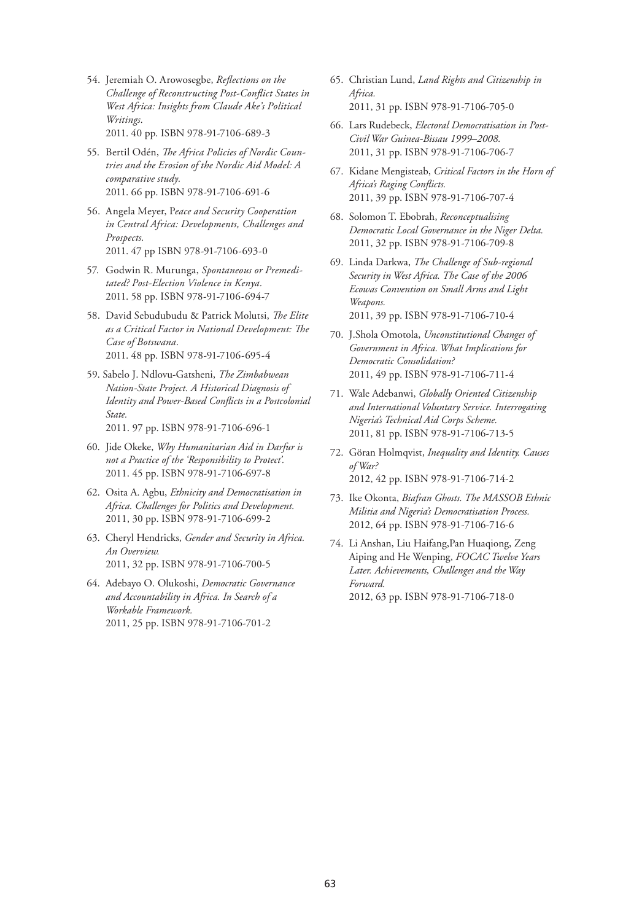54. Jeremiah O. Arowosegbe, *Reflections on the Challenge of Reconstructing Post-Conflict States in West Africa: Insights from Claude Ake's Political Writings.*
2011. 40 pp. ISBN 978-91-7106-689-3

55. Bertil Odén, *The Africa Policies of Nordic Countries and the Erosion of the Nordic Aid Model: A comparative study*.
2011. 66 pp. ISBN 978-91-7106-691-6

56. Angela Meyer, P*eace and Security Cooperation in Central Africa: Developments, Challenges and Prospects*.
2011. 47 pp ISBN 978-91-7106-693-0

57. Godwin R. Murunga, *Spontaneous or Premeditated? Post-Election Violence in Kenya*.
2011. 58 pp. ISBN 978-91-7106-694-7

58. David Sebudubudu & Patrick Molutsi, *The Elite as a Critical Factor in National Development: The Case of Botswana*.
2011. 48 pp. ISBN 978-91-7106-695-4

59. Sabelo J. Ndlovu-Gatsheni, *The Zimbabwean Nation-State Project. A Historical Diagnosis of Identity and Power-Based Conflicts in a Postcolonial State.*
2011. 97 pp. ISBN 978-91-7106-696-1

60. Jide Okeke, *Why Humanitarian Aid in Darfur is not a Practice of the 'Responsibility to Protect'.*
2011. 45 pp. ISBN 978-91-7106-697-8

62. Osita A. Agbu, *Ethnicity and Democratisation in Africa. Challenges for Politics and Development.*
2011, 30 pp. ISBN 978-91-7106-699-2

63. Cheryl Hendricks, *Gender and Security in Africa. An Overview.*
2011, 32 pp. ISBN 978-91-7106-700-5

64. Adebayo O. Olukoshi, *Democratic Governance and Accountability in Africa. In Search of a Workable Framework.*
2011, 25 pp. ISBN 978-91-7106-701-2

65. Christian Lund, *Land Rights and Citizenship in Africa.*
2011, 31 pp. ISBN 978-91-7106-705-0

66. Lars Rudebeck, *Electoral Democratisation in Post-Civil War Guinea-Bissau 1999–2008.*
2011, 31 pp. ISBN 978-91-7106-706-7

67. Kidane Mengisteab, *Critical Factors in the Horn of Africa's Raging Conflicts.*
2011, 39 pp. ISBN 978-91-7106-707-4

68. Solomon T. Ebobrah, *Reconceptualising Democratic Local Governance in the Niger Delta.*
2011, 32 pp. ISBN 978-91-7106-709-8

69. Linda Darkwa, *The Challenge of Sub-regional Security in West Africa. The Case of the 2006 Ecowas Convention on Small Arms and Light Weapons.*
2011, 39 pp. ISBN 978-91-7106-710-4

70. J.Shola Omotola, *Unconstitutional Changes of Government in Africa. What Implications for Democratic Consolidation?*
2011, 49 pp. ISBN 978-91-7106-711-4

71. Wale Adebanwi, *Globally Oriented Citizenship and International Voluntary Service. Interrogating Nigeria's Technical Aid Corps Scheme.*
2011, 81 pp. ISBN 978-91-7106-713-5

72. Göran Holmqvist, *Inequality and Identity. Causes of War?*
2012, 42 pp. ISBN 978-91-7106-714-2

73. Ike Okonta, *Biafran Ghosts. The MASSOB Ethnic Militia and Nigeria's Democratisation Process.*
2012, 64 pp. ISBN 978-91-7106-716-6

74. Li Anshan, Liu Haifang,Pan Huaqiong, Zeng Aiping and He Wenping, *FOCAC Twelve Years Later. Achievements, Challenges and the Way Forward.*
2012, 63 pp. ISBN 978-91-7106-718-0